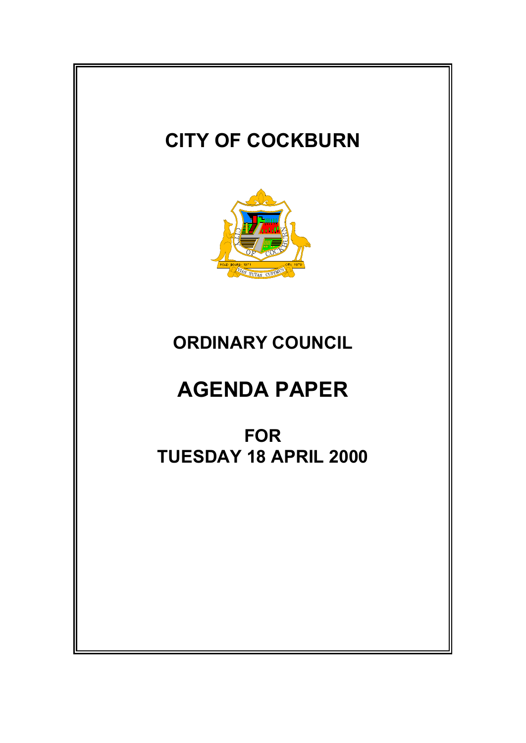# CITY OF COCKBURN

# ORDINARY COUNCIL

# AGENDA PAPER

## FOR
## TUESDAY 18 APRIL 2000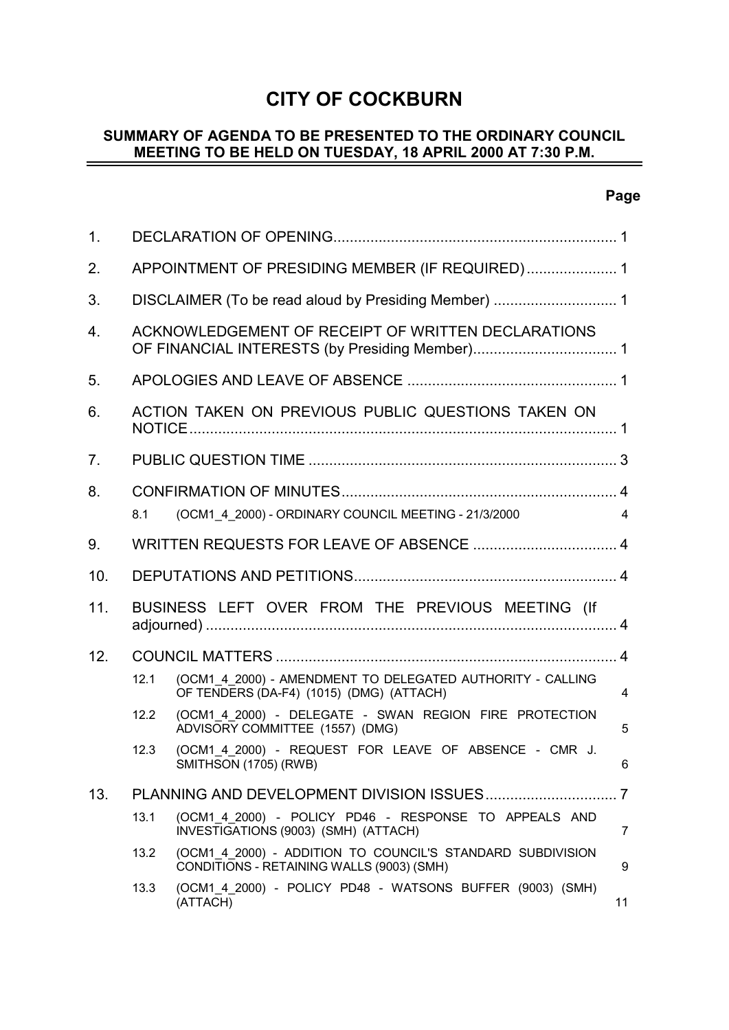# CITY OF COCKBURN

## SUMMARY OF AGENDA TO BE PRESENTED TO THE ORDINARY COUNCIL MEETING TO BE HELD ON TUESDAY, 18 APRIL 2000 AT 7:30 P.M.

| | | | Page |
|---|---|---|---|
| 1. | DECLARATION OF OPENING | | 1 |
| 2. | APPOINTMENT OF PRESIDING MEMBER (IF REQUIRED) | | 1 |
| 3. | DISCLAIMER (To be read aloud by Presiding Member) | | 1 |
| 4. | ACKNOWLEDGEMENT OF RECEIPT OF WRITTEN DECLARATIONS OF FINANCIAL INTERESTS (by Presiding Member) | | 1 |
| 5. | APOLOGIES AND LEAVE OF ABSENCE | | 1 |
| 6. | ACTION TAKEN ON PREVIOUS PUBLIC QUESTIONS TAKEN ON NOTICE | | 1 |
| 7. | PUBLIC QUESTION TIME | | 3 |
| 8. | CONFIRMATION OF MINUTES | | 4 |
| | 8.1 | (OCM1_4_2000) - ORDINARY COUNCIL MEETING - 21/3/2000 | 4 |
| 9. | WRITTEN REQUESTS FOR LEAVE OF ABSENCE | | 4 |
| 10. | DEPUTATIONS AND PETITIONS | | 4 |
| 11. | BUSINESS LEFT OVER FROM THE PREVIOUS MEETING (If adjourned) | | 4 |
| 12. | COUNCIL MATTERS | | 4 |
| | 12.1 | (OCM1_4_2000) - AMENDMENT TO DELEGATED AUTHORITY - CALLING OF TENDERS (DA-F4) (1015) (DMG) (ATTACH) | 4 |
| | 12.2 | (OCM1_4_2000) - DELEGATE - SWAN REGION FIRE PROTECTION ADVISORY COMMITTEE (1557) (DMG) | 5 |
| | 12.3 | (OCM1_4_2000) - REQUEST FOR LEAVE OF ABSENCE - CMR J. SMITHSON (1705) (RWB) | 6 |
| 13. | PLANNING AND DEVELOPMENT DIVISION ISSUES | | 7 |
| | 13.1 | (OCM1_4_2000) - POLICY PD46 - RESPONSE TO APPEALS AND INVESTIGATIONS (9003) (SMH) (ATTACH) | 7 |
| | 13.2 | (OCM1_4_2000) - ADDITION TO COUNCIL'S STANDARD SUBDIVISION CONDITIONS - RETAINING WALLS (9003) (SMH) | 9 |
| | 13.3 | (OCM1_4_2000) - POLICY PD48 - WATSONS BUFFER (9003) (SMH) (ATTACH) | 11 |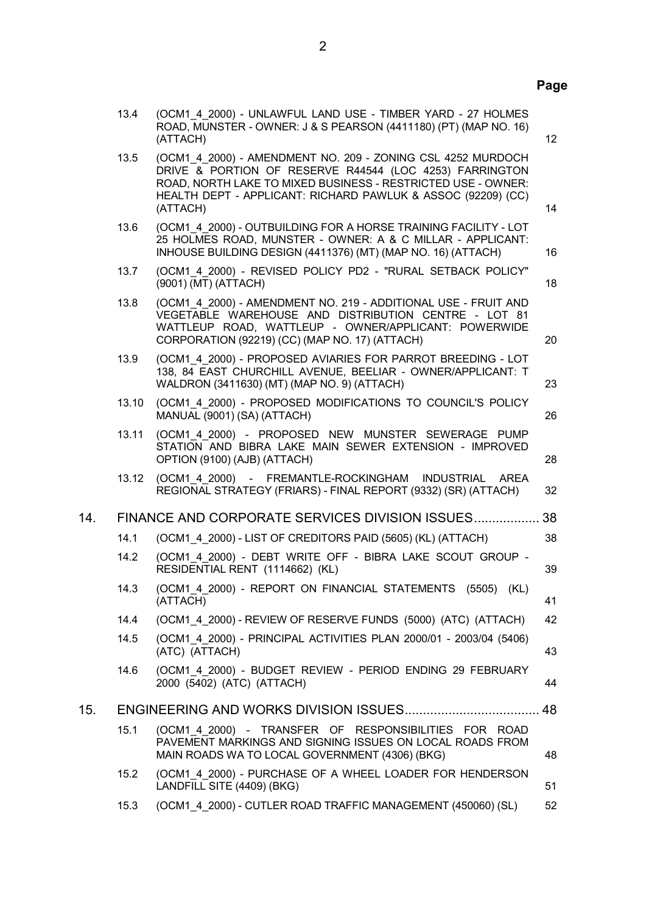| | | Page |
|---|---|---|
| 13.4 | (OCM1_4_2000) - UNLAWFUL LAND USE - TIMBER YARD - 27 HOLMES ROAD, MUNSTER - OWNER: J & S PEARSON (4411180) (PT) (MAP NO. 16) (ATTACH) | 12 |
| 13.5 | (OCM1_4_2000) - AMENDMENT NO. 209 - ZONING CSL 4252 MURDOCH DRIVE & PORTION OF RESERVE R44544 (LOC 4253) FARRINGTON ROAD, NORTH LAKE TO MIXED BUSINESS - RESTRICTED USE - OWNER: HEALTH DEPT - APPLICANT: RICHARD PAWLUK & ASSOC (92209) (CC) (ATTACH) | 14 |
| 13.6 | (OCM1_4_2000) - OUTBUILDING FOR A HORSE TRAINING FACILITY - LOT 25 HOLMES ROAD, MUNSTER - OWNER: A & C MILLAR - APPLICANT: INHOUSE BUILDING DESIGN (4411376) (MT) (MAP NO. 16) (ATTACH) | 16 |
| 13.7 | (OCM1_4_2000) - REVISED POLICY PD2 - "RURAL SETBACK POLICY" (9001) (MT) (ATTACH) | 18 |
| 13.8 | (OCM1_4_2000) - AMENDMENT NO. 219 - ADDITIONAL USE - FRUIT AND VEGETABLE WAREHOUSE AND DISTRIBUTION CENTRE - LOT 81 WATTLEUP ROAD, WATTLEUP - OWNER/APPLICANT: POWERWIDE CORPORATION (92219) (CC) (MAP NO. 17) (ATTACH) | 20 |
| 13.9 | (OCM1_4_2000) - PROPOSED AVIARIES FOR PARROT BREEDING - LOT 138, 84 EAST CHURCHILL AVENUE, BEELIAR - OWNER/APPLICANT: T WALDRON (3411630) (MT) (MAP NO. 9) (ATTACH) | 23 |
| 13.10 | (OCM1_4_2000) - PROPOSED MODIFICATIONS TO COUNCIL'S POLICY MANUAL (9001) (SA) (ATTACH) | 26 |
| 13.11 | (OCM1_4_2000) - PROPOSED NEW MUNSTER SEWERAGE PUMP STATION AND BIBRA LAKE MAIN SEWER EXTENSION - IMPROVED OPTION (9100) (AJB) (ATTACH) | 28 |
| 13.12 | (OCM1_4_2000) - FREMANTLE-ROCKINGHAM INDUSTRIAL AREA REGIONAL STRATEGY (FRIARS) - FINAL REPORT (9332) (SR) (ATTACH) | 32 |

## 14. FINANCE AND CORPORATE SERVICES DIVISION ISSUES .................. 38

| | | |
|---|---|---|
| 14.1 | (OCM1_4_2000) - LIST OF CREDITORS PAID (5605) (KL) (ATTACH) | 38 |
| 14.2 | (OCM1_4_2000) - DEBT WRITE OFF - BIBRA LAKE SCOUT GROUP - RESIDENTIAL RENT (1114662) (KL) | 39 |
| 14.3 | (OCM1_4_2000) - REPORT ON FINANCIAL STATEMENTS (5505) (KL) (ATTACH) | 41 |
| 14.4 | (OCM1_4_2000) - REVIEW OF RESERVE FUNDS (5000) (ATC) (ATTACH) | 42 |
| 14.5 | (OCM1_4_2000) - PRINCIPAL ACTIVITIES PLAN 2000/01 - 2003/04 (5406) (ATC) (ATTACH) | 43 |
| 14.6 | (OCM1_4_2000) - BUDGET REVIEW - PERIOD ENDING 29 FEBRUARY 2000 (5402) (ATC) (ATTACH) | 44 |

## 15. ENGINEERING AND WORKS DIVISION ISSUES..................................... 48

| | | |
|---|---|---|
| 15.1 | (OCM1_4_2000) - TRANSFER OF RESPONSIBILITIES FOR ROAD PAVEMENT MARKINGS AND SIGNING ISSUES ON LOCAL ROADS FROM MAIN ROADS WA TO LOCAL GOVERNMENT (4306) (BKG) | 48 |
| 15.2 | (OCM1_4_2000) - PURCHASE OF A WHEEL LOADER FOR HENDERSON LANDFILL SITE (4409) (BKG) | 51 |
| 15.3 | (OCM1_4_2000) - CUTLER ROAD TRAFFIC MANAGEMENT (450060) (SL) | 52 |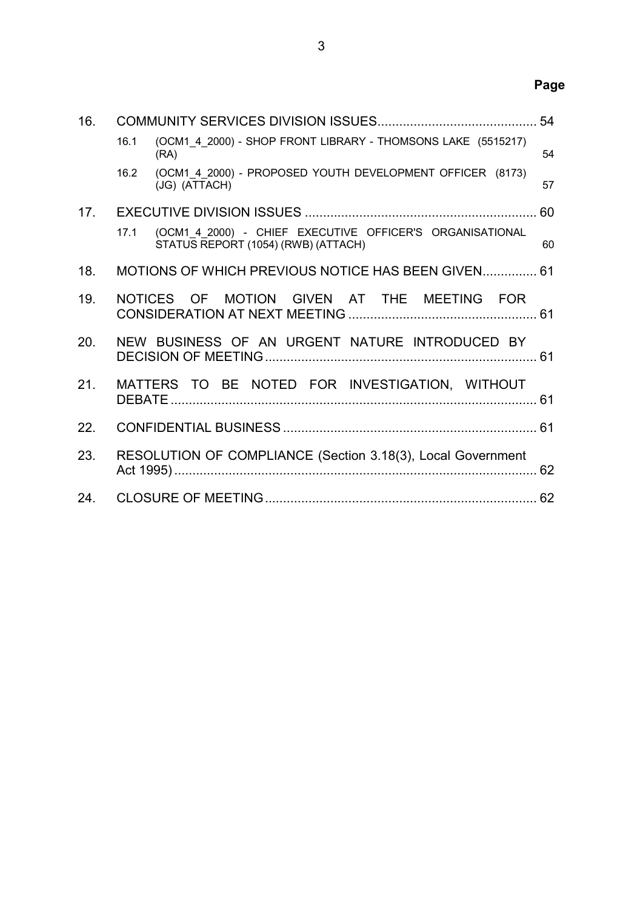| | | Page |
|---|---|---|
| 16. | COMMUNITY SERVICES DIVISION ISSUES | 54 |
| 16.1 | (OCM1_4_2000) - SHOP FRONT LIBRARY - THOMSONS LAKE (5515217) (RA) | 54 |
| 16.2 | (OCM1_4_2000) - PROPOSED YOUTH DEVELOPMENT OFFICER (8173) (JG) (ATTACH) | 57 |
| 17. | EXECUTIVE DIVISION ISSUES | 60 |
| 17.1 | (OCM1_4_2000) - CHIEF EXECUTIVE OFFICER'S ORGANISATIONAL STATUS REPORT (1054) (RWB) (ATTACH) | 60 |
| 18. | MOTIONS OF WHICH PREVIOUS NOTICE HAS BEEN GIVEN | 61 |
| 19. | NOTICES OF MOTION GIVEN AT THE MEETING FOR CONSIDERATION AT NEXT MEETING | 61 |
| 20. | NEW BUSINESS OF AN URGENT NATURE INTRODUCED BY DECISION OF MEETING | 61 |
| 21. | MATTERS TO BE NOTED FOR INVESTIGATION, WITHOUT DEBATE | 61 |
| 22. | CONFIDENTIAL BUSINESS | 61 |
| 23. | RESOLUTION OF COMPLIANCE (Section 3.18(3), Local Government Act 1995) | 62 |
| 24. | CLOSURE OF MEETING | 62 |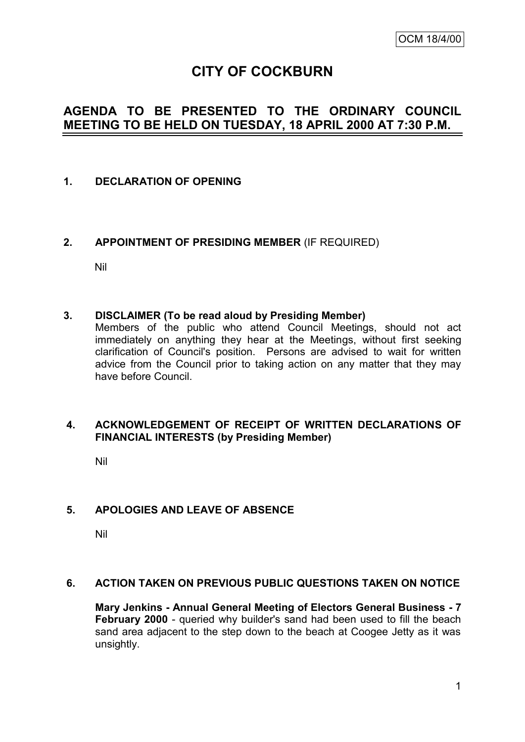OCM 18/4/00

# CITY OF COCKBURN

## AGENDA TO BE PRESENTED TO THE ORDINARY COUNCIL MEETING TO BE HELD ON TUESDAY, 18 APRIL 2000 AT 7:30 P.M.

### 1. DECLARATION OF OPENING

### 2. APPOINTMENT OF PRESIDING MEMBER (IF REQUIRED)

Nil

### 3. DISCLAIMER (To be read aloud by Presiding Member)

Members of the public who attend Council Meetings, should not act immediately on anything they hear at the Meetings, without first seeking clarification of Council's position. Persons are advised to wait for written advice from the Council prior to taking action on any matter that they may have before Council.

### 4. ACKNOWLEDGEMENT OF RECEIPT OF WRITTEN DECLARATIONS OF FINANCIAL INTERESTS (by Presiding Member)

Nil

### 5. APOLOGIES AND LEAVE OF ABSENCE

Nil

### 6. ACTION TAKEN ON PREVIOUS PUBLIC QUESTIONS TAKEN ON NOTICE

**Mary Jenkins - Annual General Meeting of Electors General Business - 7 February 2000** - queried why builder's sand had been used to fill the beach sand area adjacent to the step down to the beach at Coogee Jetty as it was unsightly.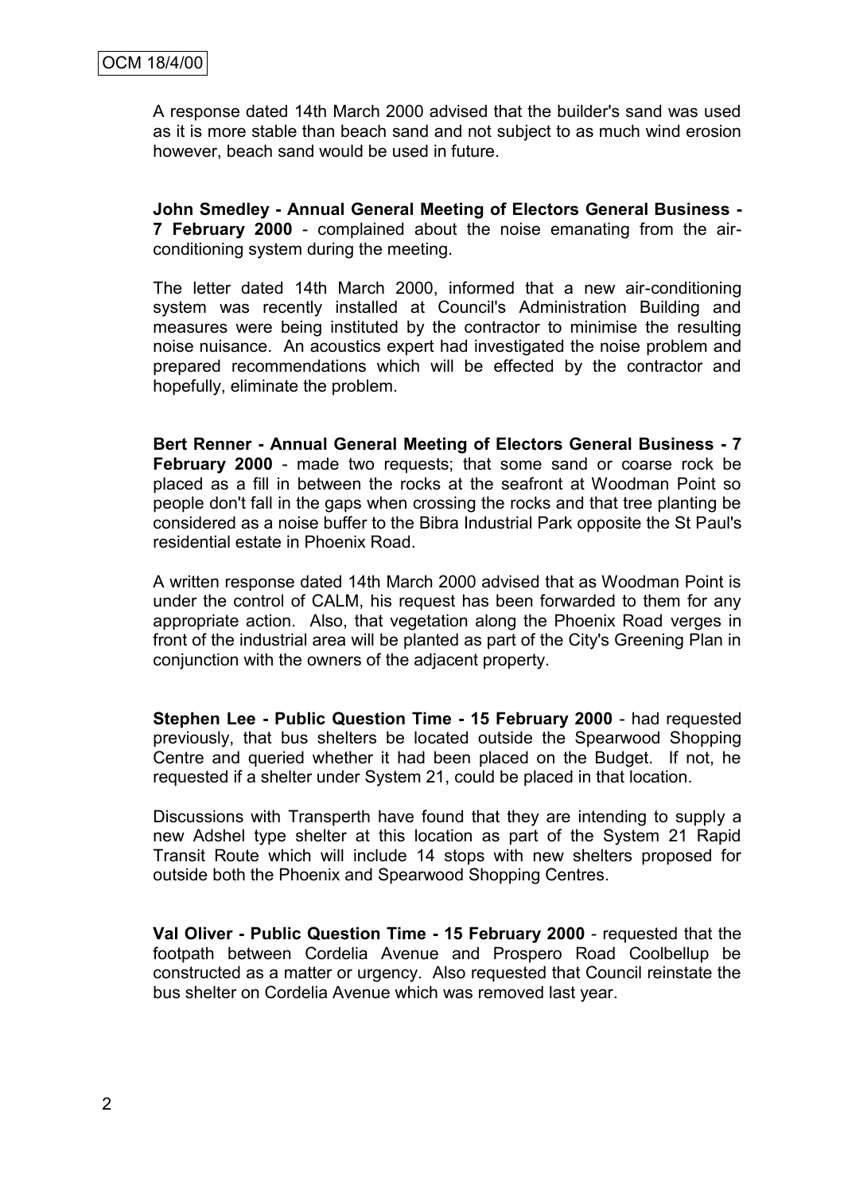A response dated 14th March 2000 advised that the builder's sand was used as it is more stable than beach sand and not subject to as much wind erosion however, beach sand would be used in future.

**John Smedley - Annual General Meeting of Electors General Business - 7 February 2000** - complained about the noise emanating from the air-conditioning system during the meeting.

The letter dated 14th March 2000, informed that a new air-conditioning system was recently installed at Council's Administration Building and measures were being instituted by the contractor to minimise the resulting noise nuisance. An acoustics expert had investigated the noise problem and prepared recommendations which will be effected by the contractor and hopefully, eliminate the problem.

**Bert Renner - Annual General Meeting of Electors General Business - 7 February 2000** - made two requests; that some sand or coarse rock be placed as a fill in between the rocks at the seafront at Woodman Point so people don't fall in the gaps when crossing the rocks and that tree planting be considered as a noise buffer to the Bibra Industrial Park opposite the St Paul's residential estate in Phoenix Road.

A written response dated 14th March 2000 advised that as Woodman Point is under the control of CALM, his request has been forwarded to them for any appropriate action. Also, that vegetation along the Phoenix Road verges in front of the industrial area will be planted as part of the City's Greening Plan in conjunction with the owners of the adjacent property.

**Stephen Lee - Public Question Time - 15 February 2000** - had requested previously, that bus shelters be located outside the Spearwood Shopping Centre and queried whether it had been placed on the Budget. If not, he requested if a shelter under System 21, could be placed in that location.

Discussions with Transperth have found that they are intending to supply a new Adshel type shelter at this location as part of the System 21 Rapid Transit Route which will include 14 stops with new shelters proposed for outside both the Phoenix and Spearwood Shopping Centres.

**Val Oliver - Public Question Time - 15 February 2000** - requested that the footpath between Cordelia Avenue and Prospero Road Coolbellup be constructed as a matter or urgency. Also requested that Council reinstate the bus shelter on Cordelia Avenue which was removed last year.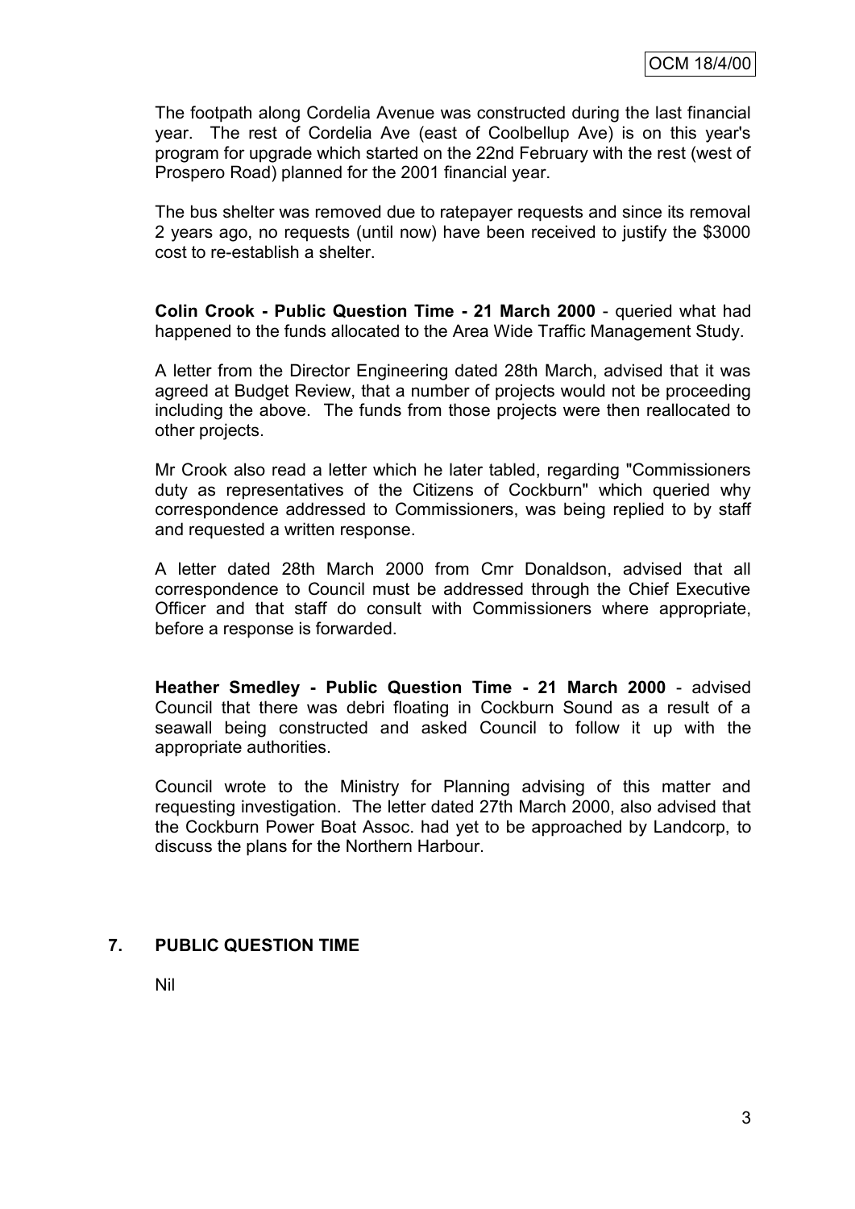The footpath along Cordelia Avenue was constructed during the last financial year. The rest of Cordelia Ave (east of Coolbellup Ave) is on this year's program for upgrade which started on the 22nd February with the rest (west of Prospero Road) planned for the 2001 financial year.

The bus shelter was removed due to ratepayer requests and since its removal 2 years ago, no requests (until now) have been received to justify the $3000 cost to re-establish a shelter.

**Colin Crook - Public Question Time - 21 March 2000** - queried what had happened to the funds allocated to the Area Wide Traffic Management Study.

A letter from the Director Engineering dated 28th March, advised that it was agreed at Budget Review, that a number of projects would not be proceeding including the above. The funds from those projects were then reallocated to other projects.

Mr Crook also read a letter which he later tabled, regarding "Commissioners duty as representatives of the Citizens of Cockburn" which queried why correspondence addressed to Commissioners, was being replied to by staff and requested a written response.

A letter dated 28th March 2000 from Cmr Donaldson, advised that all correspondence to Council must be addressed through the Chief Executive Officer and that staff do consult with Commissioners where appropriate, before a response is forwarded.

**Heather Smedley - Public Question Time - 21 March 2000** - advised Council that there was debri floating in Cockburn Sound as a result of a seawall being constructed and asked Council to follow it up with the appropriate authorities.

Council wrote to the Ministry for Planning advising of this matter and requesting investigation. The letter dated 27th March 2000, also advised that the Cockburn Power Boat Assoc. had yet to be approached by Landcorp, to discuss the plans for the Northern Harbour.

## 7. PUBLIC QUESTION TIME

Nil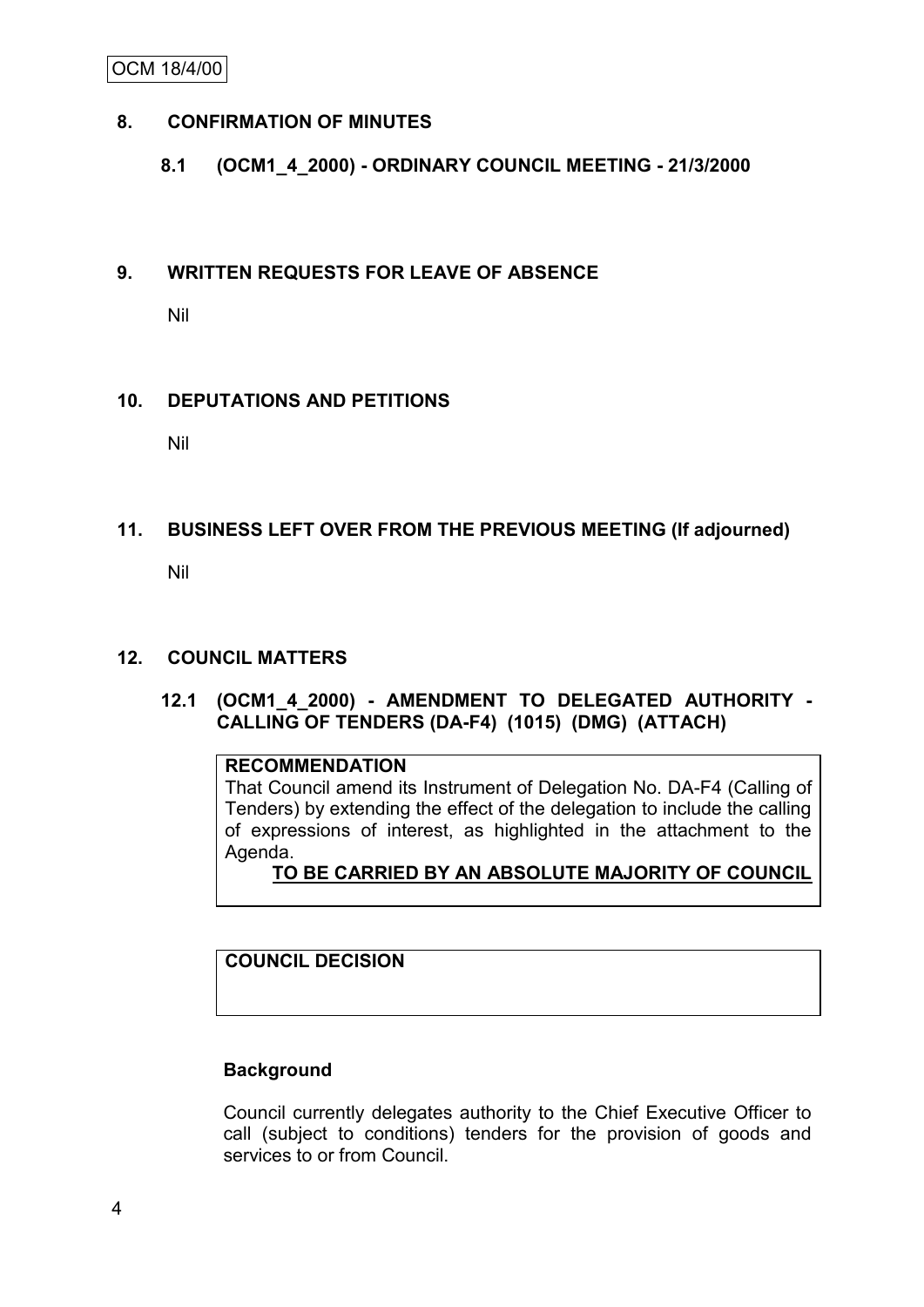## 8. CONFIRMATION OF MINUTES

### 8.1 (OCM1_4_2000) - ORDINARY COUNCIL MEETING - 21/3/2000

## 9. WRITTEN REQUESTS FOR LEAVE OF ABSENCE

Nil

## 10. DEPUTATIONS AND PETITIONS

Nil

## 11. BUSINESS LEFT OVER FROM THE PREVIOUS MEETING (If adjourned)

Nil

## 12. COUNCIL MATTERS

### 12.1 (OCM1_4_2000) - AMENDMENT TO DELEGATED AUTHORITY - CALLING OF TENDERS (DA-F4) (1015) (DMG) (ATTACH)

**RECOMMENDATION**

That Council amend its Instrument of Delegation No. DA-F4 (Calling of Tenders) by extending the effect of the delegation to include the calling of expressions of interest, as highlighted in the attachment to the Agenda.

**TO BE CARRIED BY AN ABSOLUTE MAJORITY OF COUNCIL**

**COUNCIL DECISION**

**Background**

Council currently delegates authority to the Chief Executive Officer to call (subject to conditions) tenders for the provision of goods and services to or from Council.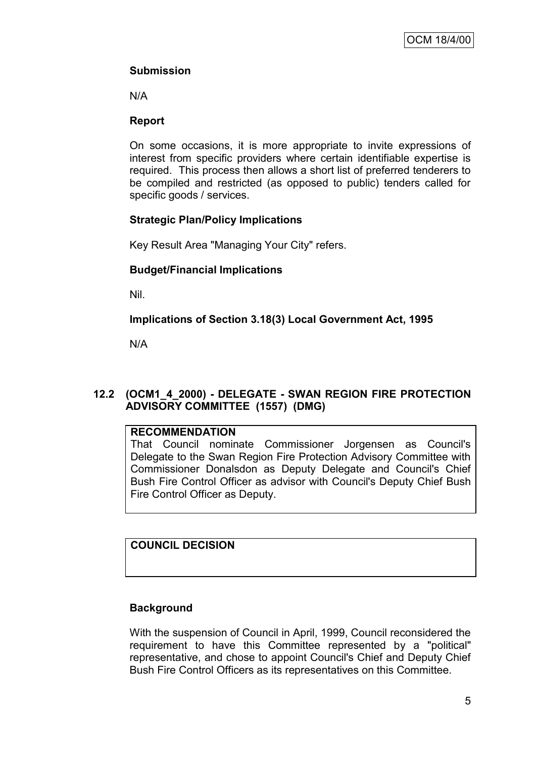**Submission**

N/A

**Report**

On some occasions, it is more appropriate to invite expressions of interest from specific providers where certain identifiable expertise is required. This process then allows a short list of preferred tenderers to be compiled and restricted (as opposed to public) tenders called for specific goods / services.

**Strategic Plan/Policy Implications**

Key Result Area "Managing Your City" refers.

**Budget/Financial Implications**

Nil.

**Implications of Section 3.18(3) Local Government Act, 1995**

N/A

### 12.2 (OCM1_4_2000) - DELEGATE - SWAN REGION FIRE PROTECTION ADVISORY COMMITTEE (1557) (DMG)

**RECOMMENDATION**

That Council nominate Commissioner Jorgensen as Council's Delegate to the Swan Region Fire Protection Advisory Committee with Commissioner Donalsdon as Deputy Delegate and Council's Chief Bush Fire Control Officer as advisor with Council's Deputy Chief Bush Fire Control Officer as Deputy.

**COUNCIL DECISION**

**Background**

With the suspension of Council in April, 1999, Council reconsidered the requirement to have this Committee represented by a "political" representative, and chose to appoint Council's Chief and Deputy Chief Bush Fire Control Officers as its representatives on this Committee.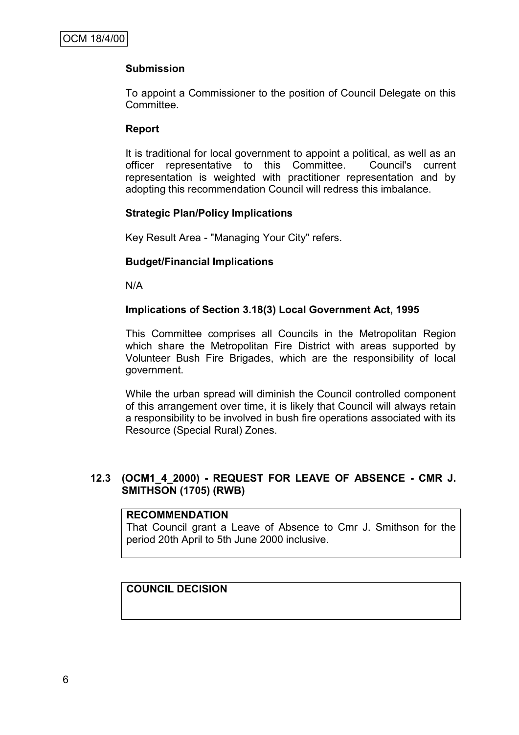**Submission**

To appoint a Commissioner to the position of Council Delegate on this Committee.

**Report**

It is traditional for local government to appoint a political, as well as an officer representative to this Committee. Council's current representation is weighted with practitioner representation and by adopting this recommendation Council will redress this imbalance.

**Strategic Plan/Policy Implications**

Key Result Area - "Managing Your City" refers.

**Budget/Financial Implications**

N/A

**Implications of Section 3.18(3) Local Government Act, 1995**

This Committee comprises all Councils in the Metropolitan Region which share the Metropolitan Fire District with areas supported by Volunteer Bush Fire Brigades, which are the responsibility of local government.

While the urban spread will diminish the Council controlled component of this arrangement over time, it is likely that Council will always retain a responsibility to be involved in bush fire operations associated with its Resource (Special Rural) Zones.

## 12.3 (OCM1_4_2000) - REQUEST FOR LEAVE OF ABSENCE - CMR J. SMITHSON (1705) (RWB)

**RECOMMENDATION**

That Council grant a Leave of Absence to Cmr J. Smithson for the period 20th April to 5th June 2000 inclusive.

**COUNCIL DECISION**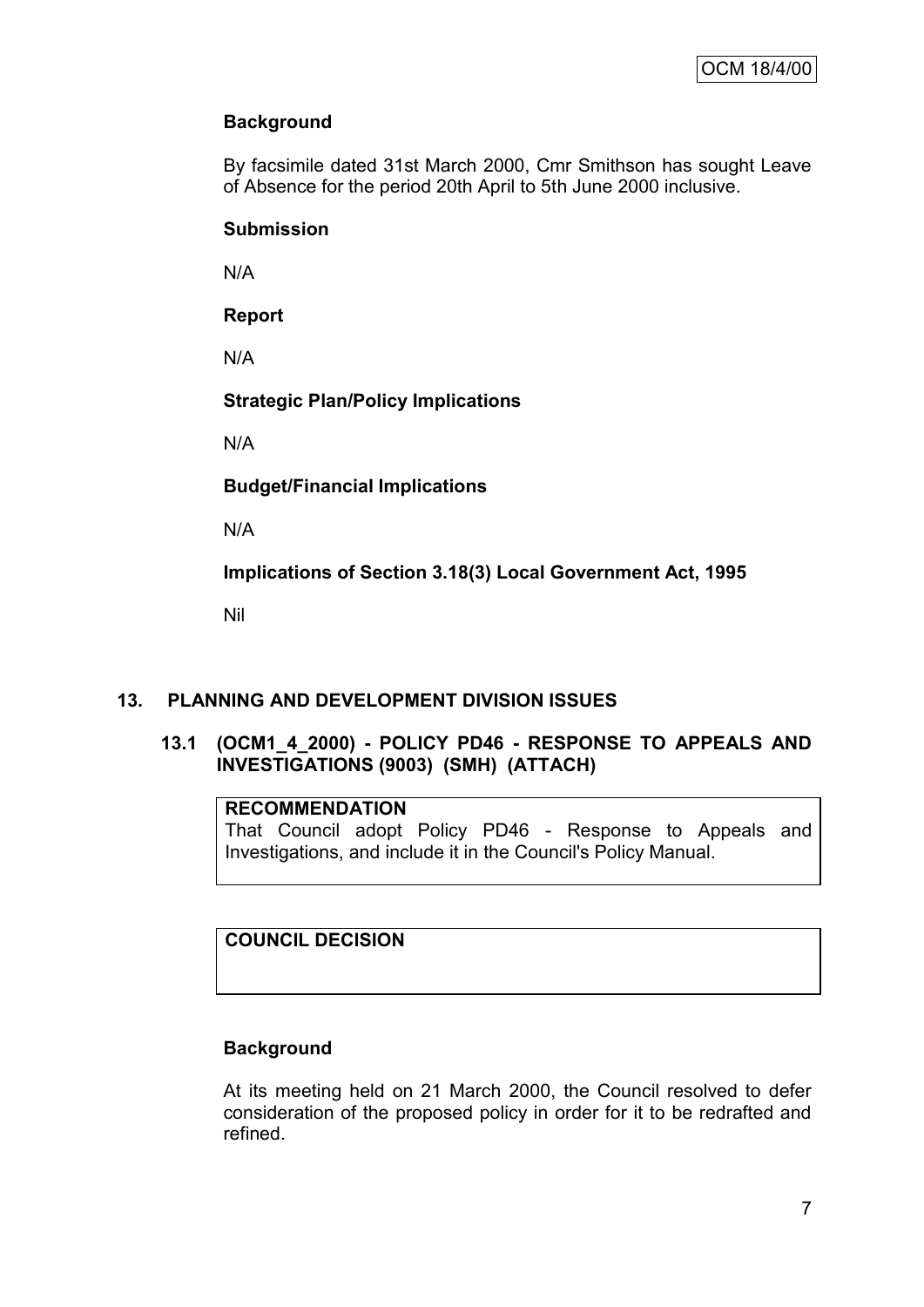**Background**

By facsimile dated 31st March 2000, Cmr Smithson has sought Leave of Absence for the period 20th April to 5th June 2000 inclusive.

**Submission**

N/A

**Report**

N/A

**Strategic Plan/Policy Implications**

N/A

**Budget/Financial Implications**

N/A

**Implications of Section 3.18(3) Local Government Act, 1995**

Nil

## 13. PLANNING AND DEVELOPMENT DIVISION ISSUES

### 13.1 (OCM1_4_2000) - POLICY PD46 - RESPONSE TO APPEALS AND INVESTIGATIONS (9003) (SMH) (ATTACH)

**RECOMMENDATION**

That Council adopt Policy PD46 - Response to Appeals and Investigations, and include it in the Council's Policy Manual.

**COUNCIL DECISION**

**Background**

At its meeting held on 21 March 2000, the Council resolved to defer consideration of the proposed policy in order for it to be redrafted and refined.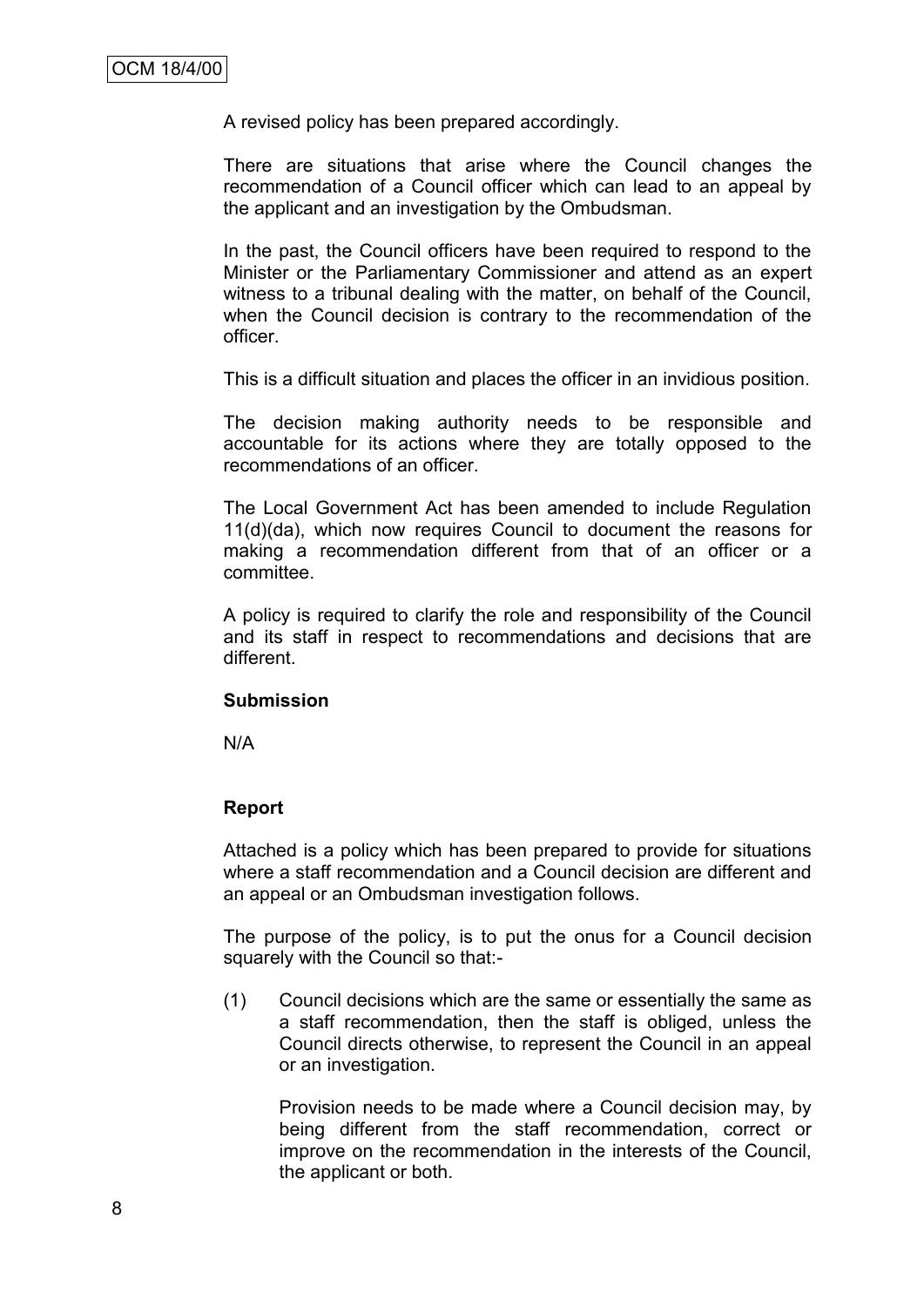A revised policy has been prepared accordingly.

There are situations that arise where the Council changes the recommendation of a Council officer which can lead to an appeal by the applicant and an investigation by the Ombudsman.

In the past, the Council officers have been required to respond to the Minister or the Parliamentary Commissioner and attend as an expert witness to a tribunal dealing with the matter, on behalf of the Council, when the Council decision is contrary to the recommendation of the officer.

This is a difficult situation and places the officer in an invidious position.

The decision making authority needs to be responsible and accountable for its actions where they are totally opposed to the recommendations of an officer.

The Local Government Act has been amended to include Regulation 11(d)(da), which now requires Council to document the reasons for making a recommendation different from that of an officer or a committee.

A policy is required to clarify the role and responsibility of the Council and its staff in respect to recommendations and decisions that are different.

**Submission**

N/A

**Report**

Attached is a policy which has been prepared to provide for situations where a staff recommendation and a Council decision are different and an appeal or an Ombudsman investigation follows.

The purpose of the policy, is to put the onus for a Council decision squarely with the Council so that:-

(1) Council decisions which are the same or essentially the same as a staff recommendation, then the staff is obliged, unless the Council directs otherwise, to represent the Council in an appeal or an investigation.

    Provision needs to be made where a Council decision may, by being different from the staff recommendation, correct or improve on the recommendation in the interests of the Council, the applicant or both.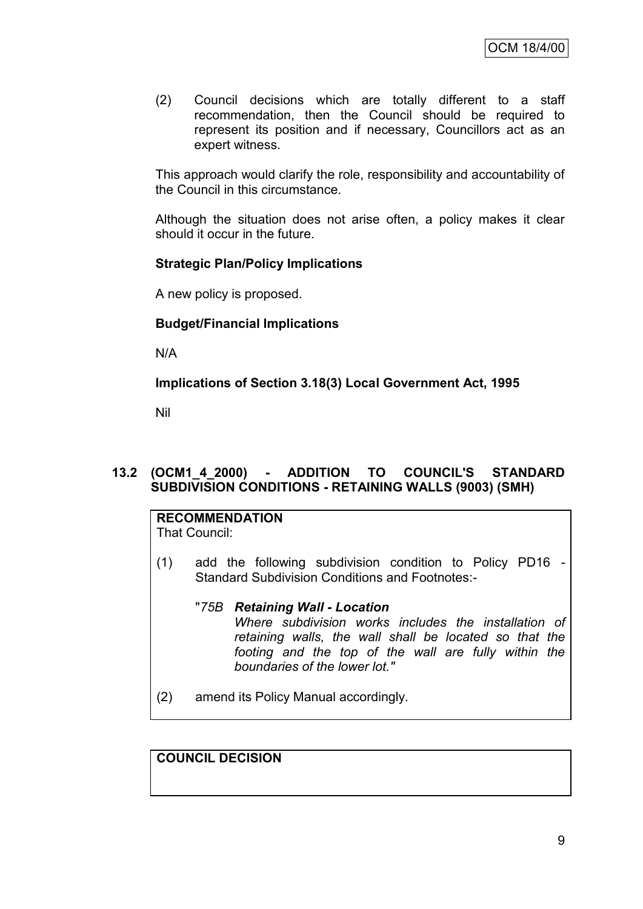(2) Council decisions which are totally different to a staff recommendation, then the Council should be required to represent its position and if necessary, Councillors act as an expert witness.

This approach would clarify the role, responsibility and accountability of the Council in this circumstance.

Although the situation does not arise often, a policy makes it clear should it occur in the future.

**Strategic Plan/Policy Implications**

A new policy is proposed.

**Budget/Financial Implications**

N/A

**Implications of Section 3.18(3) Local Government Act, 1995**

Nil

### 13.2 (OCM1_4_2000) - ADDITION TO COUNCIL'S STANDARD SUBDIVISION CONDITIONS - RETAINING WALLS (9003) (SMH)

**RECOMMENDATION**
That Council:

(1) add the following subdivision condition to Policy PD16 - Standard Subdivision Conditions and Footnotes:-

"*75B* ***Retaining Wall - Location***
*Where subdivision works includes the installation of retaining walls, the wall shall be located so that the footing and the top of the wall are fully within the boundaries of the lower lot."*

(2) amend its Policy Manual accordingly.

**COUNCIL DECISION**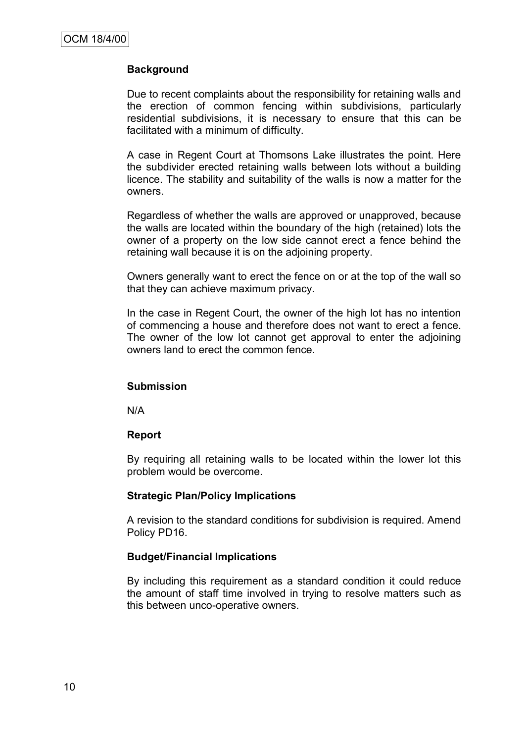**Background**

Due to recent complaints about the responsibility for retaining walls and the erection of common fencing within subdivisions, particularly residential subdivisions, it is necessary to ensure that this can be facilitated with a minimum of difficulty.

A case in Regent Court at Thomsons Lake illustrates the point. Here the subdivider erected retaining walls between lots without a building licence. The stability and suitability of the walls is now a matter for the owners.

Regardless of whether the walls are approved or unapproved, because the walls are located within the boundary of the high (retained) lots the owner of a property on the low side cannot erect a fence behind the retaining wall because it is on the adjoining property.

Owners generally want to erect the fence on or at the top of the wall so that they can achieve maximum privacy.

In the case in Regent Court, the owner of the high lot has no intention of commencing a house and therefore does not want to erect a fence. The owner of the low lot cannot get approval to enter the adjoining owners land to erect the common fence.

**Submission**

N/A

**Report**

By requiring all retaining walls to be located within the lower lot this problem would be overcome.

**Strategic Plan/Policy Implications**

A revision to the standard conditions for subdivision is required. Amend Policy PD16.

**Budget/Financial Implications**

By including this requirement as a standard condition it could reduce the amount of staff time involved in trying to resolve matters such as this between unco-operative owners.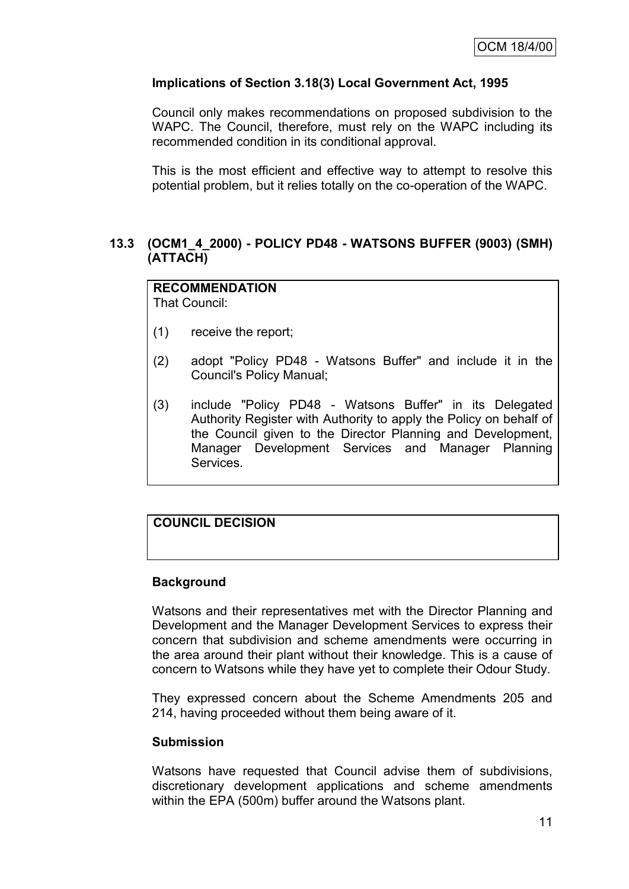**Implications of Section 3.18(3) Local Government Act, 1995**

Council only makes recommendations on proposed subdivision to the WAPC. The Council, therefore, must rely on the WAPC including its recommended condition in its conditional approval.

This is the most efficient and effective way to attempt to resolve this potential problem, but it relies totally on the co-operation of the WAPC.

## 13.3 (OCM1_4_2000) - POLICY PD48 - WATSONS BUFFER (9003) (SMH) (ATTACH)

**RECOMMENDATION**

That Council:

(1) receive the report;

(2) adopt "Policy PD48 - Watsons Buffer" and include it in the Council's Policy Manual;

(3) include "Policy PD48 - Watsons Buffer" in its Delegated Authority Register with Authority to apply the Policy on behalf of the Council given to the Director Planning and Development, Manager Development Services and Manager Planning Services.

**COUNCIL DECISION**

**Background**

Watsons and their representatives met with the Director Planning and Development and the Manager Development Services to express their concern that subdivision and scheme amendments were occurring in the area around their plant without their knowledge. This is a cause of concern to Watsons while they have yet to complete their Odour Study.

They expressed concern about the Scheme Amendments 205 and 214, having proceeded without them being aware of it.

**Submission**

Watsons have requested that Council advise them of subdivisions, discretionary development applications and scheme amendments within the EPA (500m) buffer around the Watsons plant.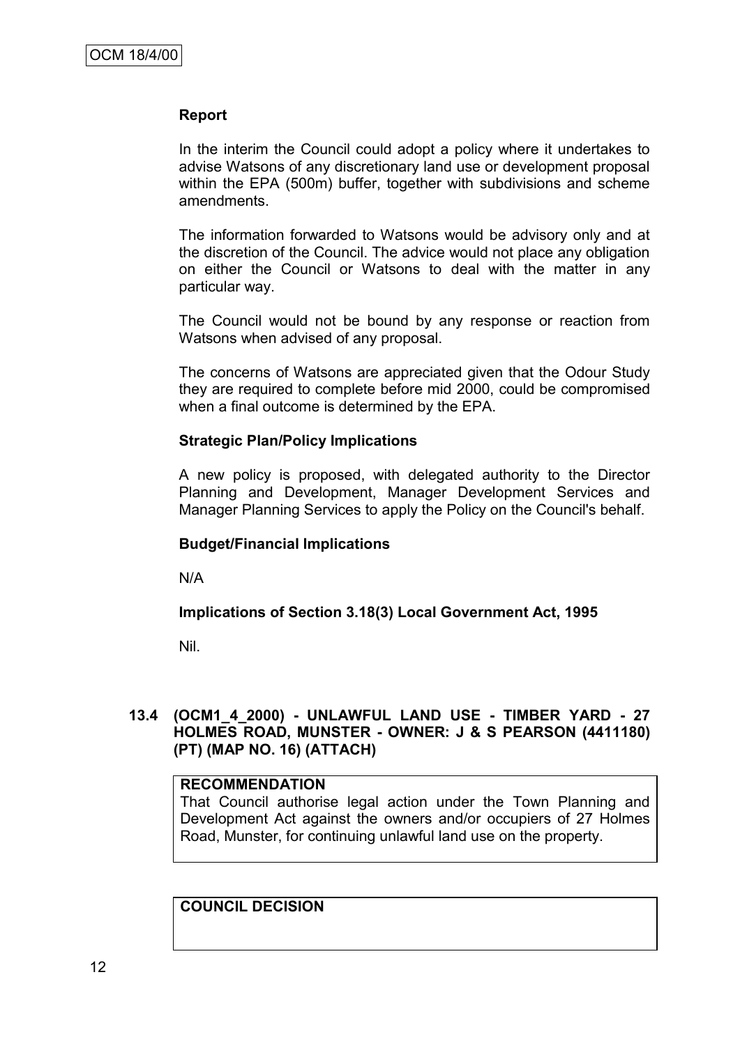**Report**

In the interim the Council could adopt a policy where it undertakes to advise Watsons of any discretionary land use or development proposal within the EPA (500m) buffer, together with subdivisions and scheme amendments.

The information forwarded to Watsons would be advisory only and at the discretion of the Council. The advice would not place any obligation on either the Council or Watsons to deal with the matter in any particular way.

The Council would not be bound by any response or reaction from Watsons when advised of any proposal.

The concerns of Watsons are appreciated given that the Odour Study they are required to complete before mid 2000, could be compromised when a final outcome is determined by the EPA.

**Strategic Plan/Policy Implications**

A new policy is proposed, with delegated authority to the Director Planning and Development, Manager Development Services and Manager Planning Services to apply the Policy on the Council's behalf.

**Budget/Financial Implications**

N/A

**Implications of Section 3.18(3) Local Government Act, 1995**

Nil.

### 13.4 (OCM1_4_2000) - UNLAWFUL LAND USE - TIMBER YARD - 27 HOLMES ROAD, MUNSTER - OWNER: J & S PEARSON (4411180) (PT) (MAP NO. 16) (ATTACH)

**RECOMMENDATION**

That Council authorise legal action under the Town Planning and Development Act against the owners and/or occupiers of 27 Holmes Road, Munster, for continuing unlawful land use on the property.

**COUNCIL DECISION**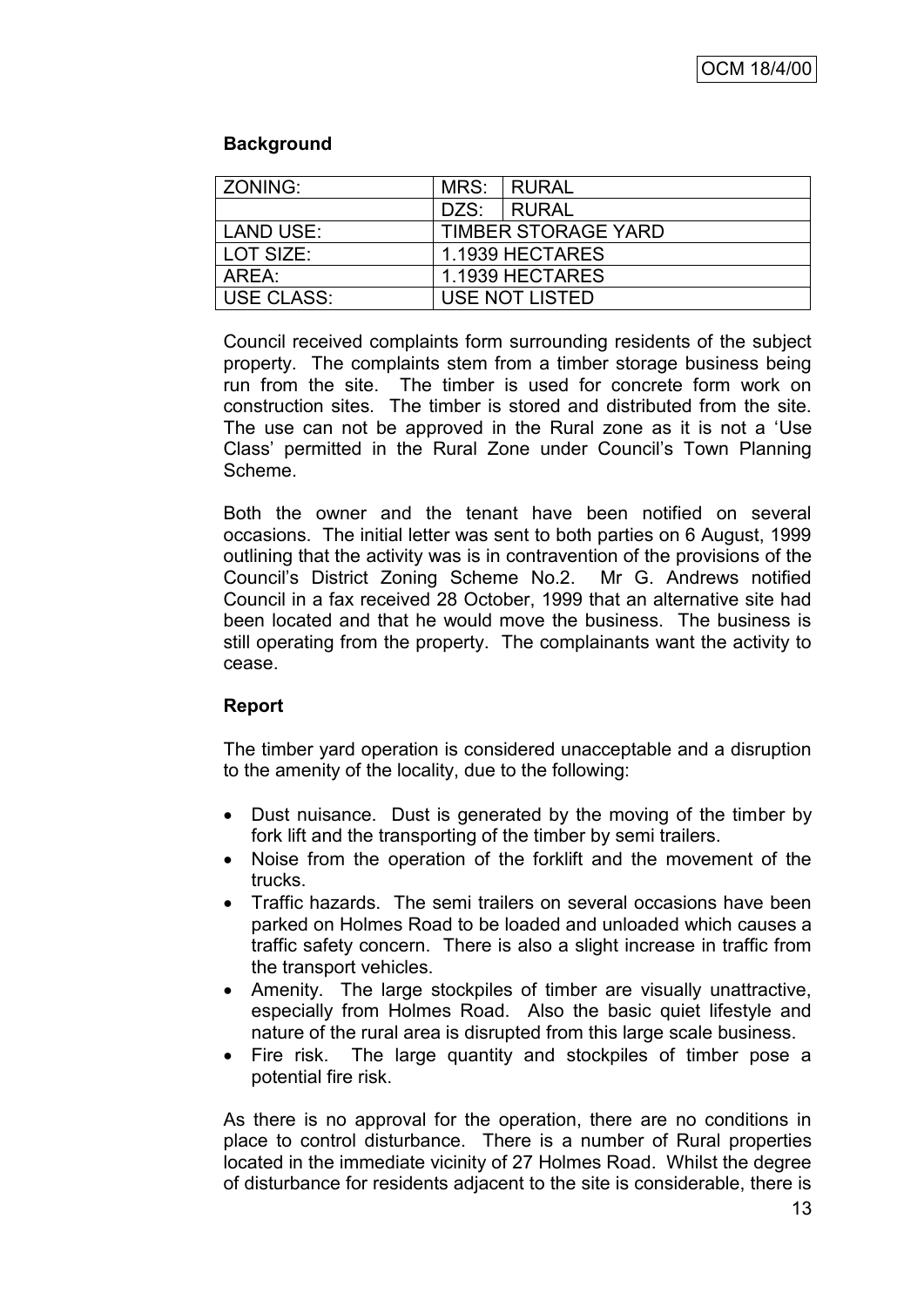**Background**

| ZONING: | MRS: | RURAL |
|---|---|---|
| | DZS: | RURAL |
| LAND USE: | TIMBER STORAGE YARD | |
| LOT SIZE: | 1.1939 HECTARES | |
| AREA: | 1.1939 HECTARES | |
| USE CLASS: | USE NOT LISTED | |

Council received complaints form surrounding residents of the subject property. The complaints stem from a timber storage business being run from the site. The timber is used for concrete form work on construction sites. The timber is stored and distributed from the site. The use can not be approved in the Rural zone as it is not a 'Use Class' permitted in the Rural Zone under Council's Town Planning Scheme.

Both the owner and the tenant have been notified on several occasions. The initial letter was sent to both parties on 6 August, 1999 outlining that the activity was is in contravention of the provisions of the Council's District Zoning Scheme No.2. Mr G. Andrews notified Council in a fax received 28 October, 1999 that an alternative site had been located and that he would move the business. The business is still operating from the property. The complainants want the activity to cease.

**Report**

The timber yard operation is considered unacceptable and a disruption to the amenity of the locality, due to the following:

- Dust nuisance. Dust is generated by the moving of the timber by fork lift and the transporting of the timber by semi trailers.
- Noise from the operation of the forklift and the movement of the trucks.
- Traffic hazards. The semi trailers on several occasions have been parked on Holmes Road to be loaded and unloaded which causes a traffic safety concern. There is also a slight increase in traffic from the transport vehicles.
- Amenity. The large stockpiles of timber are visually unattractive, especially from Holmes Road. Also the basic quiet lifestyle and nature of the rural area is disrupted from this large scale business.
- Fire risk. The large quantity and stockpiles of timber pose a potential fire risk.

As there is no approval for the operation, there are no conditions in place to control disturbance. There is a number of Rural properties located in the immediate vicinity of 27 Holmes Road. Whilst the degree of disturbance for residents adjacent to the site is considerable, there is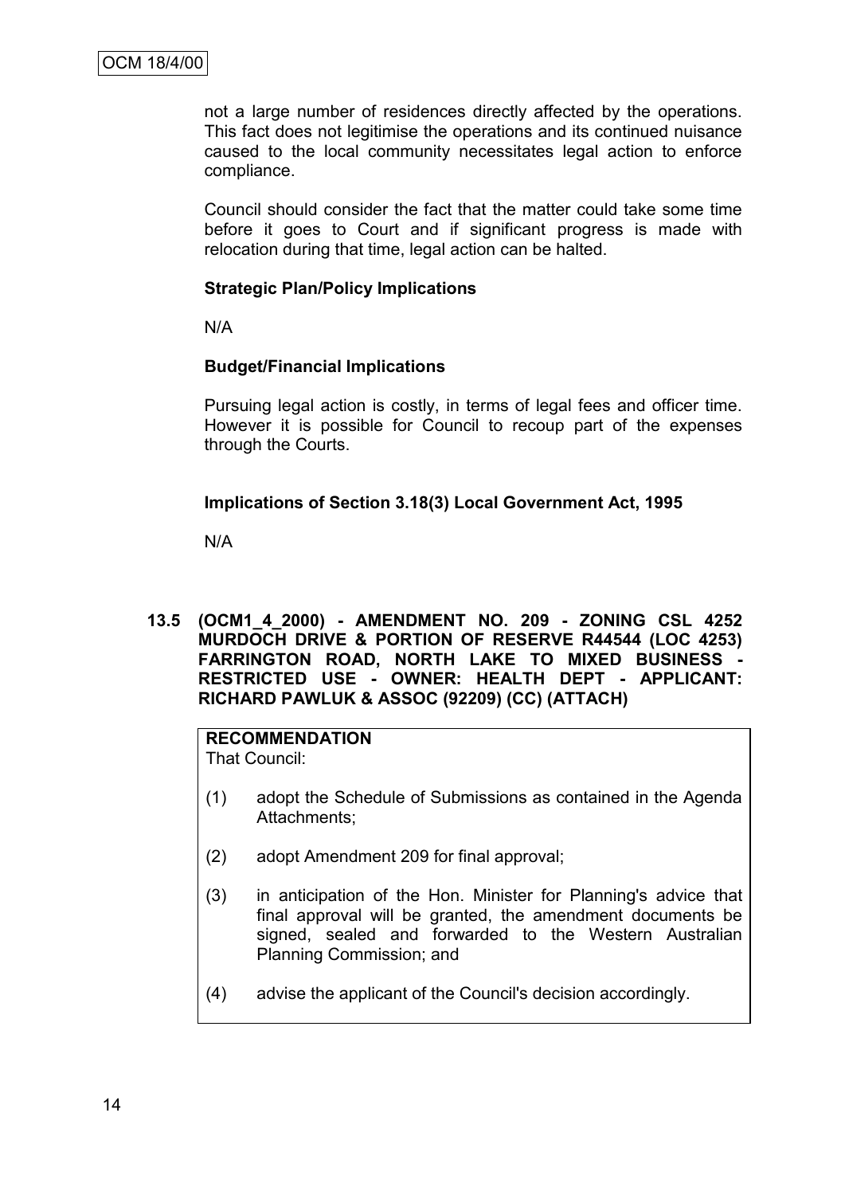not a large number of residences directly affected by the operations. This fact does not legitimise the operations and its continued nuisance caused to the local community necessitates legal action to enforce compliance.

Council should consider the fact that the matter could take some time before it goes to Court and if significant progress is made with relocation during that time, legal action can be halted.

**Strategic Plan/Policy Implications**

N/A

**Budget/Financial Implications**

Pursuing legal action is costly, in terms of legal fees and officer time. However it is possible for Council to recoup part of the expenses through the Courts.

**Implications of Section 3.18(3) Local Government Act, 1995**

N/A

**13.5 (OCM1_4_2000) - AMENDMENT NO. 209 - ZONING CSL 4252 MURDOCH DRIVE & PORTION OF RESERVE R44544 (LOC 4253) FARRINGTON ROAD, NORTH LAKE TO MIXED BUSINESS - RESTRICTED USE - OWNER: HEALTH DEPT - APPLICANT: RICHARD PAWLUK & ASSOC (92209) (CC) (ATTACH)**

**RECOMMENDATION**
That Council:

(1) adopt the Schedule of Submissions as contained in the Agenda Attachments;

(2) adopt Amendment 209 for final approval;

(3) in anticipation of the Hon. Minister for Planning's advice that final approval will be granted, the amendment documents be signed, sealed and forwarded to the Western Australian Planning Commission; and

(4) advise the applicant of the Council's decision accordingly.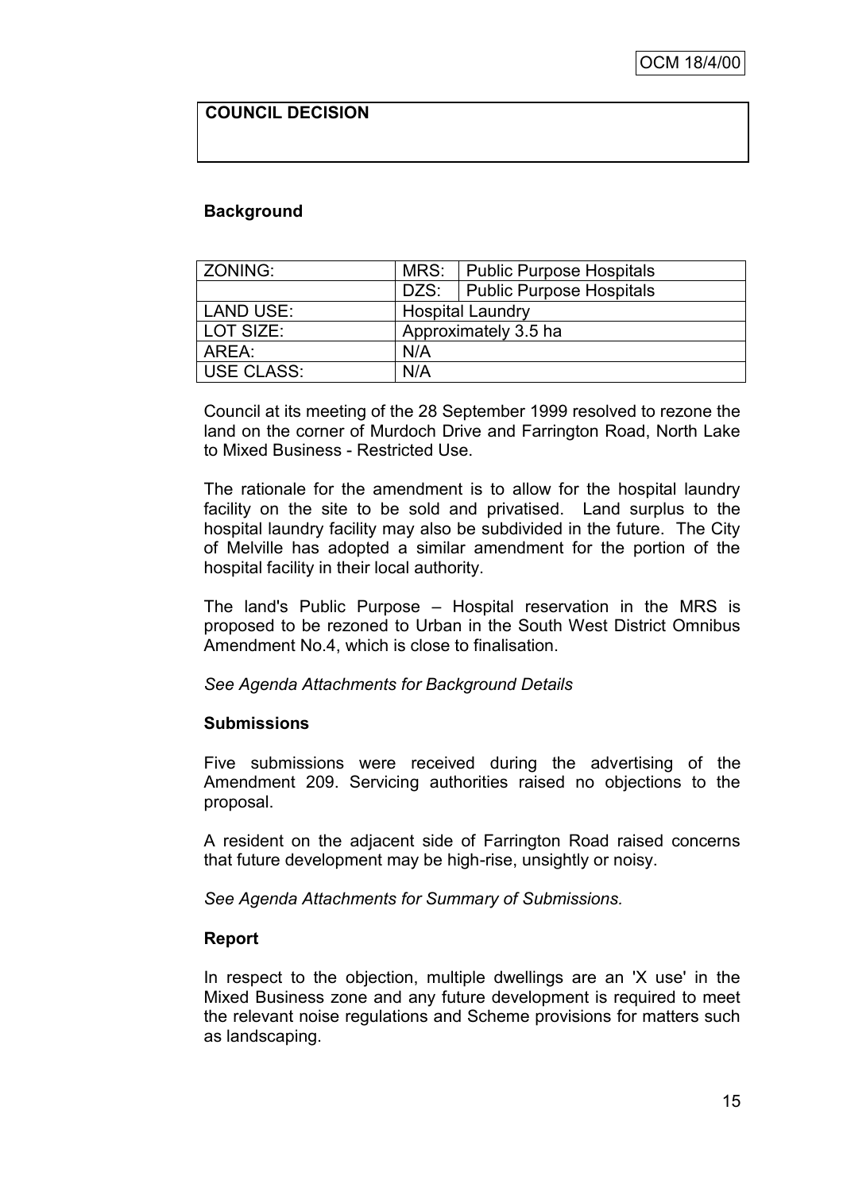**COUNCIL DECISION**

**Background**

| ZONING: | MRS: | Public Purpose Hospitals |
|---|---|---|
| | DZS: | Public Purpose Hospitals |
| LAND USE: | Hospital Laundry | |
| LOT SIZE: | Approximately 3.5 ha | |
| AREA: | N/A | |
| USE CLASS: | N/A | |

Council at its meeting of the 28 September 1999 resolved to rezone the land on the corner of Murdoch Drive and Farrington Road, North Lake to Mixed Business - Restricted Use.

The rationale for the amendment is to allow for the hospital laundry facility on the site to be sold and privatised. Land surplus to the hospital laundry facility may also be subdivided in the future. The City of Melville has adopted a similar amendment for the portion of the hospital facility in their local authority.

The land's Public Purpose – Hospital reservation in the MRS is proposed to be rezoned to Urban in the South West District Omnibus Amendment No.4, which is close to finalisation.

*See Agenda Attachments for Background Details*

**Submissions**

Five submissions were received during the advertising of the Amendment 209. Servicing authorities raised no objections to the proposal.

A resident on the adjacent side of Farrington Road raised concerns that future development may be high-rise, unsightly or noisy.

*See Agenda Attachments for Summary of Submissions.*

**Report**

In respect to the objection, multiple dwellings are an 'X use' in the Mixed Business zone and any future development is required to meet the relevant noise regulations and Scheme provisions for matters such as landscaping.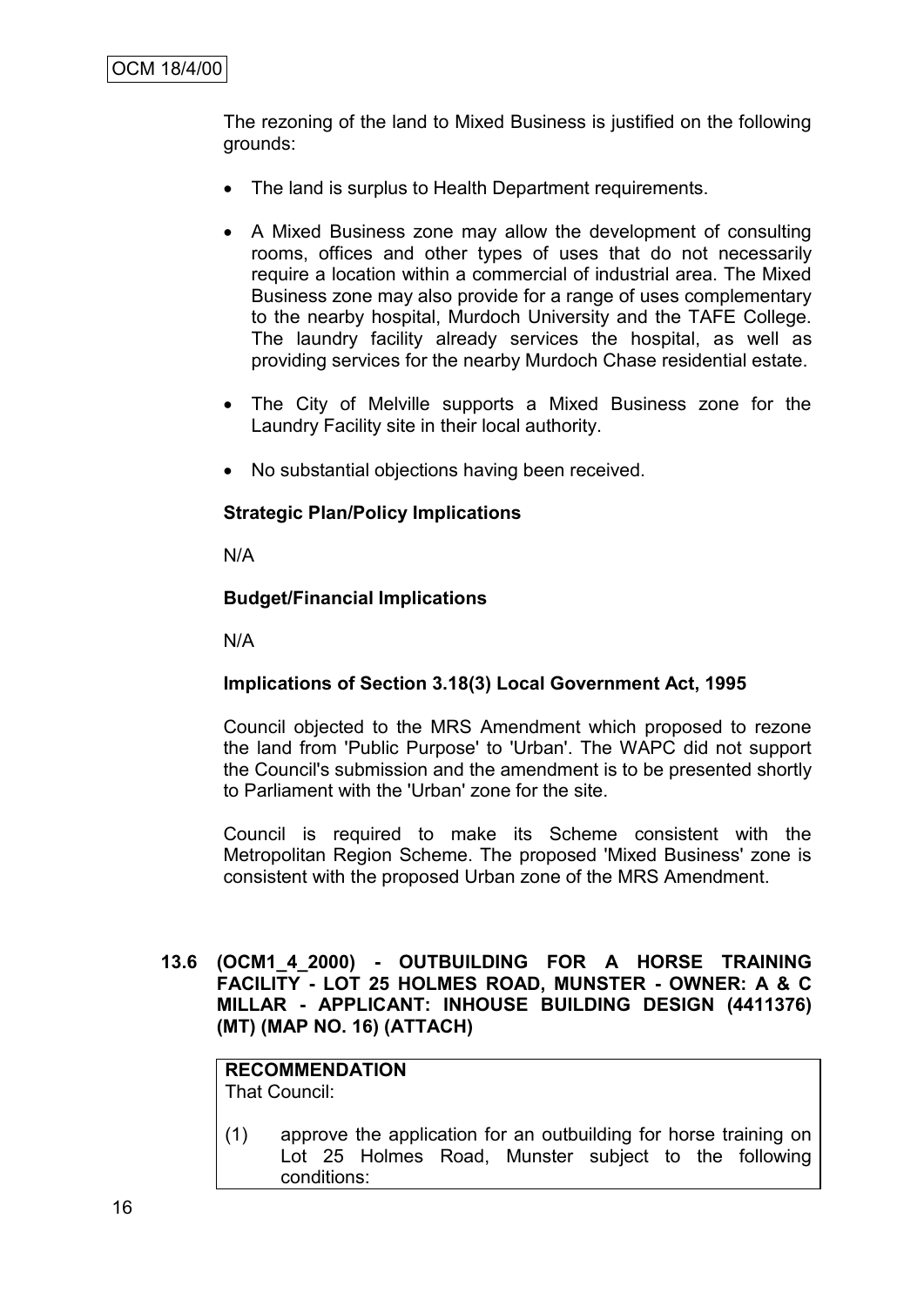The rezoning of the land to Mixed Business is justified on the following grounds:

- The land is surplus to Health Department requirements.
- A Mixed Business zone may allow the development of consulting rooms, offices and other types of uses that do not necessarily require a location within a commercial of industrial area. The Mixed Business zone may also provide for a range of uses complementary to the nearby hospital, Murdoch University and the TAFE College. The laundry facility already services the hospital, as well as providing services for the nearby Murdoch Chase residential estate.
- The City of Melville supports a Mixed Business zone for the Laundry Facility site in their local authority.
- No substantial objections having been received.

**Strategic Plan/Policy Implications**

N/A

**Budget/Financial Implications**

N/A

**Implications of Section 3.18(3) Local Government Act, 1995**

Council objected to the MRS Amendment which proposed to rezone the land from 'Public Purpose' to 'Urban'. The WAPC did not support the Council's submission and the amendment is to be presented shortly to Parliament with the 'Urban' zone for the site.

Council is required to make its Scheme consistent with the Metropolitan Region Scheme. The proposed 'Mixed Business' zone is consistent with the proposed Urban zone of the MRS Amendment.

**13.6 (OCM1_4_2000) - OUTBUILDING FOR A HORSE TRAINING FACILITY - LOT 25 HOLMES ROAD, MUNSTER - OWNER: A & C MILLAR - APPLICANT: INHOUSE BUILDING DESIGN (4411376) (MT) (MAP NO. 16) (ATTACH)**

**RECOMMENDATION**
That Council:

(1) approve the application for an outbuilding for horse training on Lot 25 Holmes Road, Munster subject to the following conditions: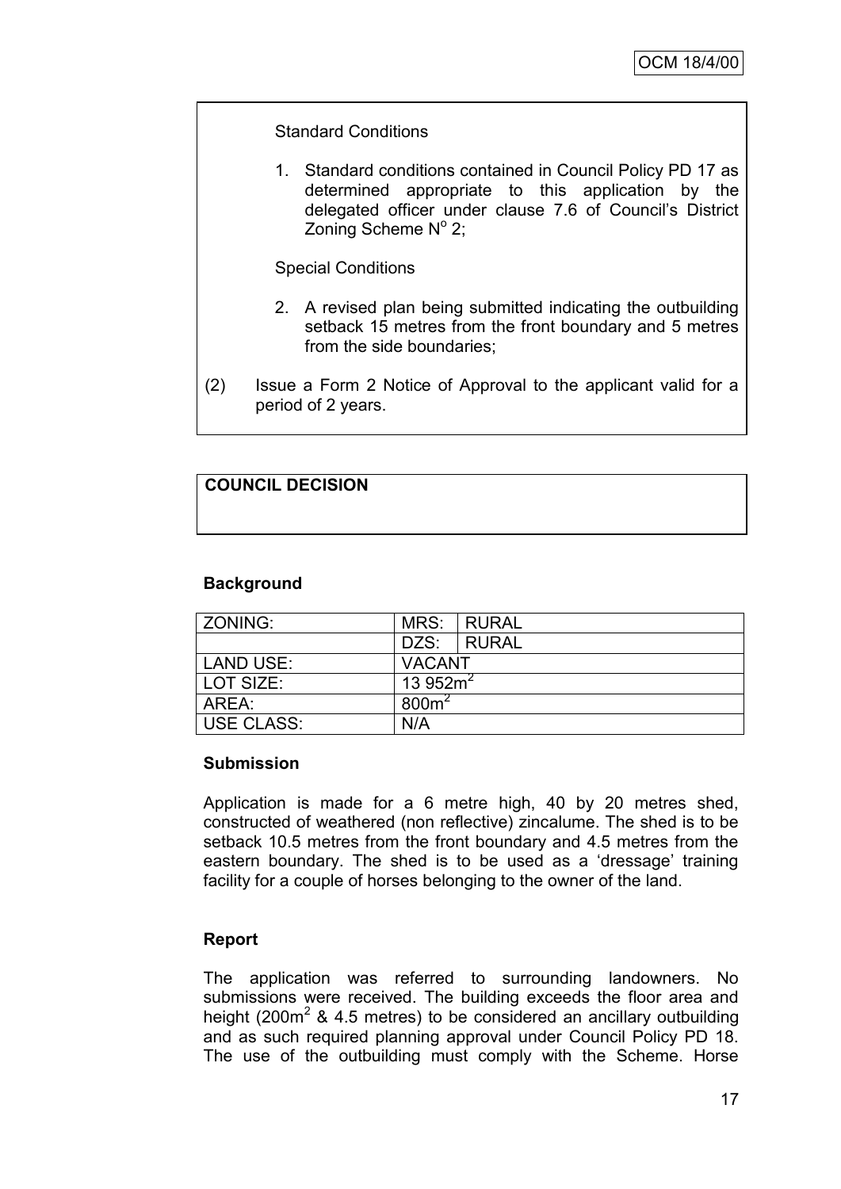Standard Conditions

1. Standard conditions contained in Council Policy PD 17 as determined appropriate to this application by the delegated officer under clause 7.6 of Council's District Zoning Scheme N° 2;

Special Conditions

2. A revised plan being submitted indicating the outbuilding setback 15 metres from the front boundary and 5 metres from the side boundaries;

(2) Issue a Form 2 Notice of Approval to the applicant valid for a period of 2 years.

**COUNCIL DECISION**

**Background**

| ZONING: | MRS: | RURAL |
|---|---|---|
| | DZS: | RURAL |
| LAND USE: | VACANT | |
| LOT SIZE: | 13 952m$^2$ | |
| AREA: | 800m$^2$ | |
| USE CLASS: | N/A | |

**Submission**

Application is made for a 6 metre high, 40 by 20 metres shed, constructed of weathered (non reflective) zincalume. The shed is to be setback 10.5 metres from the front boundary and 4.5 metres from the eastern boundary. The shed is to be used as a 'dressage' training facility for a couple of horses belonging to the owner of the land.

**Report**

The application was referred to surrounding landowners. No submissions were received. The building exceeds the floor area and height (200m$^2$ & 4.5 metres) to be considered an ancillary outbuilding and as such required planning approval under Council Policy PD 18. The use of the outbuilding must comply with the Scheme. Horse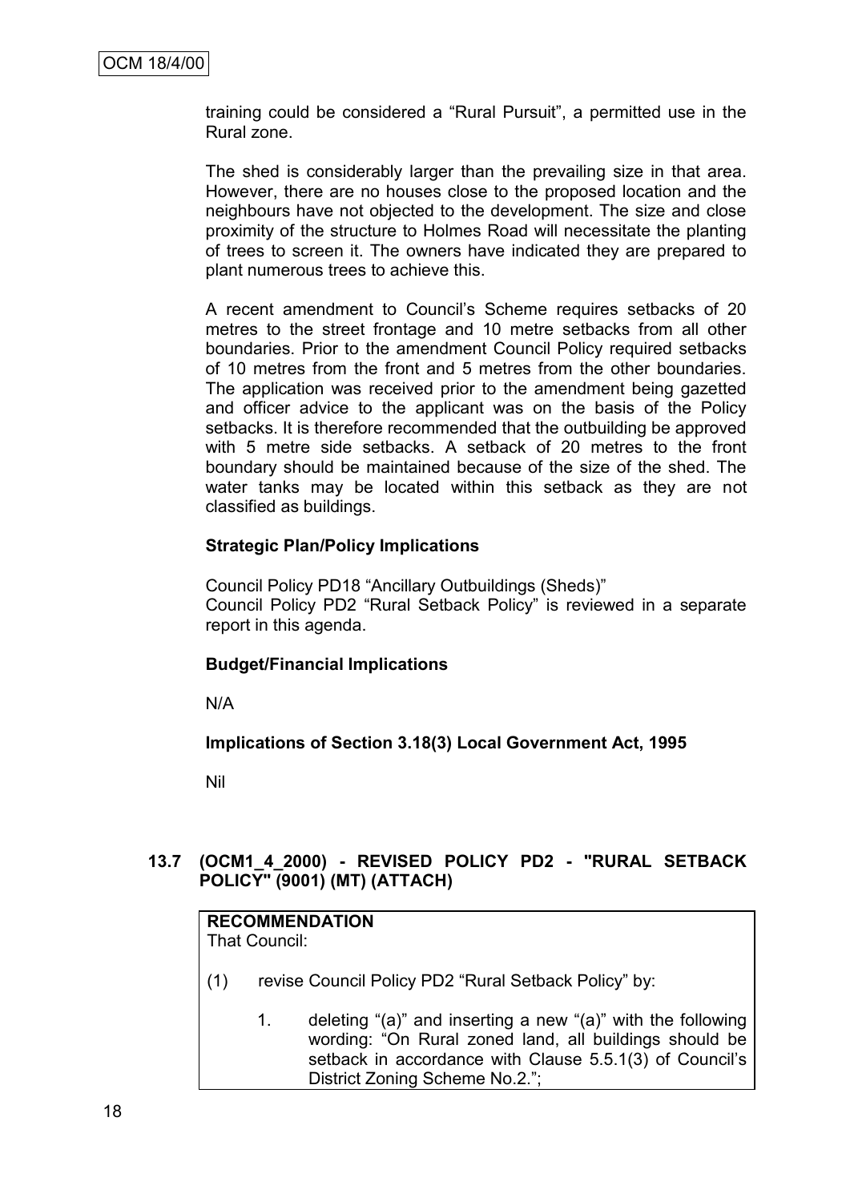training could be considered a “Rural Pursuit”, a permitted use in the Rural zone.

The shed is considerably larger than the prevailing size in that area. However, there are no houses close to the proposed location and the neighbours have not objected to the development. The size and close proximity of the structure to Holmes Road will necessitate the planting of trees to screen it. The owners have indicated they are prepared to plant numerous trees to achieve this.

A recent amendment to Council’s Scheme requires setbacks of 20 metres to the street frontage and 10 metre setbacks from all other boundaries. Prior to the amendment Council Policy required setbacks of 10 metres from the front and 5 metres from the other boundaries. The application was received prior to the amendment being gazetted and officer advice to the applicant was on the basis of the Policy setbacks. It is therefore recommended that the outbuilding be approved with 5 metre side setbacks. A setback of 20 metres to the front boundary should be maintained because of the size of the shed. The water tanks may be located within this setback as they are not classified as buildings.

**Strategic Plan/Policy Implications**

Council Policy PD18 “Ancillary Outbuildings (Sheds)”
Council Policy PD2 “Rural Setback Policy” is reviewed in a separate report in this agenda.

**Budget/Financial Implications**

N/A

**Implications of Section 3.18(3) Local Government Act, 1995**

Nil

### 13.7 (OCM1_4_2000) - REVISED POLICY PD2 - "RURAL SETBACK POLICY" (9001) (MT) (ATTACH)

**RECOMMENDATION**
That Council:

(1) revise Council Policy PD2 “Rural Setback Policy” by:

1. deleting “(a)” and inserting a new “(a)” with the following wording: “On Rural zoned land, all buildings should be setback in accordance with Clause 5.5.1(3) of Council’s District Zoning Scheme No.2.”;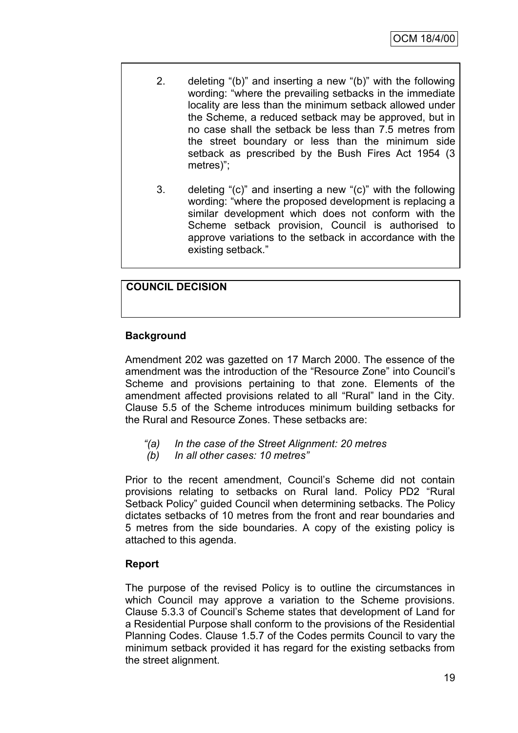2. deleting "(b)" and inserting a new "(b)" with the following wording: "where the prevailing setbacks in the immediate locality are less than the minimum setback allowed under the Scheme, a reduced setback may be approved, but in no case shall the setback be less than 7.5 metres from the street boundary or less than the minimum side setback as prescribed by the Bush Fires Act 1954 (3 metres)";

3. deleting "(c)" and inserting a new "(c)" with the following wording: "where the proposed development is replacing a similar development which does not conform with the Scheme setback provision, Council is authorised to approve variations to the setback in accordance with the existing setback."

**COUNCIL DECISION**

**Background**

Amendment 202 was gazetted on 17 March 2000. The essence of the amendment was the introduction of the "Resource Zone" into Council's Scheme and provisions pertaining to that zone. Elements of the amendment affected provisions related to all "Rural" land in the City. Clause 5.5 of the Scheme introduces minimum building setbacks for the Rural and Resource Zones. These setbacks are:

*"(a) In the case of the Street Alignment: 20 metres*
*(b) In all other cases: 10 metres"*

Prior to the recent amendment, Council's Scheme did not contain provisions relating to setbacks on Rural land. Policy PD2 "Rural Setback Policy" guided Council when determining setbacks. The Policy dictates setbacks of 10 metres from the front and rear boundaries and 5 metres from the side boundaries. A copy of the existing policy is attached to this agenda.

**Report**

The purpose of the revised Policy is to outline the circumstances in which Council may approve a variation to the Scheme provisions. Clause 5.3.3 of Council's Scheme states that development of Land for a Residential Purpose shall conform to the provisions of the Residential Planning Codes. Clause 1.5.7 of the Codes permits Council to vary the minimum setback provided it has regard for the existing setbacks from the street alignment.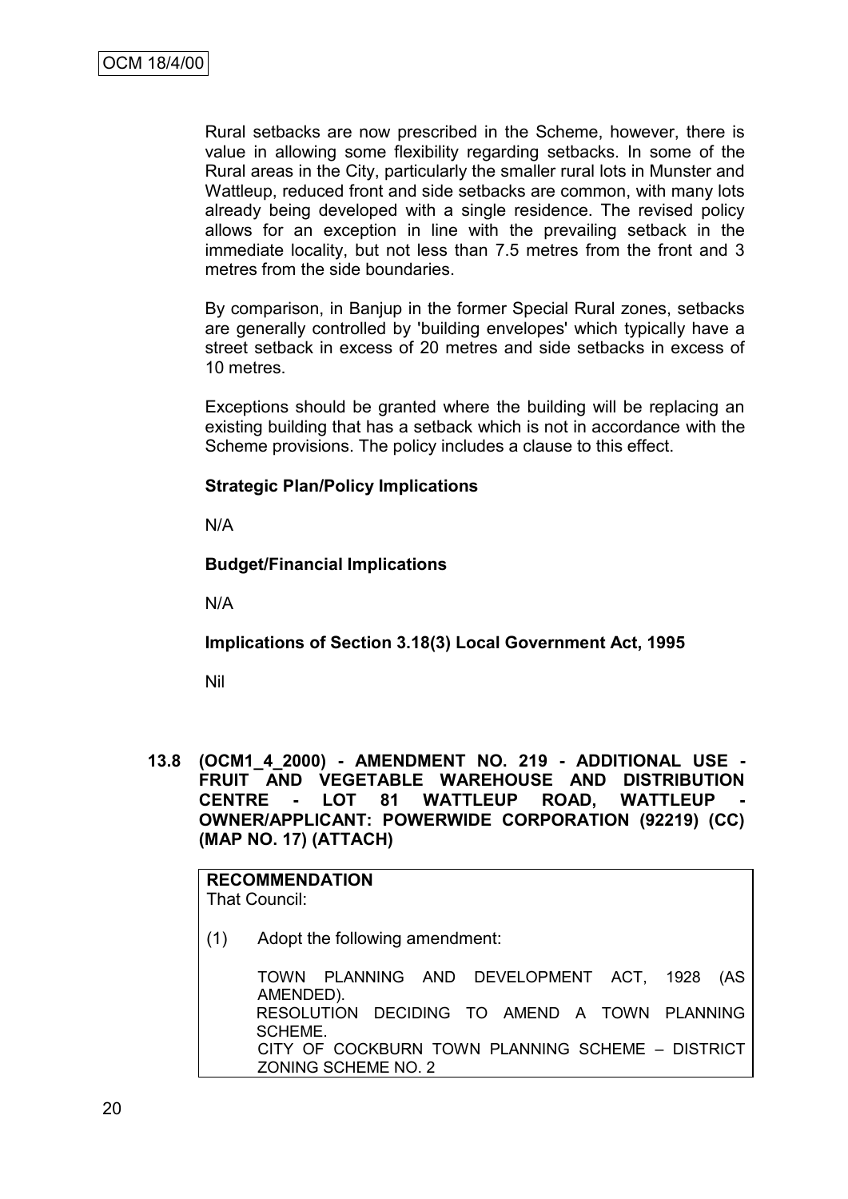Rural setbacks are now prescribed in the Scheme, however, there is value in allowing some flexibility regarding setbacks. In some of the Rural areas in the City, particularly the smaller rural lots in Munster and Wattleup, reduced front and side setbacks are common, with many lots already being developed with a single residence. The revised policy allows for an exception in line with the prevailing setback in the immediate locality, but not less than 7.5 metres from the front and 3 metres from the side boundaries.

By comparison, in Banjup in the former Special Rural zones, setbacks are generally controlled by 'building envelopes' which typically have a street setback in excess of 20 metres and side setbacks in excess of 10 metres.

Exceptions should be granted where the building will be replacing an existing building that has a setback which is not in accordance with the Scheme provisions. The policy includes a clause to this effect.

**Strategic Plan/Policy Implications**

N/A

**Budget/Financial Implications**

N/A

**Implications of Section 3.18(3) Local Government Act, 1995**

Nil

## 13.8 (OCM1_4_2000) - AMENDMENT NO. 219 - ADDITIONAL USE - FRUIT AND VEGETABLE WAREHOUSE AND DISTRIBUTION CENTRE - LOT 81 WATTLEUP ROAD, WATTLEUP - OWNER/APPLICANT: POWERWIDE CORPORATION (92219) (CC) (MAP NO. 17) (ATTACH)

**RECOMMENDATION**
That Council:

(1) Adopt the following amendment:

TOWN PLANNING AND DEVELOPMENT ACT, 1928 (AS AMENDED).
RESOLUTION DECIDING TO AMEND A TOWN PLANNING SCHEME.
CITY OF COCKBURN TOWN PLANNING SCHEME – DISTRICT ZONING SCHEME NO. 2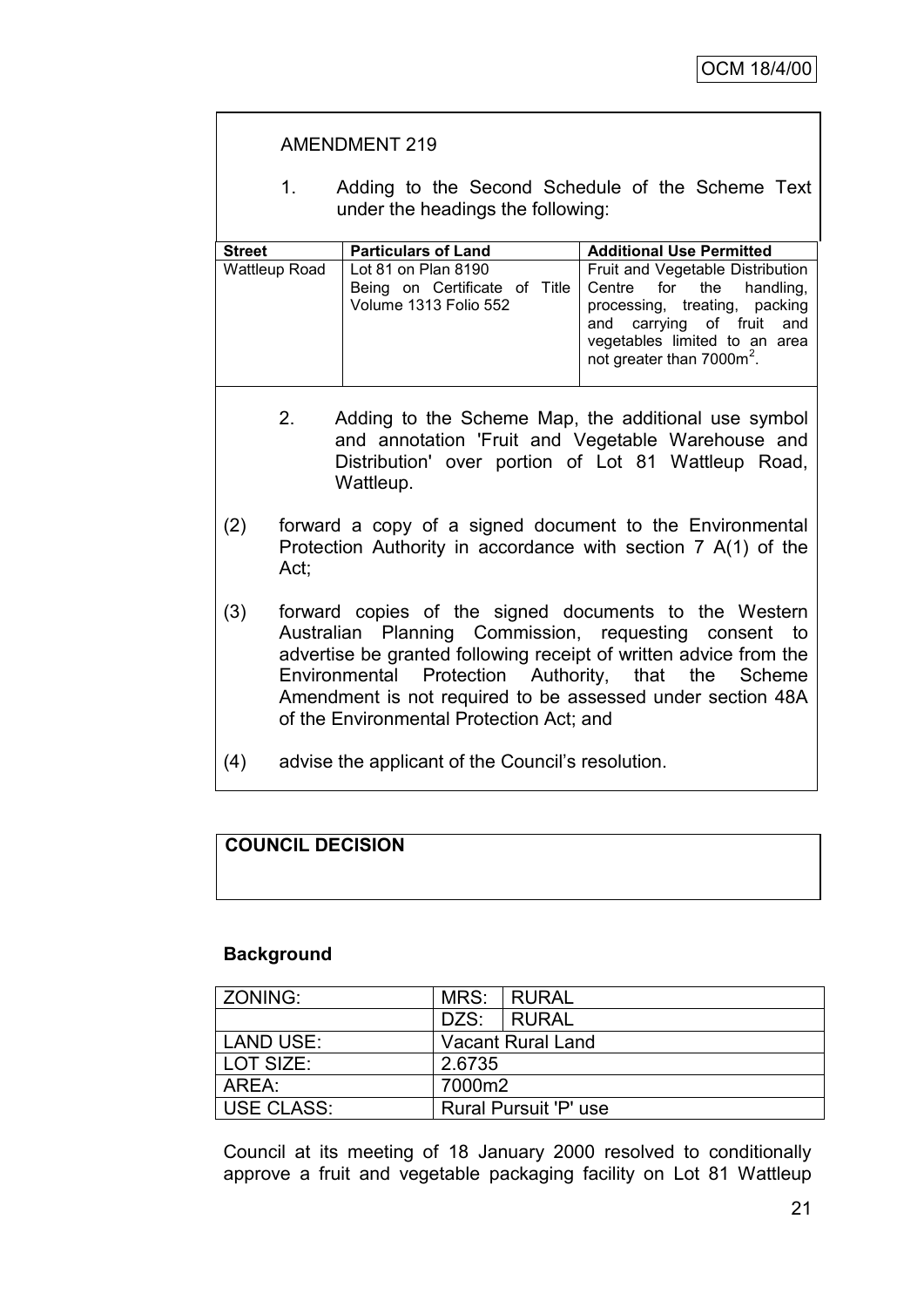AMENDMENT 219

1. Adding to the Second Schedule of the Scheme Text under the headings the following:

| Street | Particulars of Land | Additional Use Permitted |
|---|---|---|
| Wattleup Road | Lot 81 on Plan 8190 Being on Certificate of Title Volume 1313 Folio 552 | Fruit and Vegetable Distribution Centre for the handling, processing, treating, packing and carrying of fruit and vegetables limited to an area not greater than 7000m$^2$. |

2. Adding to the Scheme Map, the additional use symbol and annotation 'Fruit and Vegetable Warehouse and Distribution' over portion of Lot 81 Wattleup Road, Wattleup.

(2) forward a copy of a signed document to the Environmental Protection Authority in accordance with section 7 A(1) of the Act;

(3) forward copies of the signed documents to the Western Australian Planning Commission, requesting consent to advertise be granted following receipt of written advice from the Environmental Protection Authority, that the Scheme Amendment is not required to be assessed under section 48A of the Environmental Protection Act; and

(4) advise the applicant of the Council's resolution.

**COUNCIL DECISION**

**Background**

| ZONING: | MRS: | RURAL |
|---|---|---|
| | DZS: | RURAL |
| LAND USE: | Vacant Rural Land | |
| LOT SIZE: | 2.6735 | |
| AREA: | 7000m2 | |
| USE CLASS: | Rural Pursuit 'P' use | |

Council at its meeting of 18 January 2000 resolved to conditionally approve a fruit and vegetable packaging facility on Lot 81 Wattleup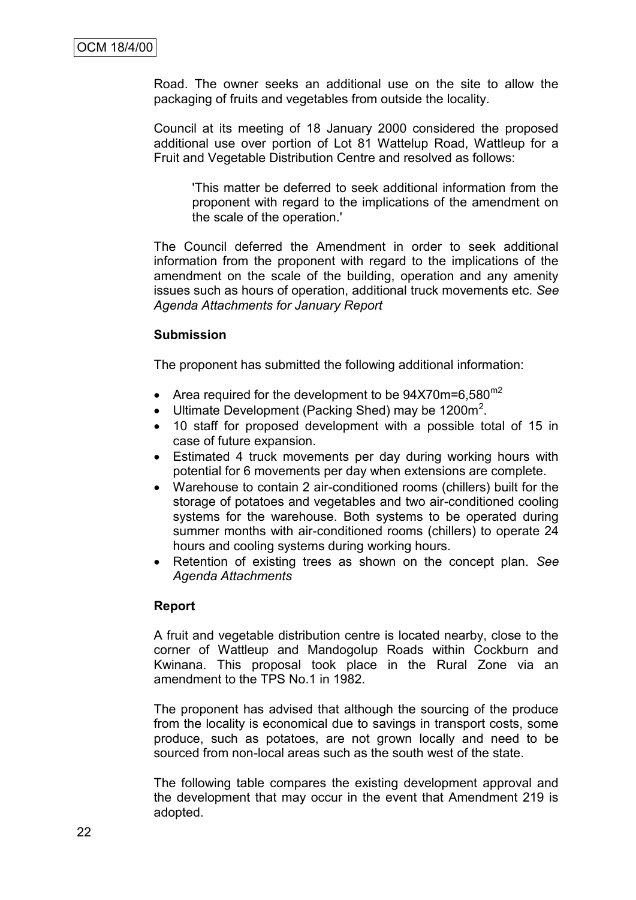Road. The owner seeks an additional use on the site to allow the packaging of fruits and vegetables from outside the locality.

Council at its meeting of 18 January 2000 considered the proposed additional use over portion of Lot 81 Wattelup Road, Wattleup for a Fruit and Vegetable Distribution Centre and resolved as follows:

> 'This matter be deferred to seek additional information from the proponent with regard to the implications of the amendment on the scale of the operation.'

The Council deferred the Amendment in order to seek additional information from the proponent with regard to the implications of the amendment on the scale of the building, operation and any amenity issues such as hours of operation, additional truck movements etc. *See Agenda Attachments for January Report*

**Submission**

The proponent has submitted the following additional information:

- Area required for the development to be 94X70m=6,580$^{m2}$
- Ultimate Development (Packing Shed) may be 1200m$^2$.
- 10 staff for proposed development with a possible total of 15 in case of future expansion.
- Estimated 4 truck movements per day during working hours with potential for 6 movements per day when extensions are complete.
- Warehouse to contain 2 air-conditioned rooms (chillers) built for the storage of potatoes and vegetables and two air-conditioned cooling systems for the warehouse. Both systems to be operated during summer months with air-conditioned rooms (chillers) to operate 24 hours and cooling systems during working hours.
- Retention of existing trees as shown on the concept plan. *See Agenda Attachments*

**Report**

A fruit and vegetable distribution centre is located nearby, close to the corner of Wattleup and Mandogolup Roads within Cockburn and Kwinana. This proposal took place in the Rural Zone via an amendment to the TPS No.1 in 1982.

The proponent has advised that although the sourcing of the produce from the locality is economical due to savings in transport costs, some produce, such as potatoes, are not grown locally and need to be sourced from non-local areas such as the south west of the state.

The following table compares the existing development approval and the development that may occur in the event that Amendment 219 is adopted.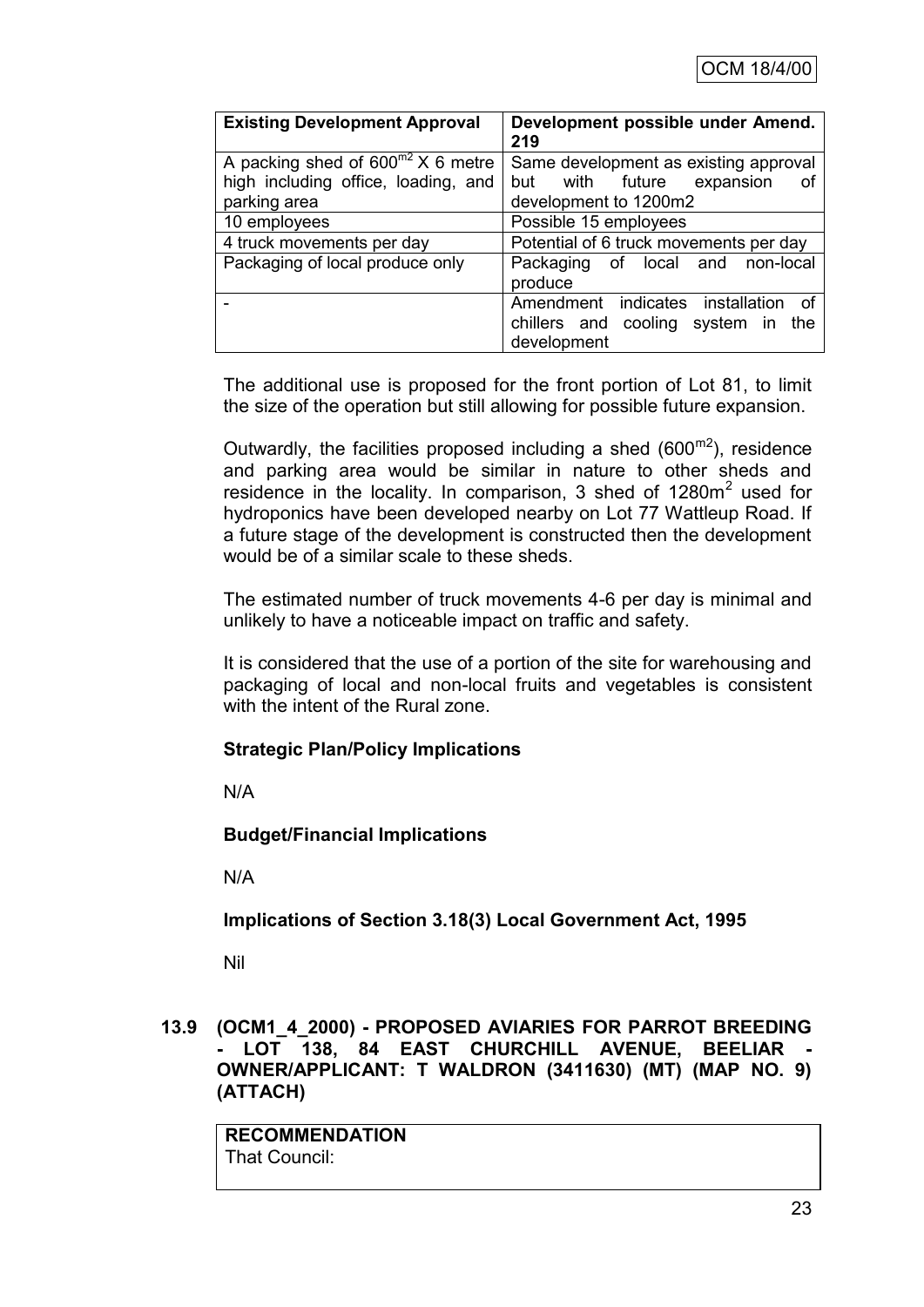| Existing Development Approval | Development possible under Amend. 219 |
|---|---|
| A packing shed of $600^{m2}$ X 6 metre high including office, loading, and parking area | Same development as existing approval but with future expansion of development to 1200m2 |
| 10 employees | Possible 15 employees |
| 4 truck movements per day | Potential of 6 truck movements per day |
| Packaging of local produce only | Packaging of local and non-local produce |
| - | Amendment indicates installation of chillers and cooling system in the development |

The additional use is proposed for the front portion of Lot 81, to limit the size of the operation but still allowing for possible future expansion.

Outwardly, the facilities proposed including a shed ($600^{m2}$), residence and parking area would be similar in nature to other sheds and residence in the locality. In comparison, 3 shed of $1280m^2$ used for hydroponics have been developed nearby on Lot 77 Wattleup Road. If a future stage of the development is constructed then the development would be of a similar scale to these sheds.

The estimated number of truck movements 4-6 per day is minimal and unlikely to have a noticeable impact on traffic and safety.

It is considered that the use of a portion of the site for warehousing and packaging of local and non-local fruits and vegetables is consistent with the intent of the Rural zone.

**Strategic Plan/Policy Implications**

N/A

**Budget/Financial Implications**

N/A

**Implications of Section 3.18(3) Local Government Act, 1995**

Nil

### 13.9 (OCM1_4_2000) - PROPOSED AVIARIES FOR PARROT BREEDING - LOT 138, 84 EAST CHURCHILL AVENUE, BEELIAR - OWNER/APPLICANT: T WALDRON (3411630) (MT) (MAP NO. 9) (ATTACH)

**RECOMMENDATION**
That Council: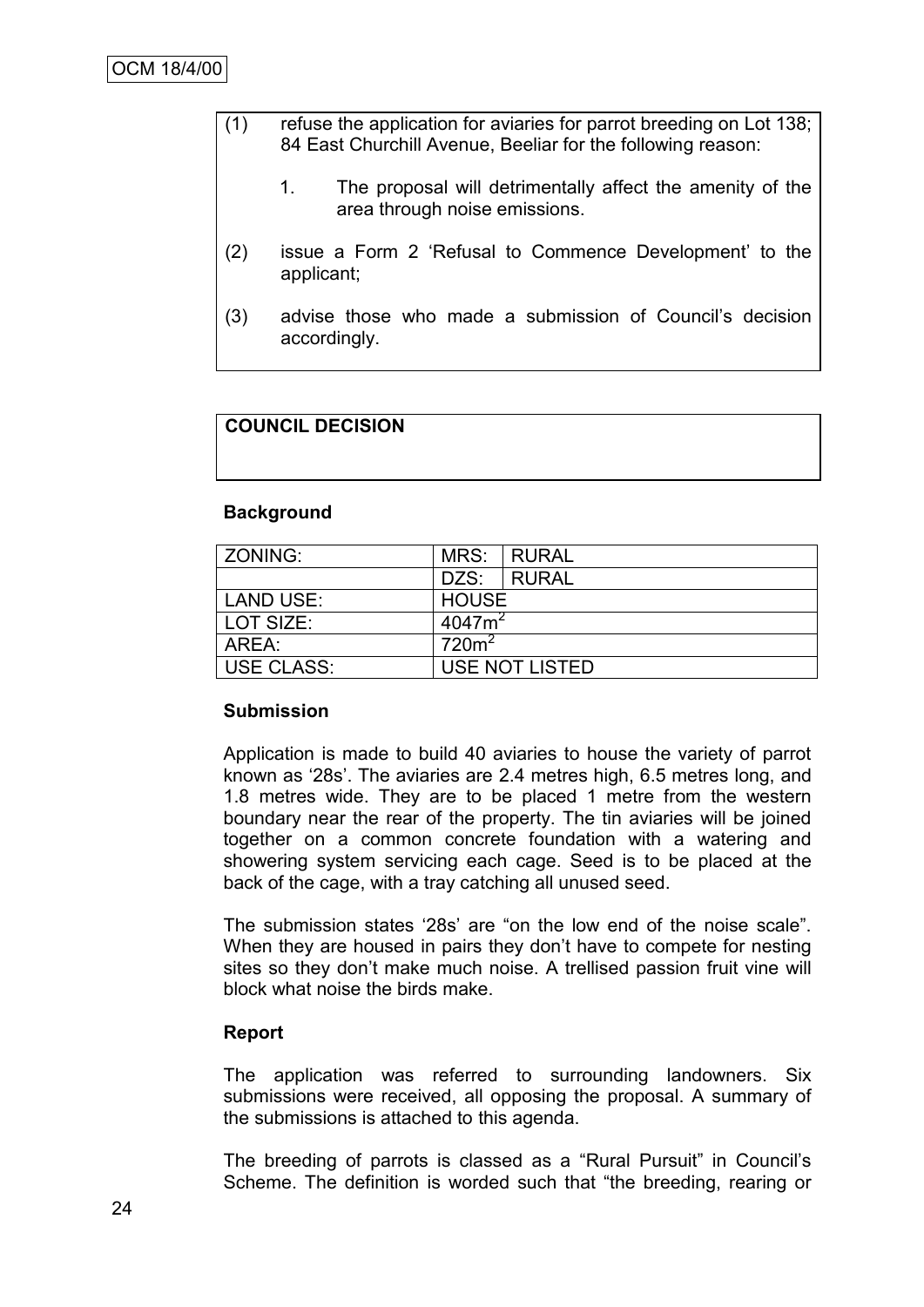(1) refuse the application for aviaries for parrot breeding on Lot 138; 84 East Churchill Avenue, Beeliar for the following reason:

   1. The proposal will detrimentally affect the amenity of the area through noise emissions.

(2) issue a Form 2 'Refusal to Commence Development' to the applicant;

(3) advise those who made a submission of Council's decision accordingly.

**COUNCIL DECISION**

**Background**

| ZONING: | MRS: | RURAL |
|---|---|---|
| | DZS: | RURAL |
| LAND USE: | HOUSE | |
| LOT SIZE: | $4047m^2$ | |
| AREA: | $720m^2$ | |
| USE CLASS: | USE NOT LISTED | |

**Submission**

Application is made to build 40 aviaries to house the variety of parrot known as '28s'. The aviaries are 2.4 metres high, 6.5 metres long, and 1.8 metres wide. They are to be placed 1 metre from the western boundary near the rear of the property. The tin aviaries will be joined together on a common concrete foundation with a watering and showering system servicing each cage. Seed is to be placed at the back of the cage, with a tray catching all unused seed.

The submission states '28s' are "on the low end of the noise scale". When they are housed in pairs they don't have to compete for nesting sites so they don't make much noise. A trellised passion fruit vine will block what noise the birds make.

**Report**

The application was referred to surrounding landowners. Six submissions were received, all opposing the proposal. A summary of the submissions is attached to this agenda.

The breeding of parrots is classed as a "Rural Pursuit" in Council's Scheme. The definition is worded such that "the breeding, rearing or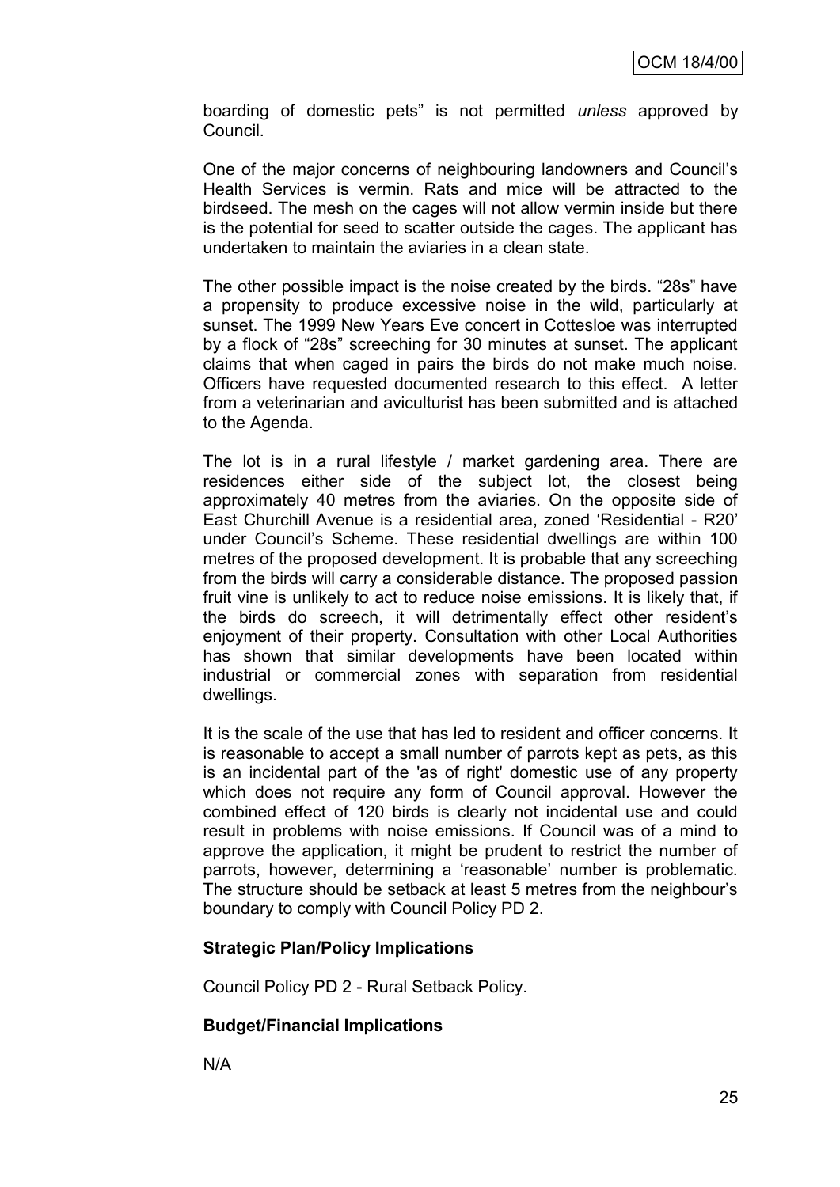boarding of domestic pets" is not permitted *unless* approved by Council.

One of the major concerns of neighbouring landowners and Council's Health Services is vermin. Rats and mice will be attracted to the birdseed. The mesh on the cages will not allow vermin inside but there is the potential for seed to scatter outside the cages. The applicant has undertaken to maintain the aviaries in a clean state.

The other possible impact is the noise created by the birds. "28s" have a propensity to produce excessive noise in the wild, particularly at sunset. The 1999 New Years Eve concert in Cottesloe was interrupted by a flock of "28s" screeching for 30 minutes at sunset. The applicant claims that when caged in pairs the birds do not make much noise. Officers have requested documented research to this effect. A letter from a veterinarian and aviculturist has been submitted and is attached to the Agenda.

The lot is in a rural lifestyle / market gardening area. There are residences either side of the subject lot, the closest being approximately 40 metres from the aviaries. On the opposite side of East Churchill Avenue is a residential area, zoned 'Residential - R20' under Council's Scheme. These residential dwellings are within 100 metres of the proposed development. It is probable that any screeching from the birds will carry a considerable distance. The proposed passion fruit vine is unlikely to act to reduce noise emissions. It is likely that, if the birds do screech, it will detrimentally effect other resident's enjoyment of their property. Consultation with other Local Authorities has shown that similar developments have been located within industrial or commercial zones with separation from residential dwellings.

It is the scale of the use that has led to resident and officer concerns. It is reasonable to accept a small number of parrots kept as pets, as this is an incidental part of the 'as of right' domestic use of any property which does not require any form of Council approval. However the combined effect of 120 birds is clearly not incidental use and could result in problems with noise emissions. If Council was of a mind to approve the application, it might be prudent to restrict the number of parrots, however, determining a 'reasonable' number is problematic. The structure should be setback at least 5 metres from the neighbour's boundary to comply with Council Policy PD 2.

**Strategic Plan/Policy Implications**

Council Policy PD 2 - Rural Setback Policy.

**Budget/Financial Implications**

N/A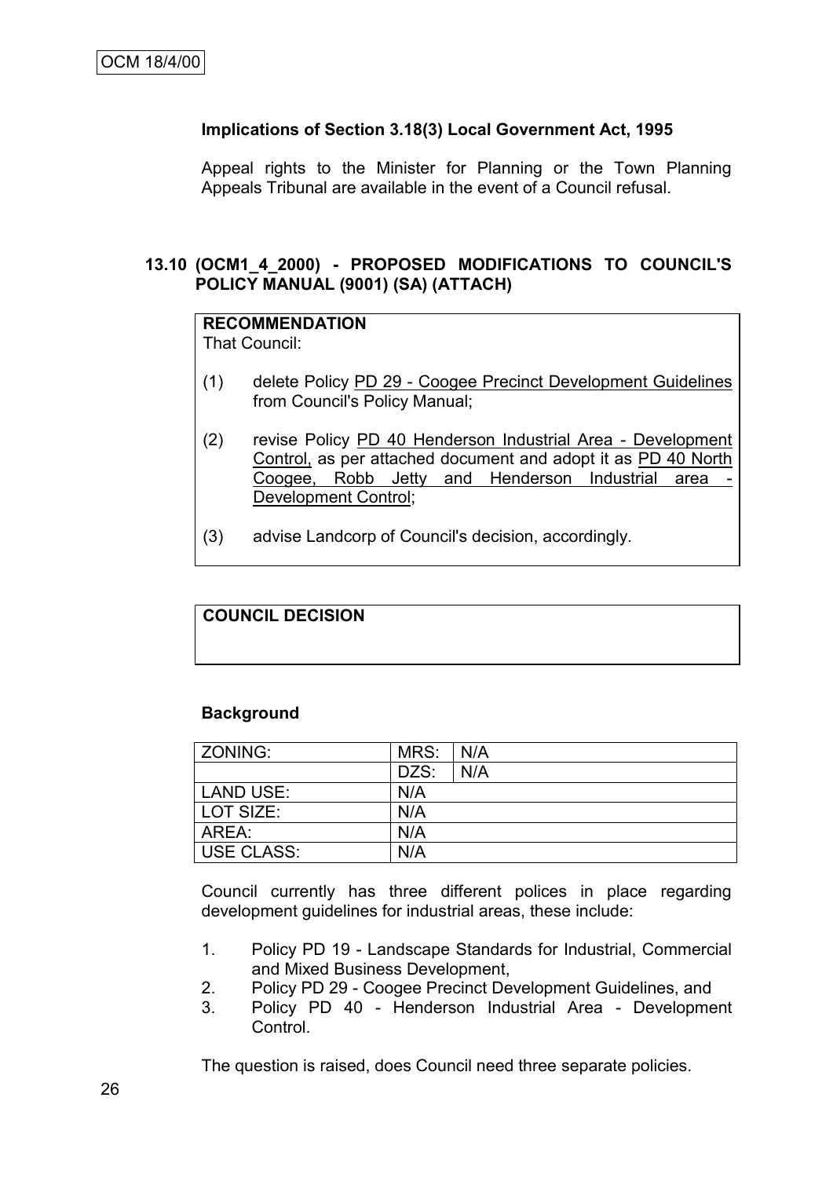**Implications of Section 3.18(3) Local Government Act, 1995**

Appeal rights to the Minister for Planning or the Town Planning Appeals Tribunal are available in the event of a Council refusal.

### 13.10 (OCM1_4_2000) - PROPOSED MODIFICATIONS TO COUNCIL'S POLICY MANUAL (9001) (SA) (ATTACH)

**RECOMMENDATION**

That Council:

(1) delete Policy PD 29 - Coogee Precinct Development Guidelines from Council's Policy Manual;

(2) revise Policy PD 40 Henderson Industrial Area - Development Control, as per attached document and adopt it as PD 40 North Coogee, Robb Jetty and Henderson Industrial area - Development Control;

(3) advise Landcorp of Council's decision, accordingly.

**COUNCIL DECISION**

**Background**

| ZONING: | MRS: | N/A |
|---|---|---|
| | DZS: | N/A |
| LAND USE: | N/A | |
| LOT SIZE: | N/A | |
| AREA: | N/A | |
| USE CLASS: | N/A | |

Council currently has three different polices in place regarding development guidelines for industrial areas, these include:

1. Policy PD 19 - Landscape Standards for Industrial, Commercial and Mixed Business Development,
2. Policy PD 29 - Coogee Precinct Development Guidelines, and
3. Policy PD 40 - Henderson Industrial Area - Development Control.

The question is raised, does Council need three separate policies.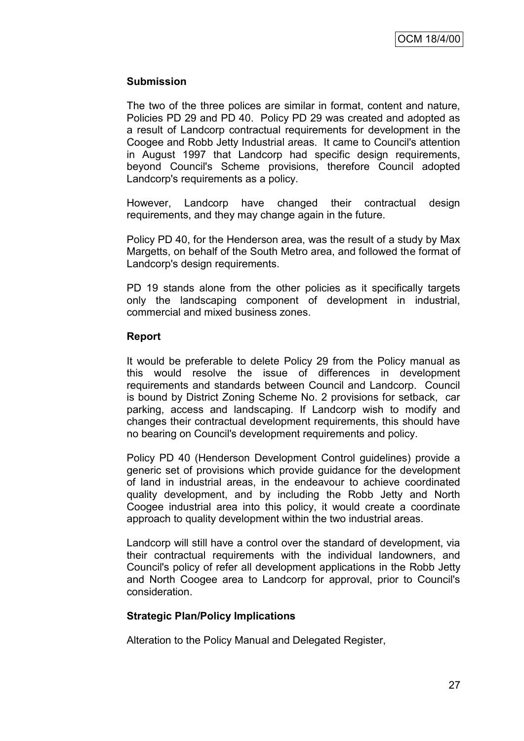**Submission**

The two of the three polices are similar in format, content and nature, Policies PD 29 and PD 40. Policy PD 29 was created and adopted as a result of Landcorp contractual requirements for development in the Coogee and Robb Jetty Industrial areas. It came to Council's attention in August 1997 that Landcorp had specific design requirements, beyond Council's Scheme provisions, therefore Council adopted Landcorp's requirements as a policy.

However, Landcorp have changed their contractual design requirements, and they may change again in the future.

Policy PD 40, for the Henderson area, was the result of a study by Max Margetts, on behalf of the South Metro area, and followed the format of Landcorp's design requirements.

PD 19 stands alone from the other policies as it specifically targets only the landscaping component of development in industrial, commercial and mixed business zones.

**Report**

It would be preferable to delete Policy 29 from the Policy manual as this would resolve the issue of differences in development requirements and standards between Council and Landcorp. Council is bound by District Zoning Scheme No. 2 provisions for setback, car parking, access and landscaping. If Landcorp wish to modify and changes their contractual development requirements, this should have no bearing on Council's development requirements and policy.

Policy PD 40 (Henderson Development Control guidelines) provide a generic set of provisions which provide guidance for the development of land in industrial areas, in the endeavour to achieve coordinated quality development, and by including the Robb Jetty and North Coogee industrial area into this policy, it would create a coordinate approach to quality development within the two industrial areas.

Landcorp will still have a control over the standard of development, via their contractual requirements with the individual landowners, and Council's policy of refer all development applications in the Robb Jetty and North Coogee area to Landcorp for approval, prior to Council's consideration.

**Strategic Plan/Policy Implications**

Alteration to the Policy Manual and Delegated Register,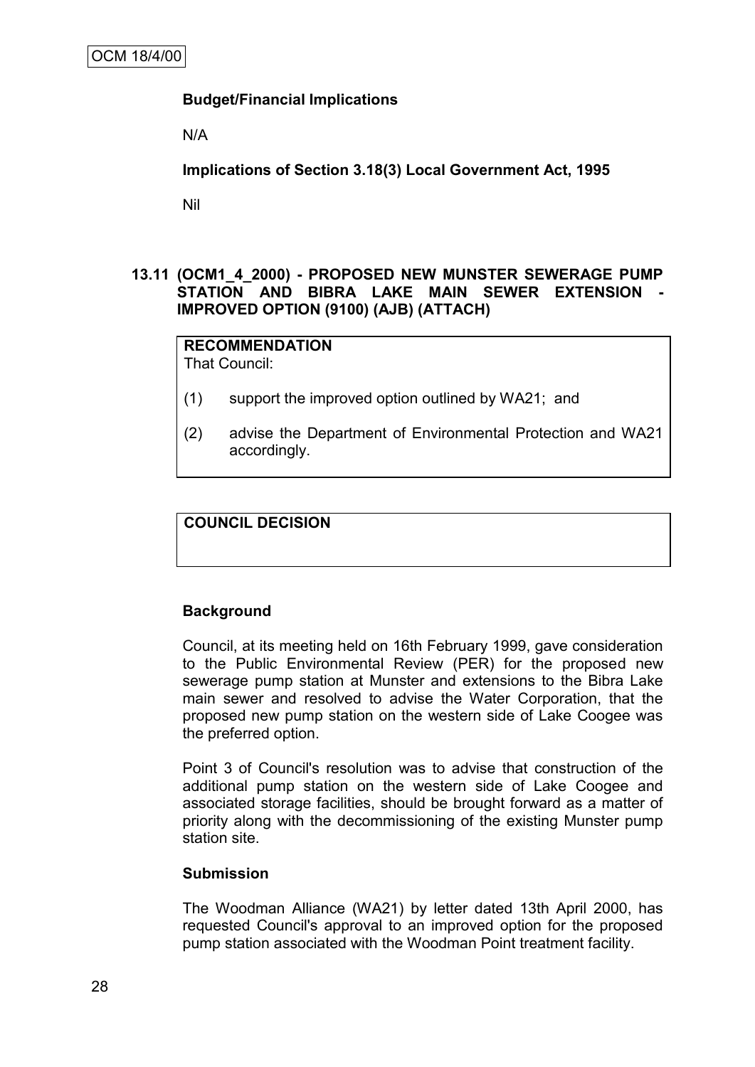**Budget/Financial Implications**

N/A

**Implications of Section 3.18(3) Local Government Act, 1995**

Nil

### 13.11 (OCM1_4_2000) - PROPOSED NEW MUNSTER SEWERAGE PUMP STATION AND BIBRA LAKE MAIN SEWER EXTENSION - IMPROVED OPTION (9100) (AJB) (ATTACH)

**RECOMMENDATION**

That Council:

(1) support the improved option outlined by WA21; and

(2) advise the Department of Environmental Protection and WA21 accordingly.

**COUNCIL DECISION**

**Background**

Council, at its meeting held on 16th February 1999, gave consideration to the Public Environmental Review (PER) for the proposed new sewerage pump station at Munster and extensions to the Bibra Lake main sewer and resolved to advise the Water Corporation, that the proposed new pump station on the western side of Lake Coogee was the preferred option.

Point 3 of Council's resolution was to advise that construction of the additional pump station on the western side of Lake Coogee and associated storage facilities, should be brought forward as a matter of priority along with the decommissioning of the existing Munster pump station site.

**Submission**

The Woodman Alliance (WA21) by letter dated 13th April 2000, has requested Council's approval to an improved option for the proposed pump station associated with the Woodman Point treatment facility.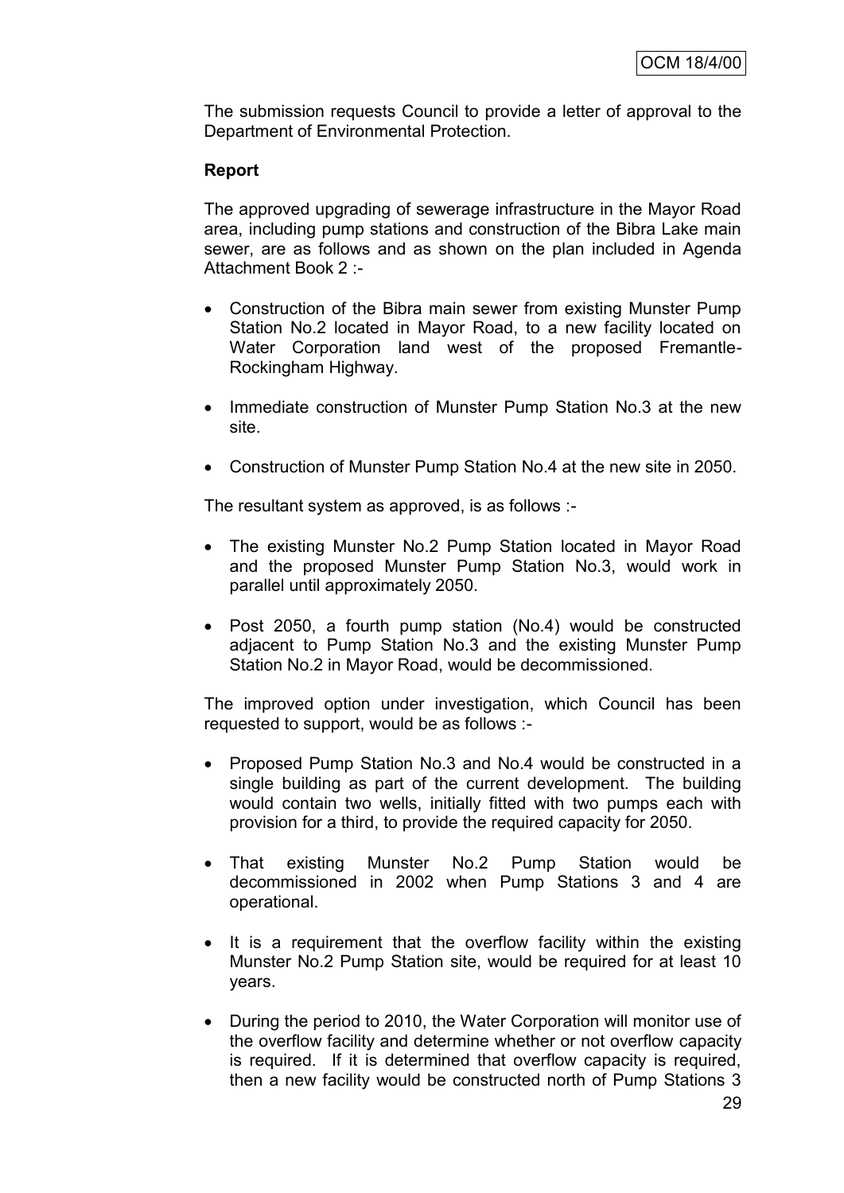The submission requests Council to provide a letter of approval to the Department of Environmental Protection.

**Report**

The approved upgrading of sewerage infrastructure in the Mayor Road area, including pump stations and construction of the Bibra Lake main sewer, are as follows and as shown on the plan included in Agenda Attachment Book 2 :-

- Construction of the Bibra main sewer from existing Munster Pump Station No.2 located in Mayor Road, to a new facility located on Water Corporation land west of the proposed Fremantle-Rockingham Highway.
- Immediate construction of Munster Pump Station No.3 at the new site.
- Construction of Munster Pump Station No.4 at the new site in 2050.

The resultant system as approved, is as follows :-

- The existing Munster No.2 Pump Station located in Mayor Road and the proposed Munster Pump Station No.3, would work in parallel until approximately 2050.
- Post 2050, a fourth pump station (No.4) would be constructed adjacent to Pump Station No.3 and the existing Munster Pump Station No.2 in Mayor Road, would be decommissioned.

The improved option under investigation, which Council has been requested to support, would be as follows :-

- Proposed Pump Station No.3 and No.4 would be constructed in a single building as part of the current development. The building would contain two wells, initially fitted with two pumps each with provision for a third, to provide the required capacity for 2050.
- That existing Munster No.2 Pump Station would be decommissioned in 2002 when Pump Stations 3 and 4 are operational.
- It is a requirement that the overflow facility within the existing Munster No.2 Pump Station site, would be required for at least 10 years.
- During the period to 2010, the Water Corporation will monitor use of the overflow facility and determine whether or not overflow capacity is required. If it is determined that overflow capacity is required, then a new facility would be constructed north of Pump Stations 3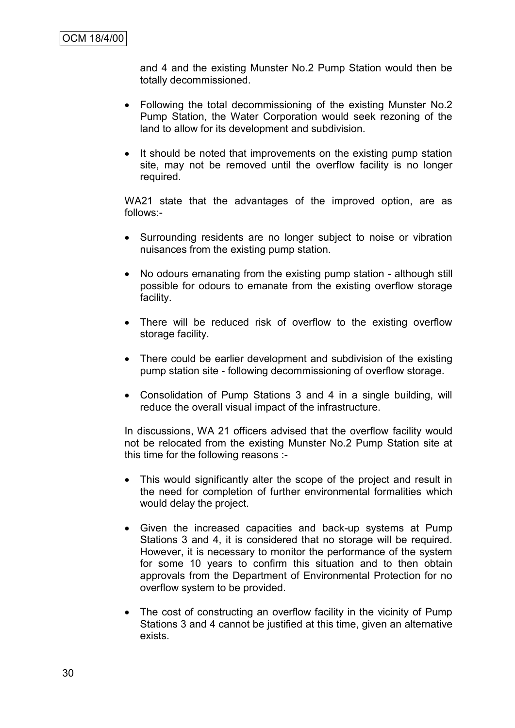and 4 and the existing Munster No.2 Pump Station would then be totally decommissioned.

- Following the total decommissioning of the existing Munster No.2 Pump Station, the Water Corporation would seek rezoning of the land to allow for its development and subdivision.
- It should be noted that improvements on the existing pump station site, may not be removed until the overflow facility is no longer required.

WA21 state that the advantages of the improved option, are as follows:-

- Surrounding residents are no longer subject to noise or vibration nuisances from the existing pump station.
- No odours emanating from the existing pump station - although still possible for odours to emanate from the existing overflow storage facility.
- There will be reduced risk of overflow to the existing overflow storage facility.
- There could be earlier development and subdivision of the existing pump station site - following decommissioning of overflow storage.
- Consolidation of Pump Stations 3 and 4 in a single building, will reduce the overall visual impact of the infrastructure.

In discussions, WA 21 officers advised that the overflow facility would not be relocated from the existing Munster No.2 Pump Station site at this time for the following reasons :-

- This would significantly alter the scope of the project and result in the need for completion of further environmental formalities which would delay the project.
- Given the increased capacities and back-up systems at Pump Stations 3 and 4, it is considered that no storage will be required. However, it is necessary to monitor the performance of the system for some 10 years to confirm this situation and to then obtain approvals from the Department of Environmental Protection for no overflow system to be provided.
- The cost of constructing an overflow facility in the vicinity of Pump Stations 3 and 4 cannot be justified at this time, given an alternative exists.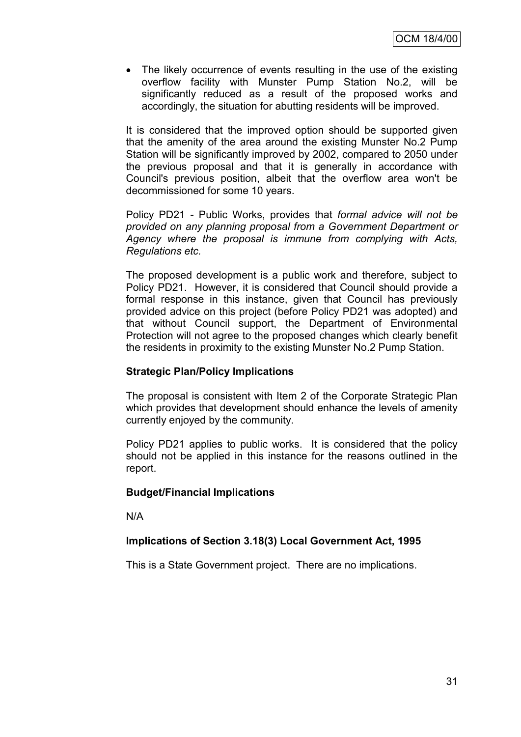- The likely occurrence of events resulting in the use of the existing overflow facility with Munster Pump Station No.2, will be significantly reduced as a result of the proposed works and accordingly, the situation for abutting residents will be improved.

It is considered that the improved option should be supported given that the amenity of the area around the existing Munster No.2 Pump Station will be significantly improved by 2002, compared to 2050 under the previous proposal and that it is generally in accordance with Council's previous position, albeit that the overflow area won't be decommissioned for some 10 years.

Policy PD21 - Public Works, provides that *formal advice will not be provided on any planning proposal from a Government Department or Agency where the proposal is immune from complying with Acts, Regulations etc.*

The proposed development is a public work and therefore, subject to Policy PD21. However, it is considered that Council should provide a formal response in this instance, given that Council has previously provided advice on this project (before Policy PD21 was adopted) and that without Council support, the Department of Environmental Protection will not agree to the proposed changes which clearly benefit the residents in proximity to the existing Munster No.2 Pump Station.

**Strategic Plan/Policy Implications**

The proposal is consistent with Item 2 of the Corporate Strategic Plan which provides that development should enhance the levels of amenity currently enjoyed by the community.

Policy PD21 applies to public works. It is considered that the policy should not be applied in this instance for the reasons outlined in the report.

**Budget/Financial Implications**

N/A

**Implications of Section 3.18(3) Local Government Act, 1995**

This is a State Government project. There are no implications.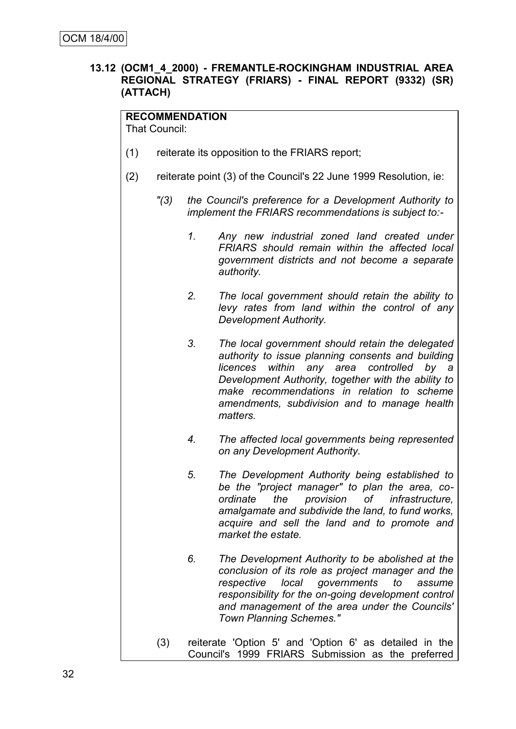**13.12 (OCM1_4_2000) - FREMANTLE-ROCKINGHAM INDUSTRIAL AREA REGIONAL STRATEGY (FRIARS) - FINAL REPORT (9332) (SR) (ATTACH)**

**RECOMMENDATION**

That Council:

(1) reiterate its opposition to the FRIARS report;

(2) reiterate point (3) of the Council's 22 June 1999 Resolution, ie:

> *"(3) the Council's preference for a Development Authority to implement the FRIARS recommendations is subject to:-*
>
> *1. Any new industrial zoned land created under FRIARS should remain within the affected local government districts and not become a separate authority.*
>
> *2. The local government should retain the ability to levy rates from land within the control of any Development Authority.*
>
> *3. The local government should retain the delegated authority to issue planning consents and building licences within any area controlled by a Development Authority, together with the ability to make recommendations in relation to scheme amendments, subdivision and to manage health matters.*
>
> *4. The affected local governments being represented on any Development Authority.*
>
> *5. The Development Authority being established to be the "project manager" to plan the area, co-ordinate the provision of infrastructure, amalgamate and subdivide the land, to fund works, acquire and sell the land and to promote and market the estate.*
>
> *6. The Development Authority to be abolished at the conclusion of its role as project manager and the respective local governments to assume responsibility for the on-going development control and management of the area under the Councils' Town Planning Schemes."*

(3) reiterate 'Option 5' and 'Option 6' as detailed in the Council's 1999 FRIARS Submission as the preferred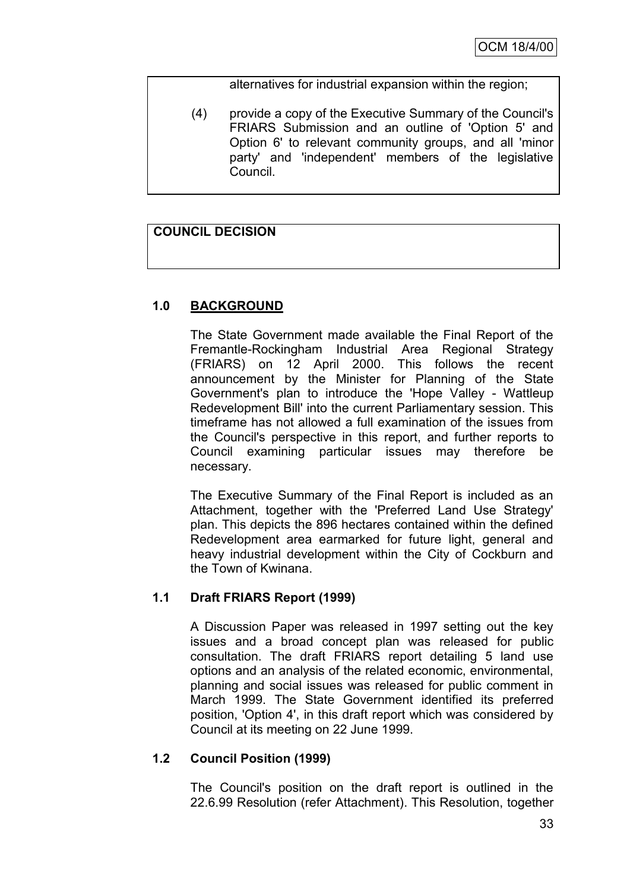alternatives for industrial expansion within the region;

(4) provide a copy of the Executive Summary of the Council's FRIARS Submission and an outline of 'Option 5' and Option 6' to relevant community groups, and all 'minor party' and 'independent' members of the legislative Council.

**COUNCIL DECISION**

## 1.0 BACKGROUND

The State Government made available the Final Report of the Fremantle-Rockingham Industrial Area Regional Strategy (FRIARS) on 12 April 2000. This follows the recent announcement by the Minister for Planning of the State Government's plan to introduce the 'Hope Valley - Wattleup Redevelopment Bill' into the current Parliamentary session. This timeframe has not allowed a full examination of the issues from the Council's perspective in this report, and further reports to Council examining particular issues may therefore be necessary.

The Executive Summary of the Final Report is included as an Attachment, together with the 'Preferred Land Use Strategy' plan. This depicts the 896 hectares contained within the defined Redevelopment area earmarked for future light, general and heavy industrial development within the City of Cockburn and the Town of Kwinana.

### 1.1 Draft FRIARS Report (1999)

A Discussion Paper was released in 1997 setting out the key issues and a broad concept plan was released for public consultation. The draft FRIARS report detailing 5 land use options and an analysis of the related economic, environmental, planning and social issues was released for public comment in March 1999. The State Government identified its preferred position, 'Option 4', in this draft report which was considered by Council at its meeting on 22 June 1999.

### 1.2 Council Position (1999)

The Council's position on the draft report is outlined in the 22.6.99 Resolution (refer Attachment). This Resolution, together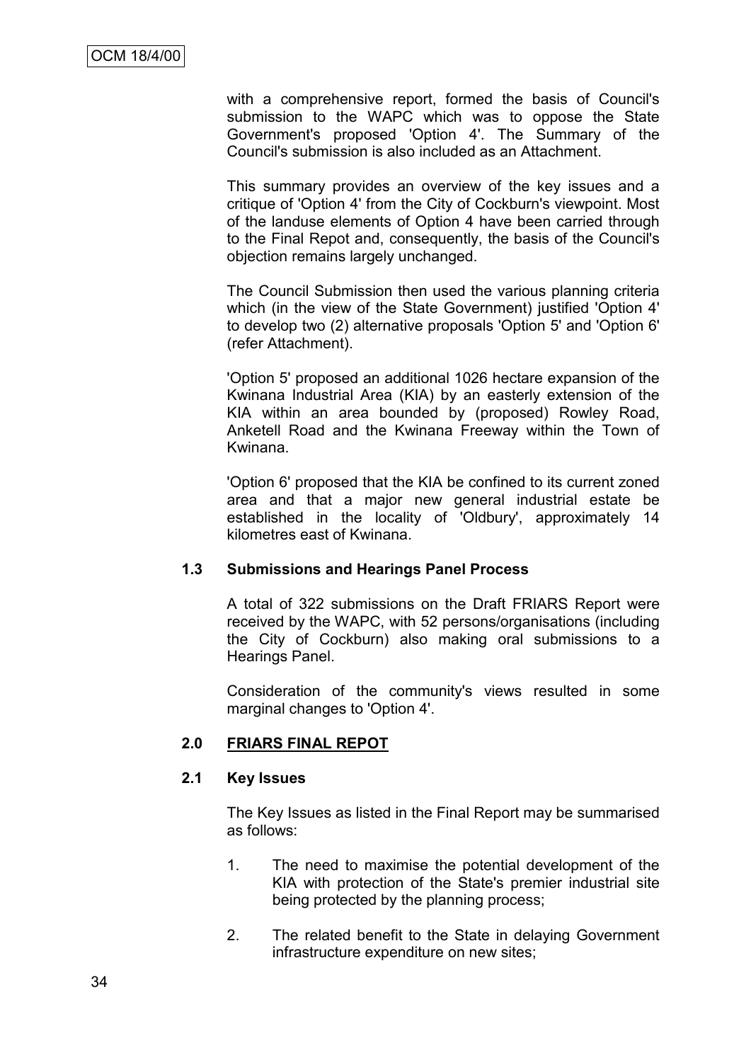with a comprehensive report, formed the basis of Council's submission to the WAPC which was to oppose the State Government's proposed 'Option 4'. The Summary of the Council's submission is also included as an Attachment.

This summary provides an overview of the key issues and a critique of 'Option 4' from the City of Cockburn's viewpoint. Most of the landuse elements of Option 4 have been carried through to the Final Repot and, consequently, the basis of the Council's objection remains largely unchanged.

The Council Submission then used the various planning criteria which (in the view of the State Government) justified 'Option 4' to develop two (2) alternative proposals 'Option 5' and 'Option 6' (refer Attachment).

'Option 5' proposed an additional 1026 hectare expansion of the Kwinana Industrial Area (KIA) by an easterly extension of the KIA within an area bounded by (proposed) Rowley Road, Anketell Road and the Kwinana Freeway within the Town of Kwinana.

'Option 6' proposed that the KIA be confined to its current zoned area and that a major new general industrial estate be established in the locality of 'Oldbury', approximately 14 kilometres east of Kwinana.

### 1.3 Submissions and Hearings Panel Process

A total of 322 submissions on the Draft FRIARS Report were received by the WAPC, with 52 persons/organisations (including the City of Cockburn) also making oral submissions to a Hearings Panel.

Consideration of the community's views resulted in some marginal changes to 'Option 4'.

## 2.0 FRIARS FINAL REPOT

### 2.1 Key Issues

The Key Issues as listed in the Final Report may be summarised as follows:

1. The need to maximise the potential development of the KIA with protection of the State's premier industrial site being protected by the planning process;

2. The related benefit to the State in delaying Government infrastructure expenditure on new sites;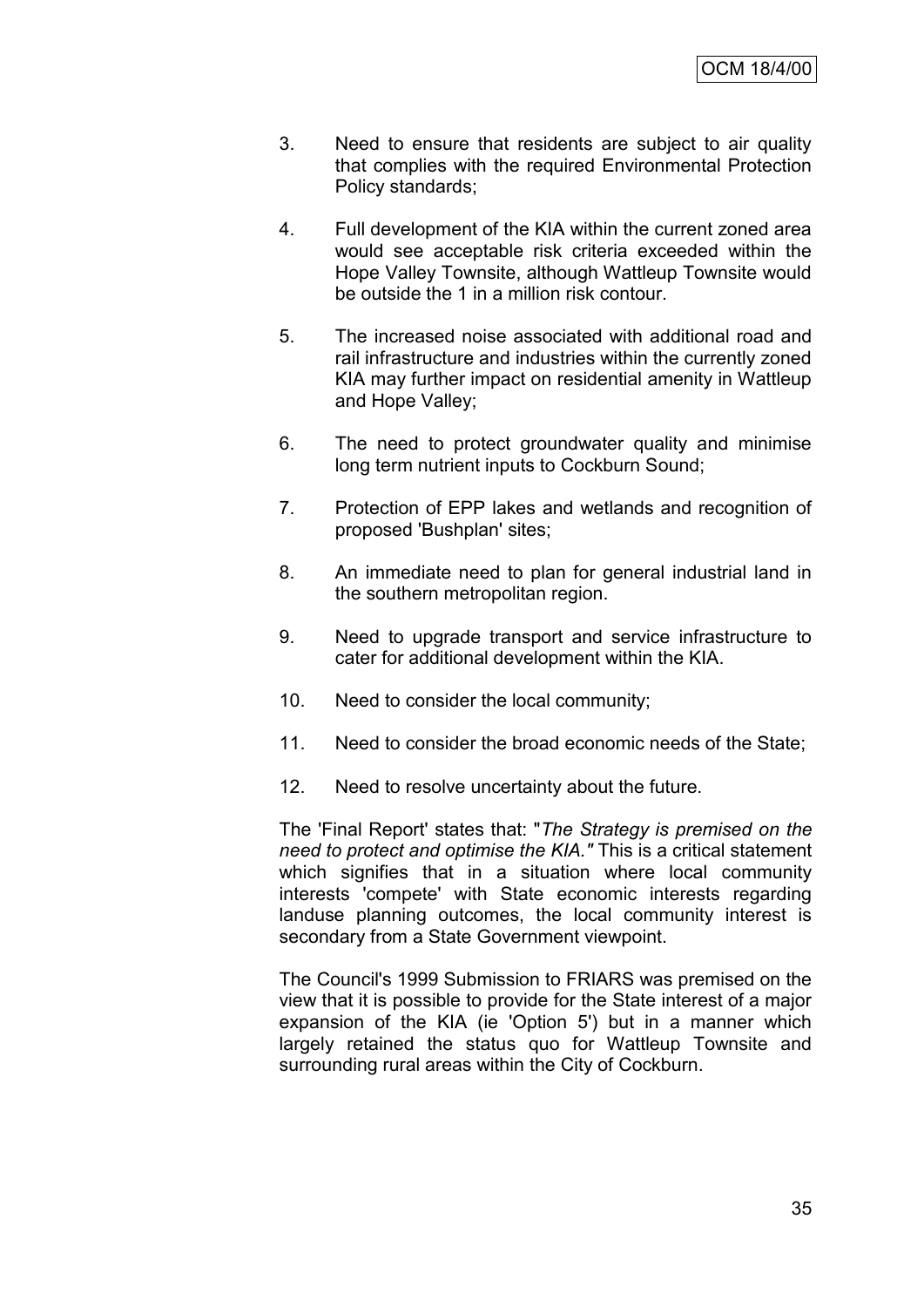3. Need to ensure that residents are subject to air quality that complies with the required Environmental Protection Policy standards;

4. Full development of the KIA within the current zoned area would see acceptable risk criteria exceeded within the Hope Valley Townsite, although Wattleup Townsite would be outside the 1 in a million risk contour.

5. The increased noise associated with additional road and rail infrastructure and industries within the currently zoned KIA may further impact on residential amenity in Wattleup and Hope Valley;

6. The need to protect groundwater quality and minimise long term nutrient inputs to Cockburn Sound;

7. Protection of EPP lakes and wetlands and recognition of proposed 'Bushplan' sites;

8. An immediate need to plan for general industrial land in the southern metropolitan region.

9. Need to upgrade transport and service infrastructure to cater for additional development within the KIA.

10. Need to consider the local community;

11. Need to consider the broad economic needs of the State;

12. Need to resolve uncertainty about the future.

The 'Final Report' states that: "*The Strategy is premised on the need to protect and optimise the KIA."* This is a critical statement which signifies that in a situation where local community interests 'compete' with State economic interests regarding landuse planning outcomes, the local community interest is secondary from a State Government viewpoint.

The Council's 1999 Submission to FRIARS was premised on the view that it is possible to provide for the State interest of a major expansion of the KIA (ie 'Option 5') but in a manner which largely retained the status quo for Wattleup Townsite and surrounding rural areas within the City of Cockburn.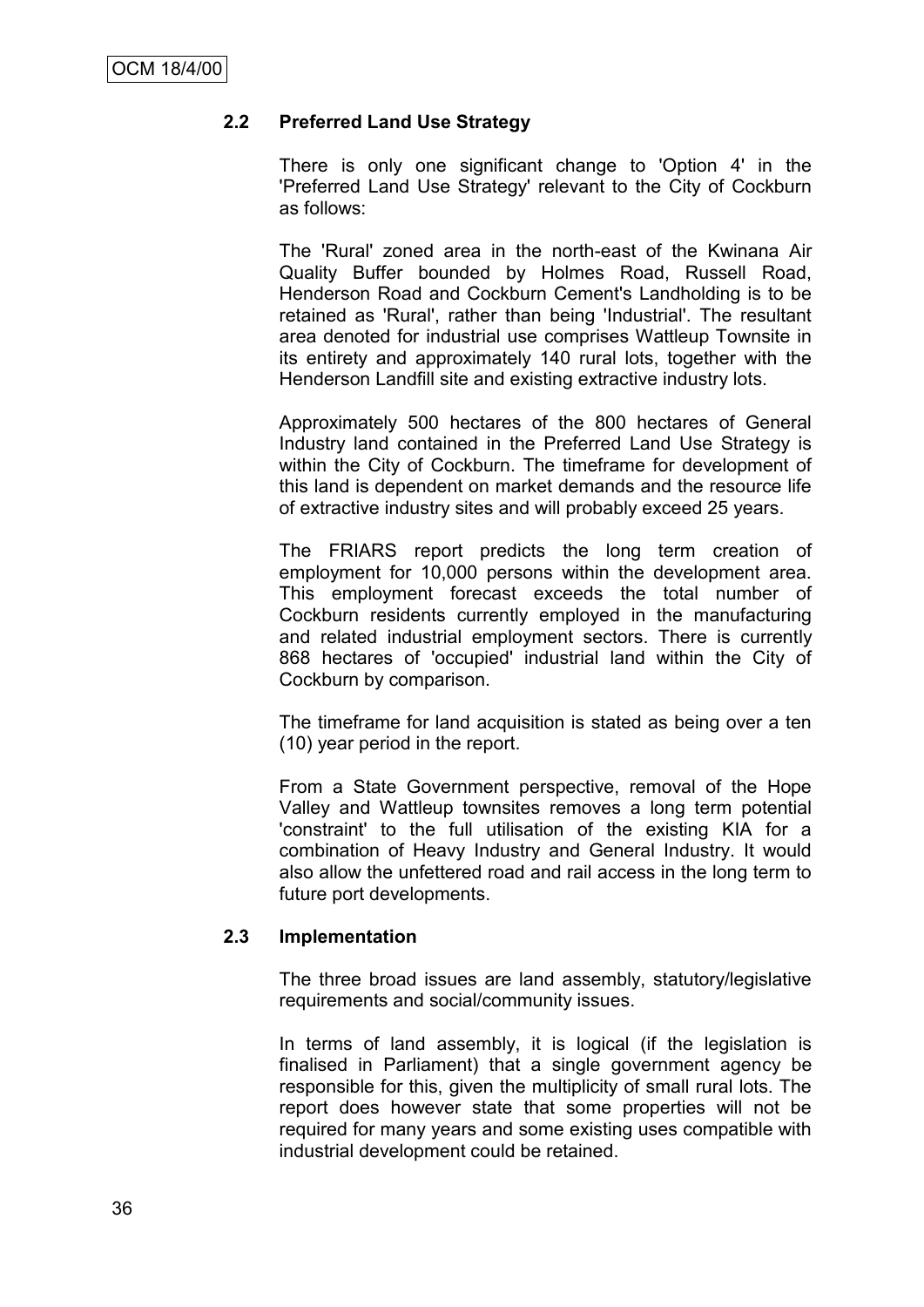### 2.2 Preferred Land Use Strategy

There is only one significant change to 'Option 4' in the 'Preferred Land Use Strategy' relevant to the City of Cockburn as follows:

The 'Rural' zoned area in the north-east of the Kwinana Air Quality Buffer bounded by Holmes Road, Russell Road, Henderson Road and Cockburn Cement's Landholding is to be retained as 'Rural', rather than being 'Industrial'. The resultant area denoted for industrial use comprises Wattleup Townsite in its entirety and approximately 140 rural lots, together with the Henderson Landfill site and existing extractive industry lots.

Approximately 500 hectares of the 800 hectares of General Industry land contained in the Preferred Land Use Strategy is within the City of Cockburn. The timeframe for development of this land is dependent on market demands and the resource life of extractive industry sites and will probably exceed 25 years.

The FRIARS report predicts the long term creation of employment for 10,000 persons within the development area. This employment forecast exceeds the total number of Cockburn residents currently employed in the manufacturing and related industrial employment sectors. There is currently 868 hectares of 'occupied' industrial land within the City of Cockburn by comparison.

The timeframe for land acquisition is stated as being over a ten (10) year period in the report.

From a State Government perspective, removal of the Hope Valley and Wattleup townsites removes a long term potential 'constraint' to the full utilisation of the existing KIA for a combination of Heavy Industry and General Industry. It would also allow the unfettered road and rail access in the long term to future port developments.

### 2.3 Implementation

The three broad issues are land assembly, statutory/legislative requirements and social/community issues.

In terms of land assembly, it is logical (if the legislation is finalised in Parliament) that a single government agency be responsible for this, given the multiplicity of small rural lots. The report does however state that some properties will not be required for many years and some existing uses compatible with industrial development could be retained.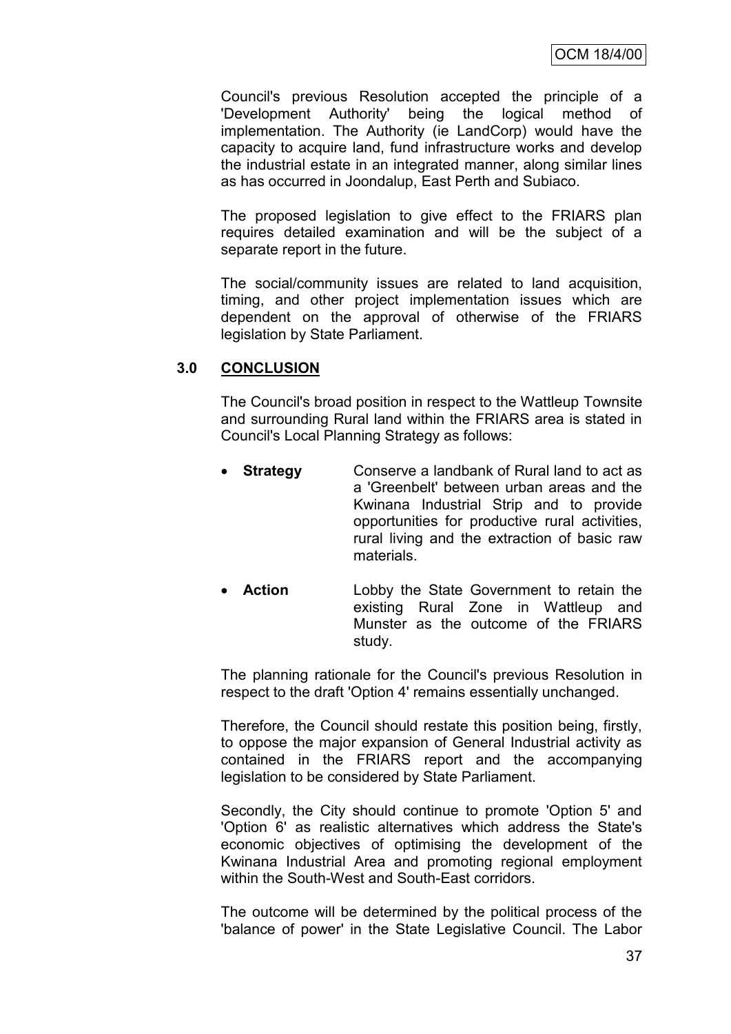Council's previous Resolution accepted the principle of a 'Development Authority' being the logical method of implementation. The Authority (ie LandCorp) would have the capacity to acquire land, fund infrastructure works and develop the industrial estate in an integrated manner, along similar lines as has occurred in Joondalup, East Perth and Subiaco.

The proposed legislation to give effect to the FRIARS plan requires detailed examination and will be the subject of a separate report in the future.

The social/community issues are related to land acquisition, timing, and other project implementation issues which are dependent on the approval of otherwise of the FRIARS legislation by State Parliament.

## 3.0 CONCLUSION

The Council's broad position in respect to the Wattleup Townsite and surrounding Rural land within the FRIARS area is stated in Council's Local Planning Strategy as follows:

- **Strategy** Conserve a landbank of Rural land to act as a 'Greenbelt' between urban areas and the Kwinana Industrial Strip and to provide opportunities for productive rural activities, rural living and the extraction of basic raw materials.
- **Action** Lobby the State Government to retain the existing Rural Zone in Wattleup and Munster as the outcome of the FRIARS study.

The planning rationale for the Council's previous Resolution in respect to the draft 'Option 4' remains essentially unchanged.

Therefore, the Council should restate this position being, firstly, to oppose the major expansion of General Industrial activity as contained in the FRIARS report and the accompanying legislation to be considered by State Parliament.

Secondly, the City should continue to promote 'Option 5' and 'Option 6' as realistic alternatives which address the State's economic objectives of optimising the development of the Kwinana Industrial Area and promoting regional employment within the South-West and South-East corridors.

The outcome will be determined by the political process of the 'balance of power' in the State Legislative Council. The Labor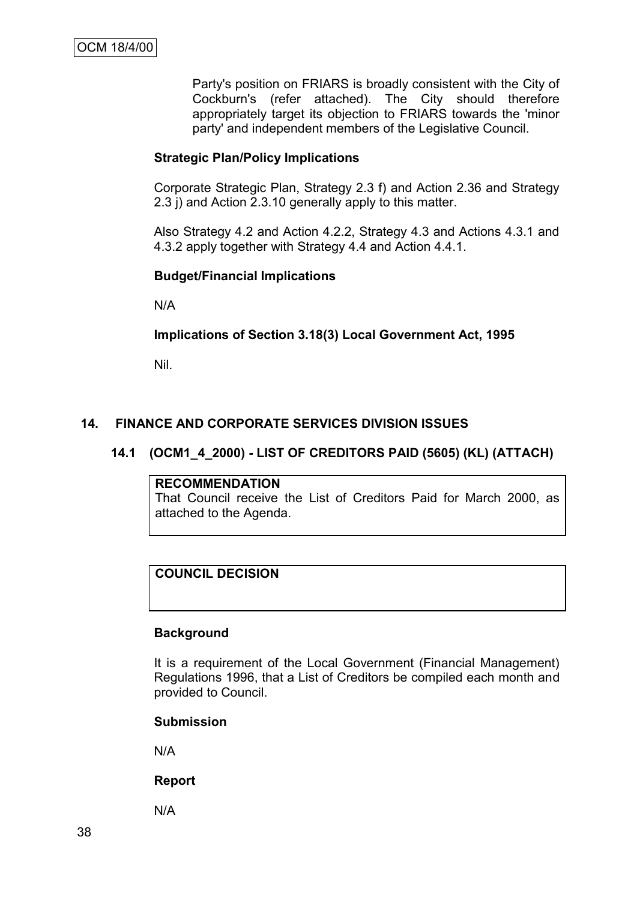Party's position on FRIARS is broadly consistent with the City of Cockburn's (refer attached). The City should therefore appropriately target its objection to FRIARS towards the 'minor party' and independent members of the Legislative Council.

**Strategic Plan/Policy Implications**

Corporate Strategic Plan, Strategy 2.3 f) and Action 2.36 and Strategy 2.3 j) and Action 2.3.10 generally apply to this matter.

Also Strategy 4.2 and Action 4.2.2, Strategy 4.3 and Actions 4.3.1 and 4.3.2 apply together with Strategy 4.4 and Action 4.4.1.

**Budget/Financial Implications**

N/A

**Implications of Section 3.18(3) Local Government Act, 1995**

Nil.

## 14. FINANCE AND CORPORATE SERVICES DIVISION ISSUES

### 14.1 (OCM1_4_2000) - LIST OF CREDITORS PAID (5605) (KL) (ATTACH)

**RECOMMENDATION**
That Council receive the List of Creditors Paid for March 2000, as attached to the Agenda.

**COUNCIL DECISION**

**Background**

It is a requirement of the Local Government (Financial Management) Regulations 1996, that a List of Creditors be compiled each month and provided to Council.

**Submission**

N/A

**Report**

N/A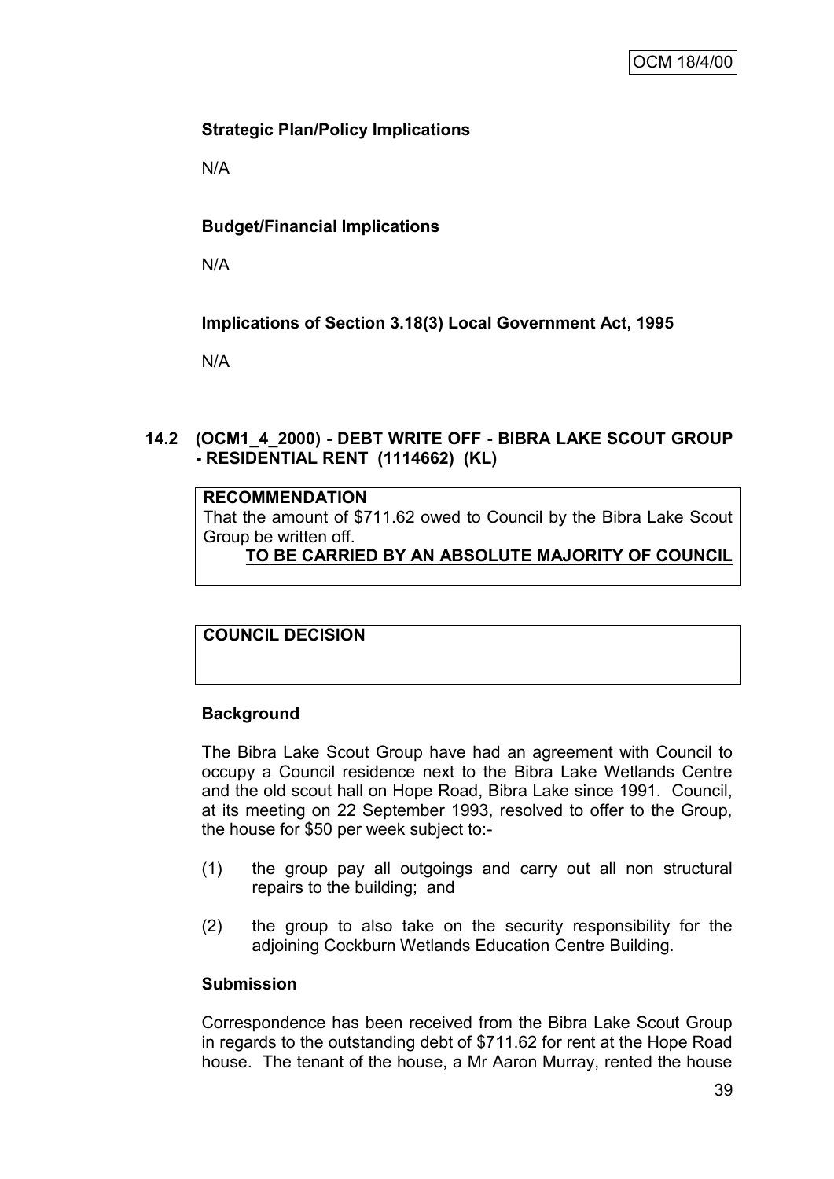**Strategic Plan/Policy Implications**

N/A

**Budget/Financial Implications**

N/A

**Implications of Section 3.18(3) Local Government Act, 1995**

N/A

## 14.2 (OCM1_4_2000) - DEBT WRITE OFF - BIBRA LAKE SCOUT GROUP - RESIDENTIAL RENT (1114662) (KL)

**RECOMMENDATION**

That the amount of $711.62 owed to Council by the Bibra Lake Scout Group be written off.

**TO BE CARRIED BY AN ABSOLUTE MAJORITY OF COUNCIL**

**COUNCIL DECISION**

**Background**

The Bibra Lake Scout Group have had an agreement with Council to occupy a Council residence next to the Bibra Lake Wetlands Centre and the old scout hall on Hope Road, Bibra Lake since 1991. Council, at its meeting on 22 September 1993, resolved to offer to the Group, the house for $50 per week subject to:-

(1) the group pay all outgoings and carry out all non structural repairs to the building; and

(2) the group to also take on the security responsibility for the adjoining Cockburn Wetlands Education Centre Building.

**Submission**

Correspondence has been received from the Bibra Lake Scout Group in regards to the outstanding debt of $711.62 for rent at the Hope Road house. The tenant of the house, a Mr Aaron Murray, rented the house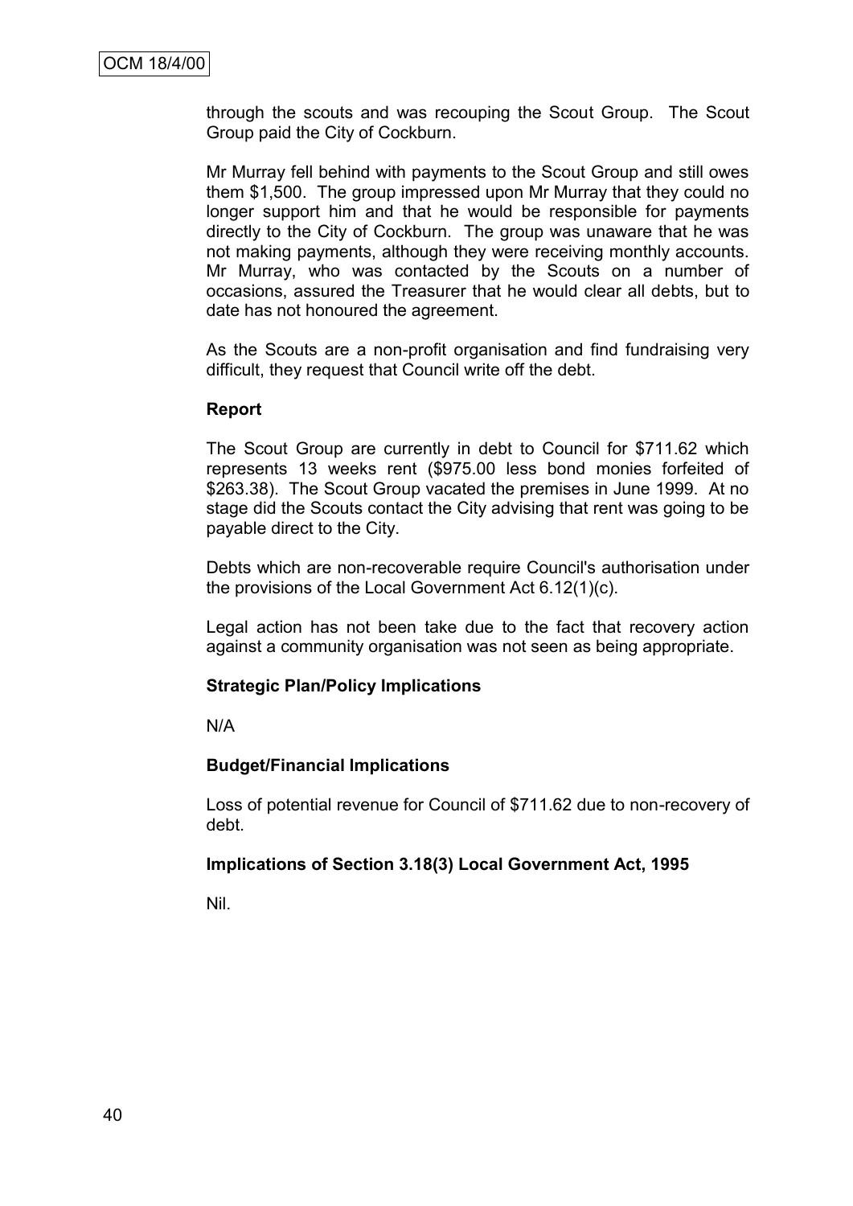through the scouts and was recouping the Scout Group. The Scout Group paid the City of Cockburn.

Mr Murray fell behind with payments to the Scout Group and still owes them $1,500. The group impressed upon Mr Murray that they could no longer support him and that he would be responsible for payments directly to the City of Cockburn. The group was unaware that he was not making payments, although they were receiving monthly accounts. Mr Murray, who was contacted by the Scouts on a number of occasions, assured the Treasurer that he would clear all debts, but to date has not honoured the agreement.

As the Scouts are a non-profit organisation and find fundraising very difficult, they request that Council write off the debt.

**Report**

The Scout Group are currently in debt to Council for $711.62 which represents 13 weeks rent ($975.00 less bond monies forfeited of $263.38). The Scout Group vacated the premises in June 1999. At no stage did the Scouts contact the City advising that rent was going to be payable direct to the City.

Debts which are non-recoverable require Council's authorisation under the provisions of the Local Government Act 6.12(1)(c).

Legal action has not been take due to the fact that recovery action against a community organisation was not seen as being appropriate.

**Strategic Plan/Policy Implications**

N/A

**Budget/Financial Implications**

Loss of potential revenue for Council of $711.62 due to non-recovery of debt.

**Implications of Section 3.18(3) Local Government Act, 1995**

Nil.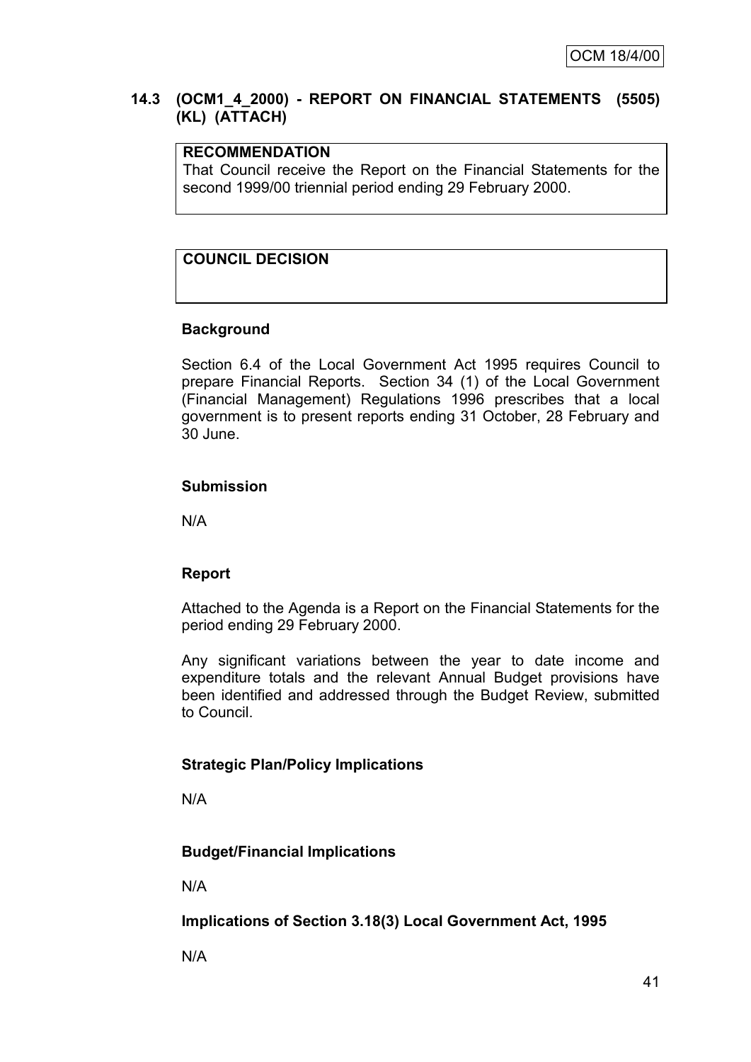OCM 18/4/00

## 14.3 (OCM1_4_2000) - REPORT ON FINANCIAL STATEMENTS (5505) (KL) (ATTACH)

**RECOMMENDATION**

That Council receive the Report on the Financial Statements for the second 1999/00 triennial period ending 29 February 2000.

**COUNCIL DECISION**

### Background

Section 6.4 of the Local Government Act 1995 requires Council to prepare Financial Reports. Section 34 (1) of the Local Government (Financial Management) Regulations 1996 prescribes that a local government is to present reports ending 31 October, 28 February and 30 June.

### Submission

N/A

### Report

Attached to the Agenda is a Report on the Financial Statements for the period ending 29 February 2000.

Any significant variations between the year to date income and expenditure totals and the relevant Annual Budget provisions have been identified and addressed through the Budget Review, submitted to Council.

### Strategic Plan/Policy Implications

N/A

### Budget/Financial Implications

N/A

### Implications of Section 3.18(3) Local Government Act, 1995

N/A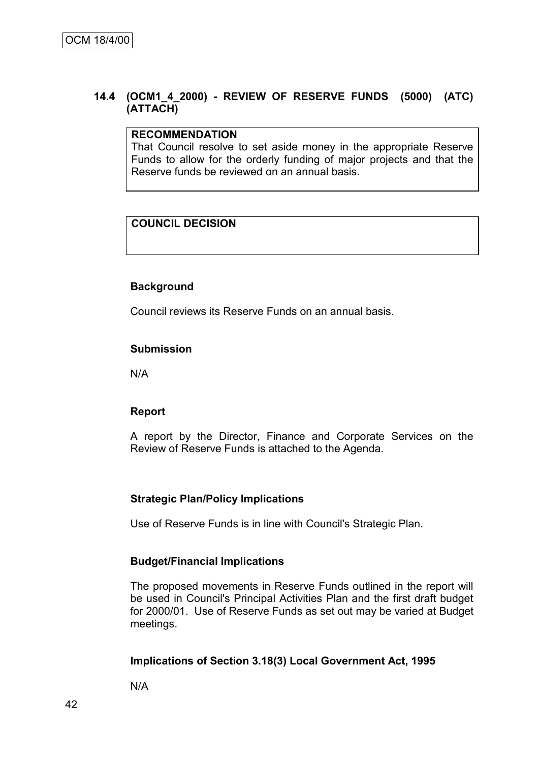## 14.4 (OCM1_4_2000) - REVIEW OF RESERVE FUNDS (5000) (ATC) (ATTACH)

**RECOMMENDATION**

That Council resolve to set aside money in the appropriate Reserve Funds to allow for the orderly funding of major projects and that the Reserve funds be reviewed on an annual basis.

**COUNCIL DECISION**

**Background**

Council reviews its Reserve Funds on an annual basis.

**Submission**

N/A

**Report**

A report by the Director, Finance and Corporate Services on the Review of Reserve Funds is attached to the Agenda.

**Strategic Plan/Policy Implications**

Use of Reserve Funds is in line with Council's Strategic Plan.

**Budget/Financial Implications**

The proposed movements in Reserve Funds outlined in the report will be used in Council's Principal Activities Plan and the first draft budget for 2000/01. Use of Reserve Funds as set out may be varied at Budget meetings.

**Implications of Section 3.18(3) Local Government Act, 1995**

N/A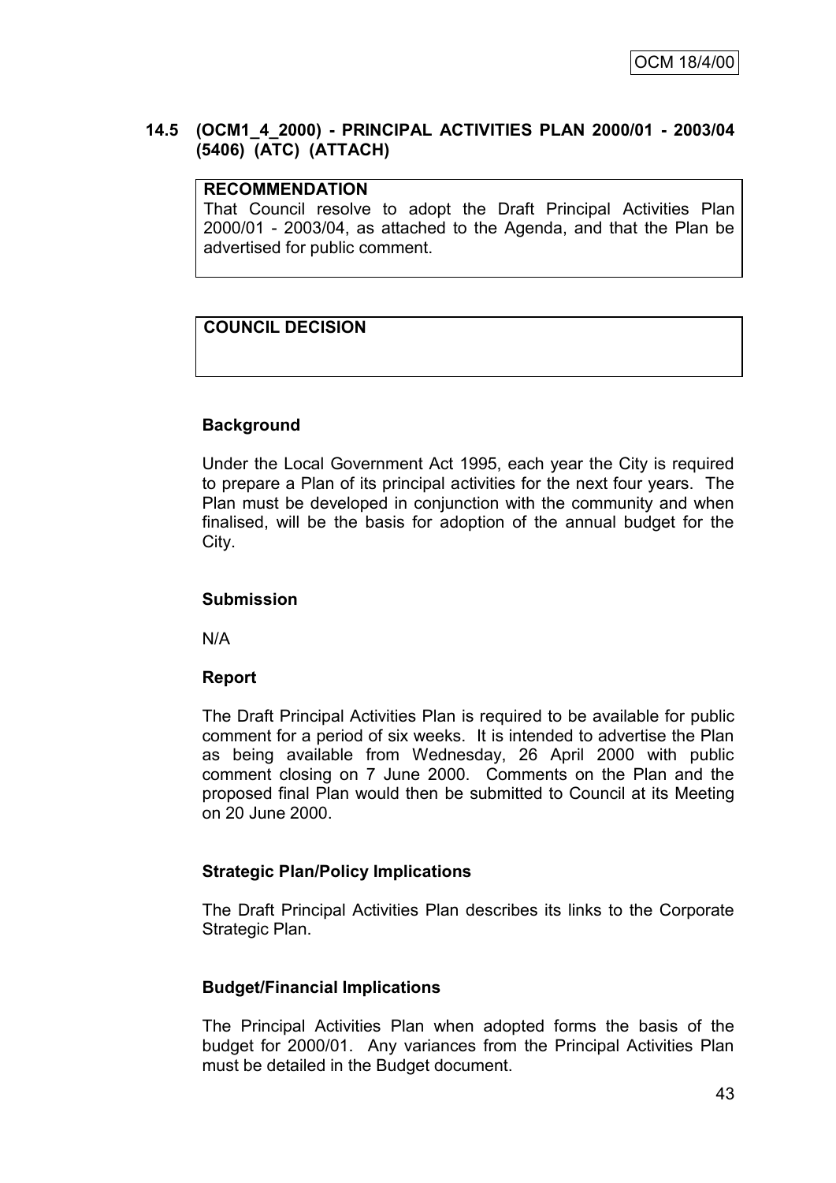## 14.5 (OCM1_4_2000) - PRINCIPAL ACTIVITIES PLAN 2000/01 - 2003/04 (5406) (ATC) (ATTACH)

**RECOMMENDATION**

That Council resolve to adopt the Draft Principal Activities Plan 2000/01 - 2003/04, as attached to the Agenda, and that the Plan be advertised for public comment.

**COUNCIL DECISION**

**Background**

Under the Local Government Act 1995, each year the City is required to prepare a Plan of its principal activities for the next four years. The Plan must be developed in conjunction with the community and when finalised, will be the basis for adoption of the annual budget for the City.

**Submission**

N/A

**Report**

The Draft Principal Activities Plan is required to be available for public comment for a period of six weeks. It is intended to advertise the Plan as being available from Wednesday, 26 April 2000 with public comment closing on 7 June 2000. Comments on the Plan and the proposed final Plan would then be submitted to Council at its Meeting on 20 June 2000.

**Strategic Plan/Policy Implications**

The Draft Principal Activities Plan describes its links to the Corporate Strategic Plan.

**Budget/Financial Implications**

The Principal Activities Plan when adopted forms the basis of the budget for 2000/01. Any variances from the Principal Activities Plan must be detailed in the Budget document.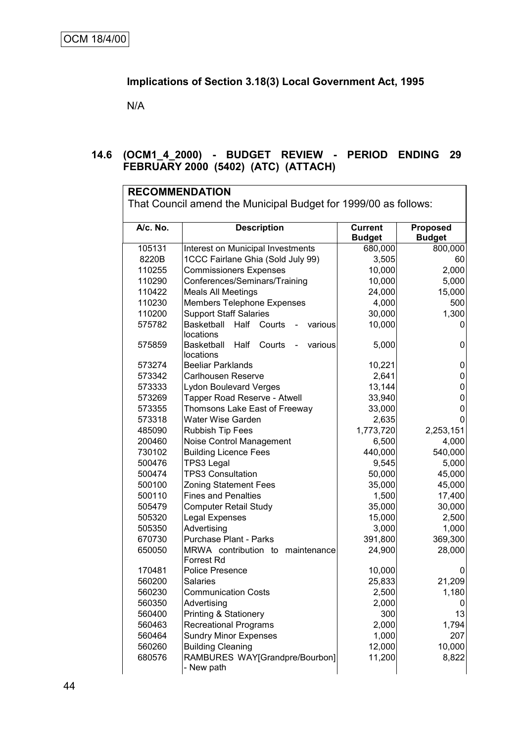OCM 18/4/00

**Implications of Section 3.18(3) Local Government Act, 1995**

N/A

## 14.6 (OCM1_4_2000) - BUDGET REVIEW - PERIOD ENDING 29 FEBRUARY 2000 (5402) (ATC) (ATTACH)

**RECOMMENDATION**

That Council amend the Municipal Budget for 1999/00 as follows:

| A/c. No. | Description | Current Budget | Proposed Budget |
|---|---|---|---|
| 105131 | Interest on Municipal Investments | 680,000 | 800,000 |
| 8220B | 1CCC Fairlane Ghia (Sold July 99) | 3,505 | 60 |
| 110255 | Commissioners Expenses | 10,000 | 2,000 |
| 110290 | Conferences/Seminars/Training | 10,000 | 5,000 |
| 110422 | Meals All Meetings | 24,000 | 15,000 |
| 110230 | Members Telephone Expenses | 4,000 | 500 |
| 110200 | Support Staff Salaries | 30,000 | 1,300 |
| 575782 | Basketball Half Courts - various locations | 10,000 | 0 |
| 575859 | Basketball Half Courts - various locations | 5,000 | 0 |
| 573274 | Beeliar Parklands | 10,221 | 0 |
| 573342 | Carlhousen Reserve | 2,641 | 0 |
| 573333 | Lydon Boulevard Verges | 13,144 | 0 |
| 573269 | Tapper Road Reserve - Atwell | 33,940 | 0 |
| 573355 | Thomsons Lake East of Freeway | 33,000 | 0 |
| 573318 | Water Wise Garden | 2,635 | 0 |
| 485090 | Rubbish Tip Fees | 1,773,720 | 2,253,151 |
| 200460 | Noise Control Management | 6,500 | 4,000 |
| 730102 | Building Licence Fees | 440,000 | 540,000 |
| 500476 | TPS3 Legal | 9,545 | 5,000 |
| 500474 | TPS3 Consultation | 50,000 | 45,000 |
| 500100 | Zoning Statement Fees | 35,000 | 45,000 |
| 500110 | Fines and Penalties | 1,500 | 17,400 |
| 505479 | Computer Retail Study | 35,000 | 30,000 |
| 505320 | Legal Expenses | 15,000 | 2,500 |
| 505350 | Advertising | 3,000 | 1,000 |
| 670730 | Purchase Plant - Parks | 391,800 | 369,300 |
| 650050 | MRWA contribution to maintenance Forrest Rd | 24,900 | 28,000 |
| 170481 | Police Presence | 10,000 | 0 |
| 560200 | Salaries | 25,833 | 21,209 |
| 560230 | Communication Costs | 2,500 | 1,180 |
| 560350 | Advertising | 2,000 | 0 |
| 560400 | Printing & Stationery | 300 | 13 |
| 560463 | Recreational Programs | 2,000 | 1,794 |
| 560464 | Sundry Minor Expenses | 1,000 | 207 |
| 560260 | Building Cleaning | 12,000 | 10,000 |
| 680576 | RAMBURES WAY[Grandpre/Bourbon] - New path | 11,200 | 8,822 |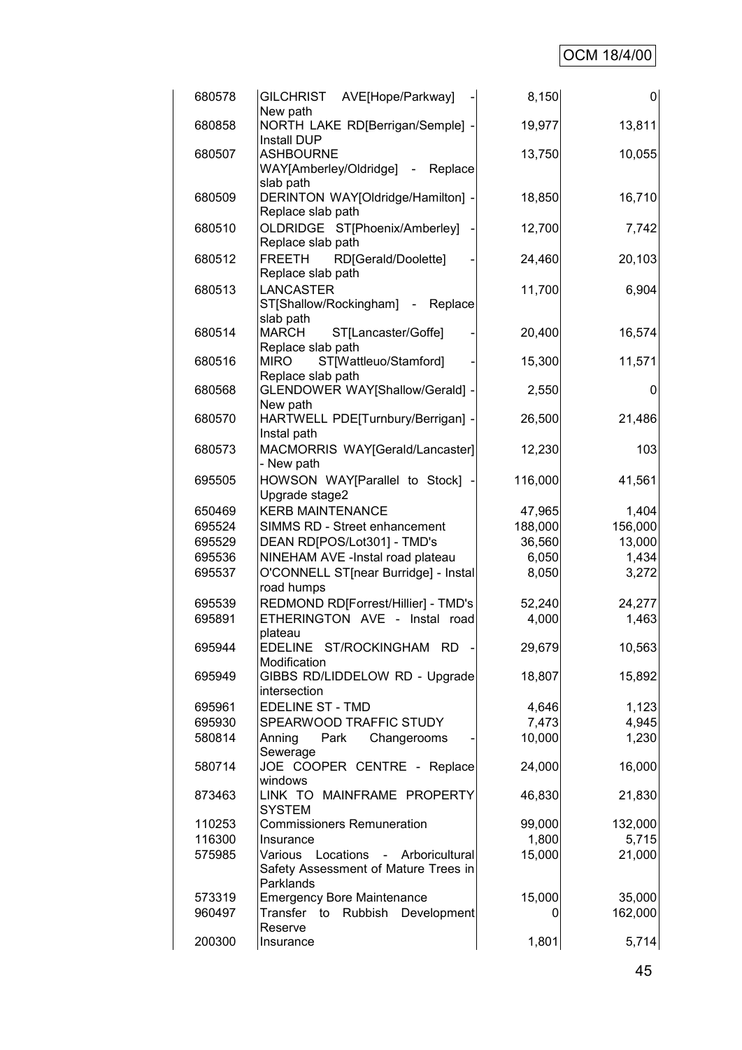| | | | |
|---|---|---|---|
| 680578 | GILCHRIST AVE[Hope/Parkway] - New path | 8,150 | 0 |
| 680858 | NORTH LAKE RD[Berrigan/Semple] - Install DUP | 19,977 | 13,811 |
| 680507 | ASHBOURNE WAY[Amberley/Oldridge] - Replace slab path | 13,750 | 10,055 |
| 680509 | DERINTON WAY[Oldridge/Hamilton] - Replace slab path | 18,850 | 16,710 |
| 680510 | OLDRIDGE ST[Phoenix/Amberley] - Replace slab path | 12,700 | 7,742 |
| 680512 | FREETH RD[Gerald/Doolette] - Replace slab path | 24,460 | 20,103 |
| 680513 | LANCASTER ST[Shallow/Rockingham] - Replace slab path | 11,700 | 6,904 |
| 680514 | MARCH ST[Lancaster/Goffe] - Replace slab path | 20,400 | 16,574 |
| 680516 | MIRO ST[Wattleuo/Stamford] - Replace slab path | 15,300 | 11,571 |
| 680568 | GLENDOWER WAY[Shallow/Gerald] - New path | 2,550 | 0 |
| 680570 | HARTWELL PDE[Turnbury/Berrigan] - Instal path | 26,500 | 21,486 |
| 680573 | MACMORRIS WAY[Gerald/Lancaster] - New path | 12,230 | 103 |
| 695505 | HOWSON WAY[Parallel to Stock] - Upgrade stage2 | 116,000 | 41,561 |
| 650469 | KERB MAINTENANCE | 47,965 | 1,404 |
| 695524 | SIMMS RD - Street enhancement | 188,000 | 156,000 |
| 695529 | DEAN RD[POS/Lot301] - TMD's | 36,560 | 13,000 |
| 695536 | NINEHAM AVE -Instal road plateau | 6,050 | 1,434 |
| 695537 | O'CONNELL ST[near Burridge] - Instal road humps | 8,050 | 3,272 |
| 695539 | REDMOND RD[Forrest/Hillier] - TMD's | 52,240 | 24,277 |
| 695891 | ETHERINGTON AVE - Instal road plateau | 4,000 | 1,463 |
| 695944 | EDELINE ST/ROCKINGHAM RD - Modification | 29,679 | 10,563 |
| 695949 | GIBBS RD/LIDDELOW RD - Upgrade intersection | 18,807 | 15,892 |
| 695961 | EDELINE ST - TMD | 4,646 | 1,123 |
| 695930 | SPEARWOOD TRAFFIC STUDY | 7,473 | 4,945 |
| 580814 | Anning Park Changerooms - Sewerage | 10,000 | 1,230 |
| 580714 | JOE COOPER CENTRE - Replace windows | 24,000 | 16,000 |
| 873463 | LINK TO MAINFRAME PROPERTY SYSTEM | 46,830 | 21,830 |
| 110253 | Commissioners Remuneration | 99,000 | 132,000 |
| 116300 | Insurance | 1,800 | 5,715 |
| 575985 | Various Locations - Arboricultural Safety Assessment of Mature Trees in Parklands | 15,000 | 21,000 |
| 573319 | Emergency Bore Maintenance | 15,000 | 35,000 |
| 960497 | Transfer to Rubbish Development Reserve | 0 | 162,000 |
| 200300 | Insurance | 1,801 | 5,714 |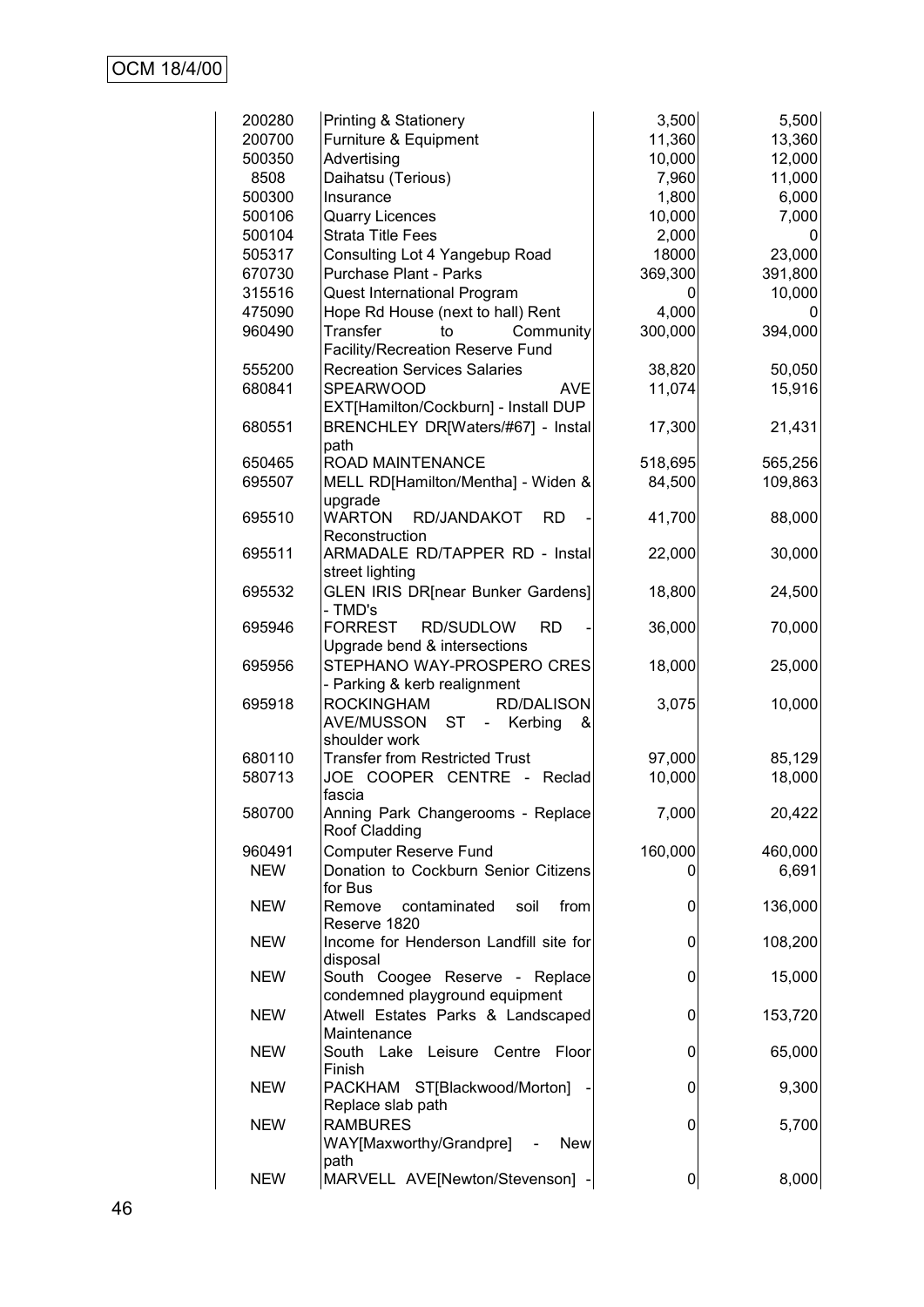| | | | |
|---|---|---|---|
| 200280 | Printing & Stationery | 3,500 | 5,500 |
| 200700 | Furniture & Equipment | 11,360 | 13,360 |
| 500350 | Advertising | 10,000 | 12,000 |
| 8508 | Daihatsu (Terious) | 7,960 | 11,000 |
| 500300 | Insurance | 1,800 | 6,000 |
| 500106 | Quarry Licences | 10,000 | 7,000 |
| 500104 | Strata Title Fees | 2,000 | 0 |
| 505317 | Consulting Lot 4 Yangebup Road | 18000 | 23,000 |
| 670730 | Purchase Plant - Parks | 369,300 | 391,800 |
| 315516 | Quest International Program | 0 | 10,000 |
| 475090 | Hope Rd House (next to hall) Rent | 4,000 | 0 |
| 960490 | Transfer to Community Facility/Recreation Reserve Fund | 300,000 | 394,000 |
| 555200 | Recreation Services Salaries | 38,820 | 50,050 |
| 680841 | SPEARWOOD AVE EXT[Hamilton/Cockburn] - Install DUP | 11,074 | 15,916 |
| 680551 | BRENCHLEY DR[Waters/#67] - Instal path | 17,300 | 21,431 |
| 650465 | ROAD MAINTENANCE | 518,695 | 565,256 |
| 695507 | MELL RD[Hamilton/Mentha] - Widen & upgrade | 84,500 | 109,863 |
| 695510 | WARTON RD/JANDAKOT RD - Reconstruction | 41,700 | 88,000 |
| 695511 | ARMADALE RD/TAPPER RD - Instal street lighting | 22,000 | 30,000 |
| 695532 | GLEN IRIS DR[near Bunker Gardens] - TMD's | 18,800 | 24,500 |
| 695946 | FORREST RD/SUDLOW RD - Upgrade bend & intersections | 36,000 | 70,000 |
| 695956 | STEPHANO WAY-PROSPERO CRES - Parking & kerb realignment | 18,000 | 25,000 |
| 695918 | ROCKINGHAM RD/DALISON AVE/MUSSON ST - Kerbing & shoulder work | 3,075 | 10,000 |
| 680110 | Transfer from Restricted Trust | 97,000 | 85,129 |
| 580713 | JOE COOPER CENTRE - Reclad fascia | 10,000 | 18,000 |
| 580700 | Anning Park Changerooms - Replace Roof Cladding | 7,000 | 20,422 |
| 960491 | Computer Reserve Fund | 160,000 | 460,000 |
| NEW | Donation to Cockburn Senior Citizens for Bus | 0 | 6,691 |
| NEW | Remove contaminated soil from Reserve 1820 | 0 | 136,000 |
| NEW | Income for Henderson Landfill site for disposal | 0 | 108,200 |
| NEW | South Coogee Reserve - Replace condemned playground equipment | 0 | 15,000 |
| NEW | Atwell Estates Parks & Landscaped Maintenance | 0 | 153,720 |
| NEW | South Lake Leisure Centre Floor Finish | 0 | 65,000 |
| NEW | PACKHAM ST[Blackwood/Morton] - Replace slab path | 0 | 9,300 |
| NEW | RAMBURES WAY[Maxworthy/Grandpre] - New path | 0 | 5,700 |
| NEW | MARVELL AVE[Newton/Stevenson] - | 0 | 8,000 |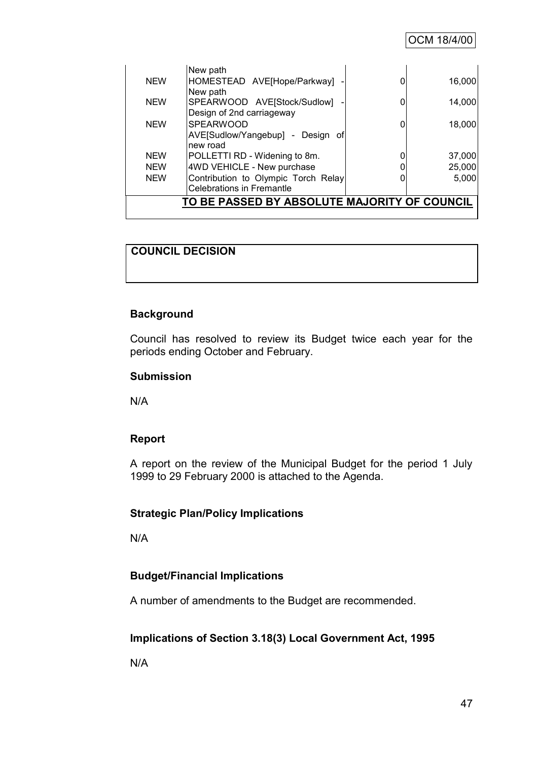| | | | |
|---|---|---|---|
| | New path | | |
| NEW | HOMESTEAD AVE[Hope/Parkway] - New path | 0 | 16,000 |
| NEW | SPEARWOOD AVE[Stock/Sudlow] - Design of 2nd carriageway | 0 | 14,000 |
| NEW | SPEARWOOD AVE[Sudlow/Yangebup] - Design of new road | 0 | 18,000 |
| NEW | POLLETTI RD - Widening to 8m. | 0 | 37,000 |
| NEW | 4WD VEHICLE - New purchase | 0 | 25,000 |
| NEW | Contribution to Olympic Torch Relay Celebrations in Fremantle | 0 | 5,000 |

**TO BE PASSED BY ABSOLUTE MAJORITY OF COUNCIL**

| **COUNCIL DECISION** |
|---|
| |

## Background

Council has resolved to review its Budget twice each year for the periods ending October and February.

## Submission

N/A

## Report

A report on the review of the Municipal Budget for the period 1 July 1999 to 29 February 2000 is attached to the Agenda.

## Strategic Plan/Policy Implications

N/A

## Budget/Financial Implications

A number of amendments to the Budget are recommended.

## Implications of Section 3.18(3) Local Government Act, 1995

N/A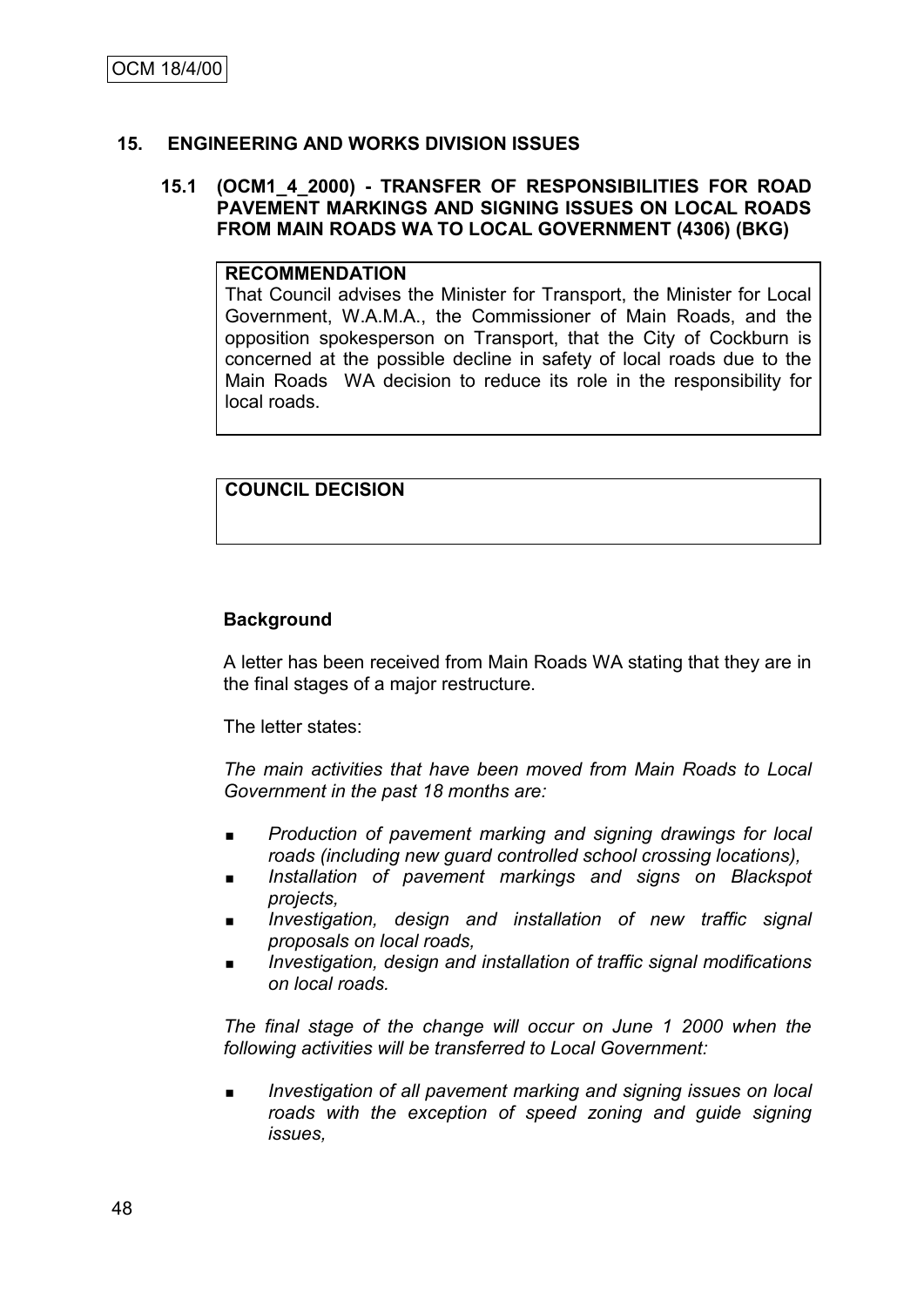## 15. ENGINEERING AND WORKS DIVISION ISSUES

### 15.1 (OCM1_4_2000) - TRANSFER OF RESPONSIBILITIES FOR ROAD PAVEMENT MARKINGS AND SIGNING ISSUES ON LOCAL ROADS FROM MAIN ROADS WA TO LOCAL GOVERNMENT (4306) (BKG)

**RECOMMENDATION**

That Council advises the Minister for Transport, the Minister for Local Government, W.A.M.A., the Commissioner of Main Roads, and the opposition spokesperson on Transport, that the City of Cockburn is concerned at the possible decline in safety of local roads due to the Main Roads WA decision to reduce its role in the responsibility for local roads.

**COUNCIL DECISION**

**Background**

A letter has been received from Main Roads WA stating that they are in the final stages of a major restructure.

The letter states:

*The main activities that have been moved from Main Roads to Local Government in the past 18 months are:*

- *Production of pavement marking and signing drawings for local roads (including new guard controlled school crossing locations),*
- *Installation of pavement markings and signs on Blackspot projects,*
- *Investigation, design and installation of new traffic signal proposals on local roads,*
- *Investigation, design and installation of traffic signal modifications on local roads.*

*The final stage of the change will occur on June 1 2000 when the following activities will be transferred to Local Government:*

- *Investigation of all pavement marking and signing issues on local roads with the exception of speed zoning and guide signing issues,*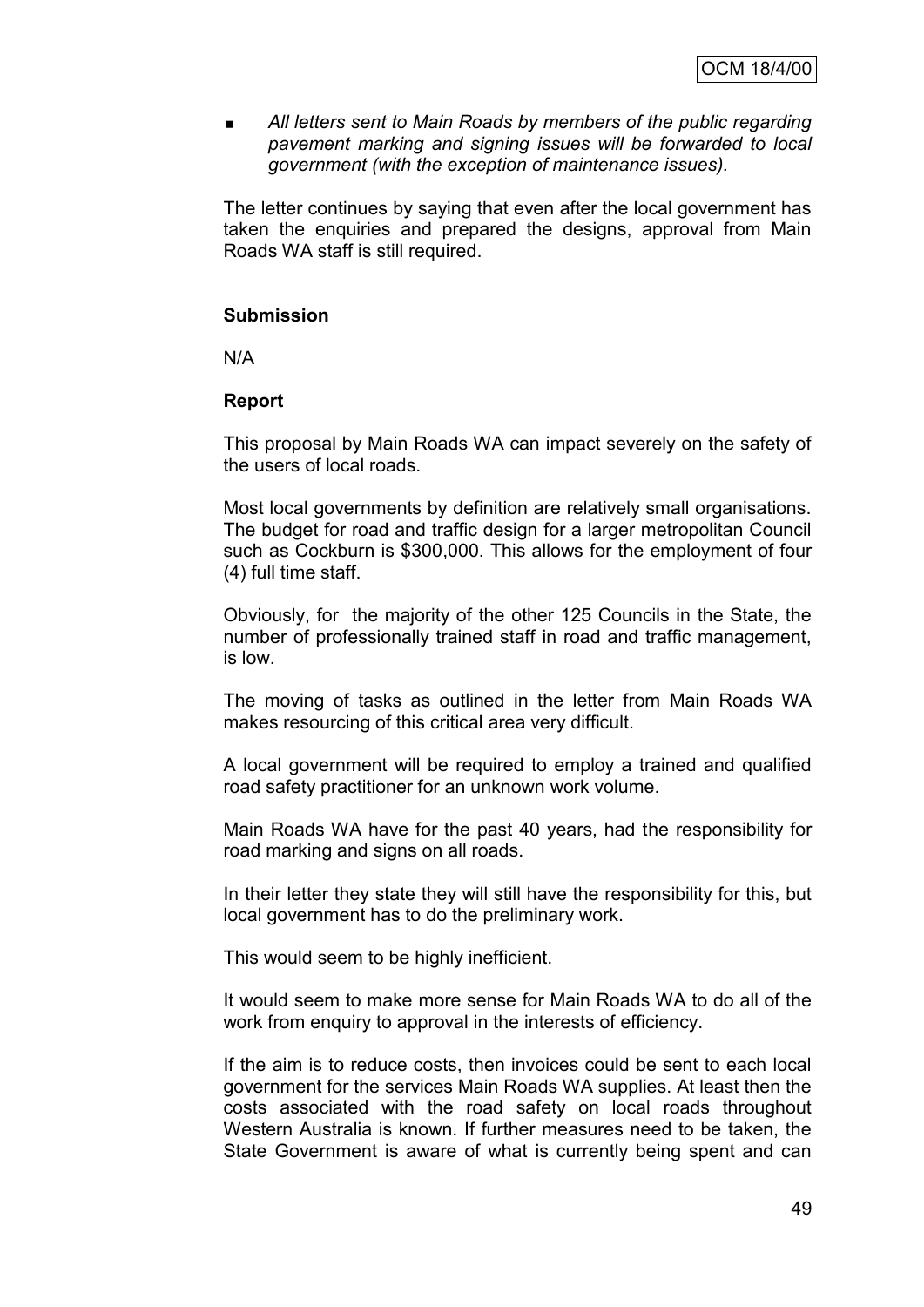- *All letters sent to Main Roads by members of the public regarding pavement marking and signing issues will be forwarded to local government (with the exception of maintenance issues).*

The letter continues by saying that even after the local government has taken the enquiries and prepared the designs, approval from Main Roads WA staff is still required.

**Submission**

N/A

**Report**

This proposal by Main Roads WA can impact severely on the safety of the users of local roads.

Most local governments by definition are relatively small organisations. The budget for road and traffic design for a larger metropolitan Council such as Cockburn is $300,000. This allows for the employment of four (4) full time staff.

Obviously, for the majority of the other 125 Councils in the State, the number of professionally trained staff in road and traffic management, is low.

The moving of tasks as outlined in the letter from Main Roads WA makes resourcing of this critical area very difficult.

A local government will be required to employ a trained and qualified road safety practitioner for an unknown work volume.

Main Roads WA have for the past 40 years, had the responsibility for road marking and signs on all roads.

In their letter they state they will still have the responsibility for this, but local government has to do the preliminary work.

This would seem to be highly inefficient.

It would seem to make more sense for Main Roads WA to do all of the work from enquiry to approval in the interests of efficiency.

If the aim is to reduce costs, then invoices could be sent to each local government for the services Main Roads WA supplies. At least then the costs associated with the road safety on local roads throughout Western Australia is known. If further measures need to be taken, the State Government is aware of what is currently being spent and can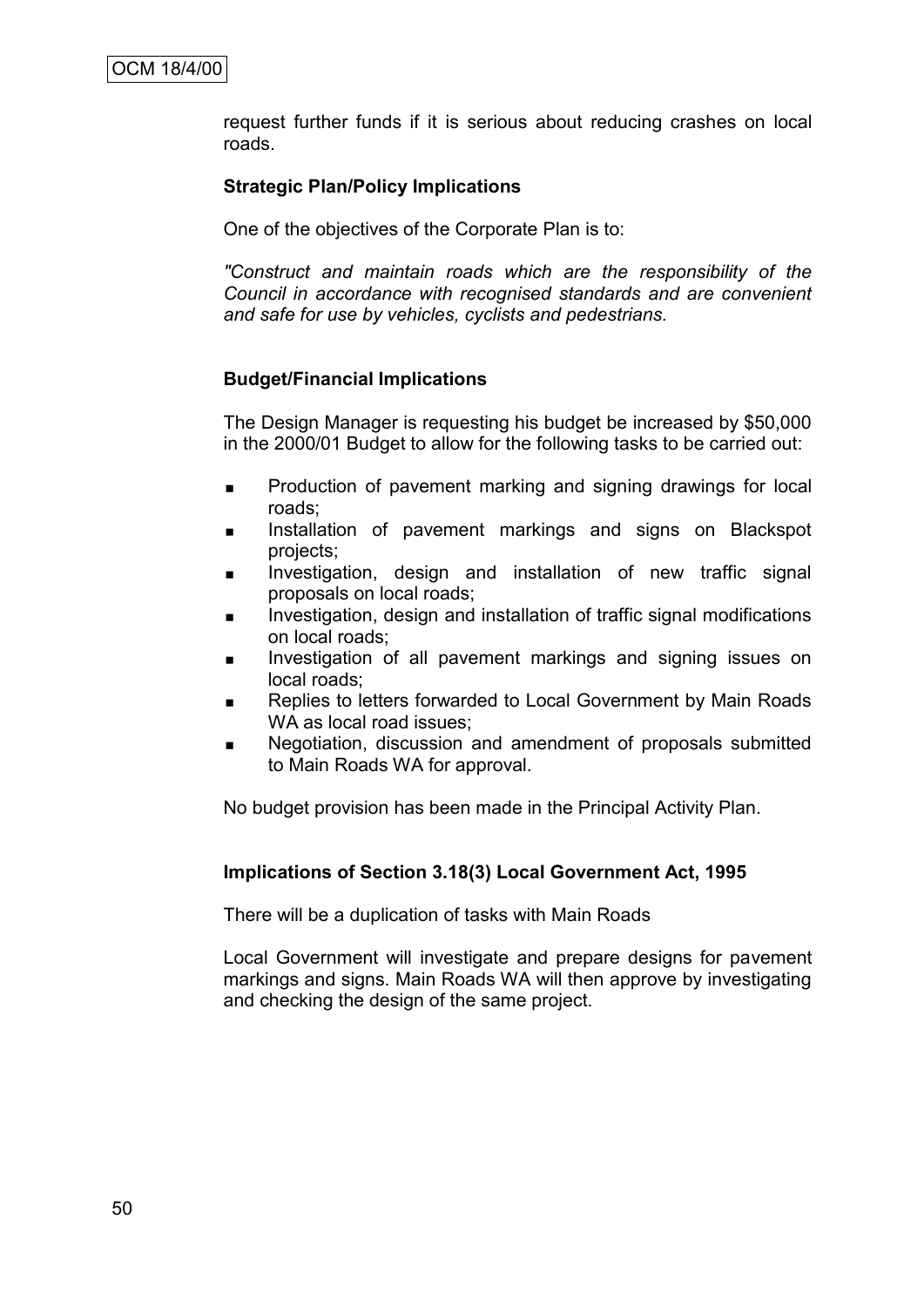request further funds if it is serious about reducing crashes on local roads.

**Strategic Plan/Policy Implications**

One of the objectives of the Corporate Plan is to:

*"Construct and maintain roads which are the responsibility of the Council in accordance with recognised standards and are convenient and safe for use by vehicles, cyclists and pedestrians.*

**Budget/Financial Implications**

The Design Manager is requesting his budget be increased by $50,000 in the 2000/01 Budget to allow for the following tasks to be carried out:

- Production of pavement marking and signing drawings for local roads;
- Installation of pavement markings and signs on Blackspot projects;
- Investigation, design and installation of new traffic signal proposals on local roads;
- Investigation, design and installation of traffic signal modifications on local roads;
- Investigation of all pavement markings and signing issues on local roads;
- Replies to letters forwarded to Local Government by Main Roads WA as local road issues;
- Negotiation, discussion and amendment of proposals submitted to Main Roads WA for approval.

No budget provision has been made in the Principal Activity Plan.

**Implications of Section 3.18(3) Local Government Act, 1995**

There will be a duplication of tasks with Main Roads

Local Government will investigate and prepare designs for pavement markings and signs. Main Roads WA will then approve by investigating and checking the design of the same project.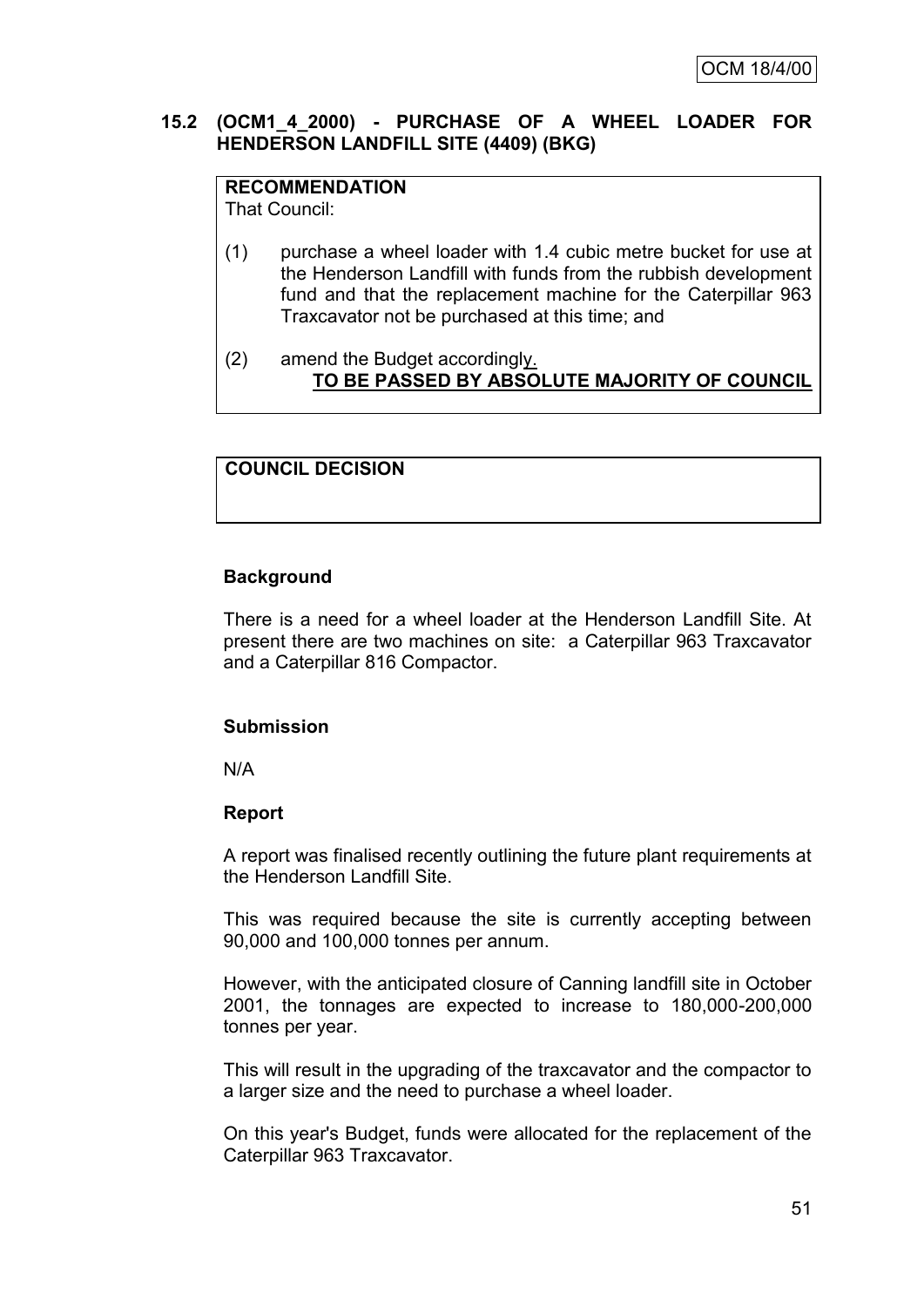## 15.2 (OCM1_4_2000) - PURCHASE OF A WHEEL LOADER FOR HENDERSON LANDFILL SITE (4409) (BKG)

**RECOMMENDATION**

That Council:

(1) purchase a wheel loader with 1.4 cubic metre bucket for use at the Henderson Landfill with funds from the rubbish development fund and that the replacement machine for the Caterpillar 963 Traxcavator not be purchased at this time; and

(2) amend the Budget accordingly.

**TO BE PASSED BY ABSOLUTE MAJORITY OF COUNCIL**

**COUNCIL DECISION**

**Background**

There is a need for a wheel loader at the Henderson Landfill Site. At present there are two machines on site: a Caterpillar 963 Traxcavator and a Caterpillar 816 Compactor.

**Submission**

N/A

**Report**

A report was finalised recently outlining the future plant requirements at the Henderson Landfill Site.

This was required because the site is currently accepting between 90,000 and 100,000 tonnes per annum.

However, with the anticipated closure of Canning landfill site in October 2001, the tonnages are expected to increase to 180,000-200,000 tonnes per year.

This will result in the upgrading of the traxcavator and the compactor to a larger size and the need to purchase a wheel loader.

On this year's Budget, funds were allocated for the replacement of the Caterpillar 963 Traxcavator.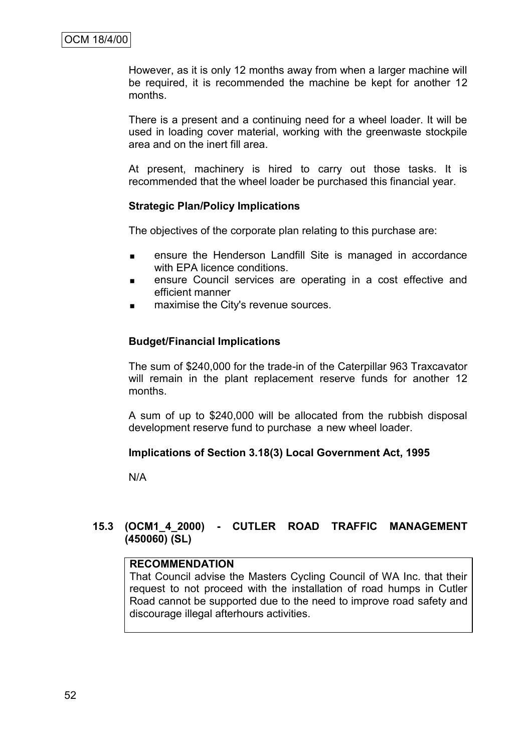However, as it is only 12 months away from when a larger machine will be required, it is recommended the machine be kept for another 12 months.

There is a present and a continuing need for a wheel loader. It will be used in loading cover material, working with the greenwaste stockpile area and on the inert fill area.

At present, machinery is hired to carry out those tasks. It is recommended that the wheel loader be purchased this financial year.

**Strategic Plan/Policy Implications**

The objectives of the corporate plan relating to this purchase are:

- ensure the Henderson Landfill Site is managed in accordance with EPA licence conditions.
- ensure Council services are operating in a cost effective and efficient manner
- maximise the City's revenue sources.

**Budget/Financial Implications**

The sum of $240,000 for the trade-in of the Caterpillar 963 Traxcavator will remain in the plant replacement reserve funds for another 12 months.

A sum of up to $240,000 will be allocated from the rubbish disposal development reserve fund to purchase a new wheel loader.

**Implications of Section 3.18(3) Local Government Act, 1995**

N/A

## 15.3 (OCM1_4_2000) - CUTLER ROAD TRAFFIC MANAGEMENT (450060) (SL)

**RECOMMENDATION**

That Council advise the Masters Cycling Council of WA Inc. that their request to not proceed with the installation of road humps in Cutler Road cannot be supported due to the need to improve road safety and discourage illegal afterhours activities.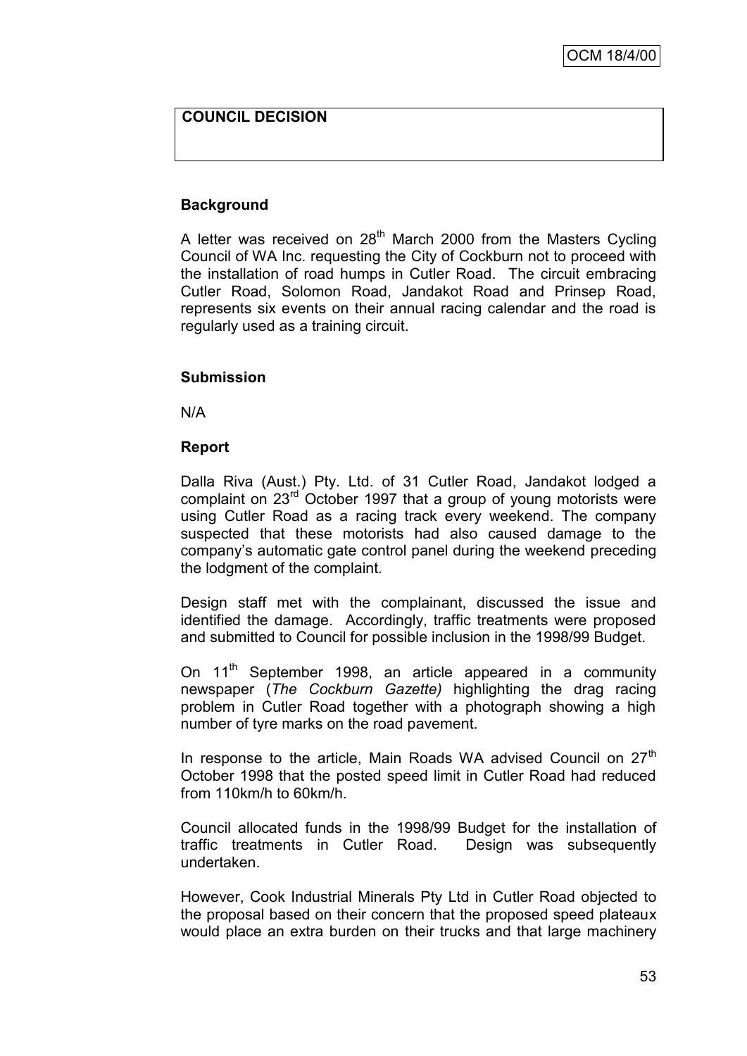**COUNCIL DECISION**

**Background**

A letter was received on 28th March 2000 from the Masters Cycling Council of WA Inc. requesting the City of Cockburn not to proceed with the installation of road humps in Cutler Road. The circuit embracing Cutler Road, Solomon Road, Jandakot Road and Prinsep Road, represents six events on their annual racing calendar and the road is regularly used as a training circuit.

**Submission**

N/A

**Report**

Dalla Riva (Aust.) Pty. Ltd. of 31 Cutler Road, Jandakot lodged a complaint on 23rd October 1997 that a group of young motorists were using Cutler Road as a racing track every weekend. The company suspected that these motorists had also caused damage to the company's automatic gate control panel during the weekend preceding the lodgment of the complaint.

Design staff met with the complainant, discussed the issue and identified the damage. Accordingly, traffic treatments were proposed and submitted to Council for possible inclusion in the 1998/99 Budget.

On 11th September 1998, an article appeared in a community newspaper (*The Cockburn Gazette)* highlighting the drag racing problem in Cutler Road together with a photograph showing a high number of tyre marks on the road pavement.

In response to the article, Main Roads WA advised Council on 27th October 1998 that the posted speed limit in Cutler Road had reduced from 110km/h to 60km/h.

Council allocated funds in the 1998/99 Budget for the installation of traffic treatments in Cutler Road. Design was subsequently undertaken.

However, Cook Industrial Minerals Pty Ltd in Cutler Road objected to the proposal based on their concern that the proposed speed plateaux would place an extra burden on their trucks and that large machinery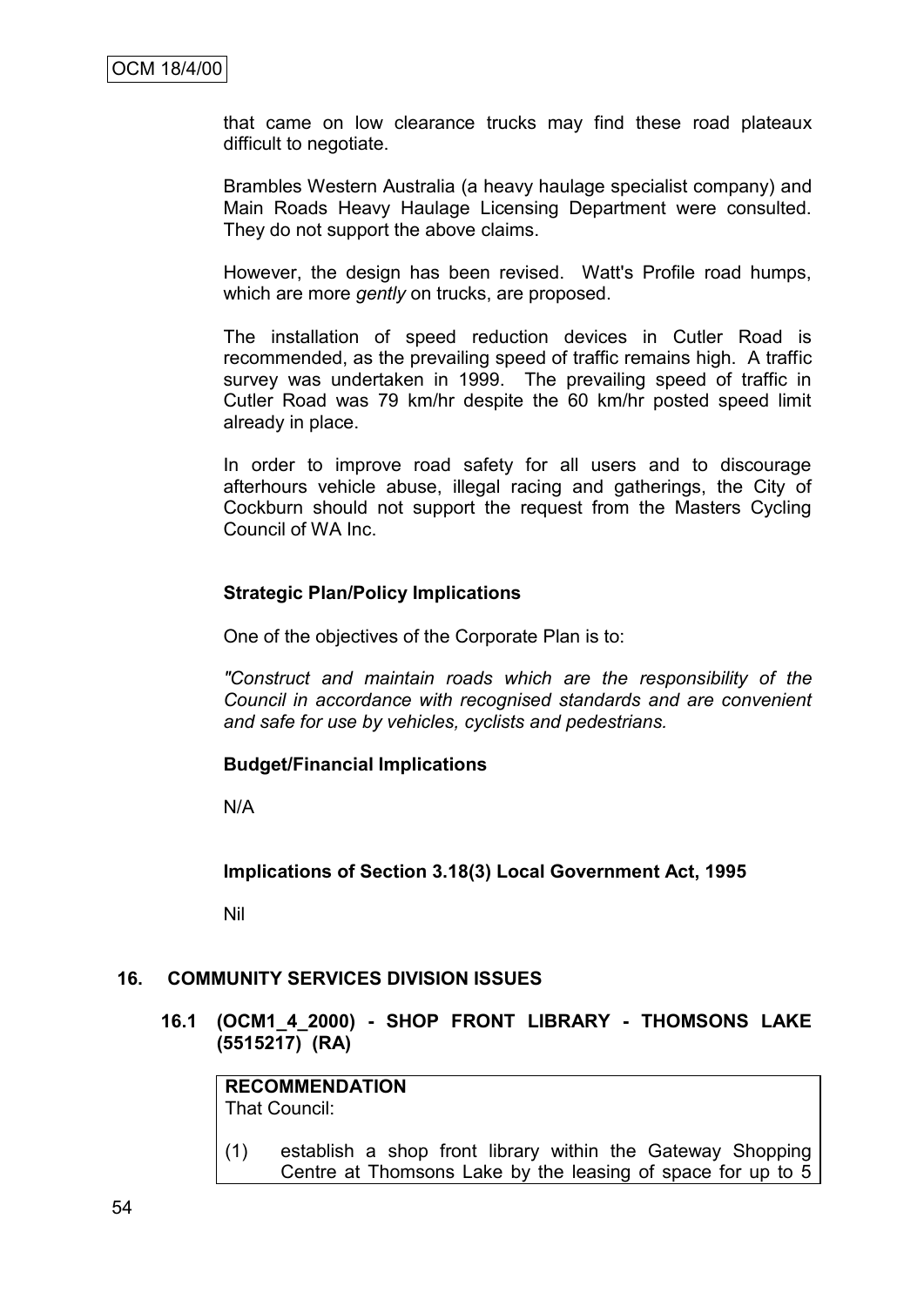that came on low clearance trucks may find these road plateaux difficult to negotiate.

Brambles Western Australia (a heavy haulage specialist company) and Main Roads Heavy Haulage Licensing Department were consulted. They do not support the above claims.

However, the design has been revised. Watt's Profile road humps, which are more *gently* on trucks, are proposed.

The installation of speed reduction devices in Cutler Road is recommended, as the prevailing speed of traffic remains high. A traffic survey was undertaken in 1999. The prevailing speed of traffic in Cutler Road was 79 km/hr despite the 60 km/hr posted speed limit already in place.

In order to improve road safety for all users and to discourage afterhours vehicle abuse, illegal racing and gatherings, the City of Cockburn should not support the request from the Masters Cycling Council of WA Inc.

**Strategic Plan/Policy Implications**

One of the objectives of the Corporate Plan is to:

*"Construct and maintain roads which are the responsibility of the Council in accordance with recognised standards and are convenient and safe for use by vehicles, cyclists and pedestrians.*

**Budget/Financial Implications**

N/A

**Implications of Section 3.18(3) Local Government Act, 1995**

Nil

## 16. COMMUNITY SERVICES DIVISION ISSUES

### 16.1 (OCM1_4_2000) - SHOP FRONT LIBRARY - THOMSONS LAKE (5515217) (RA)

**RECOMMENDATION**
That Council:

(1) establish a shop front library within the Gateway Shopping Centre at Thomsons Lake by the leasing of space for up to 5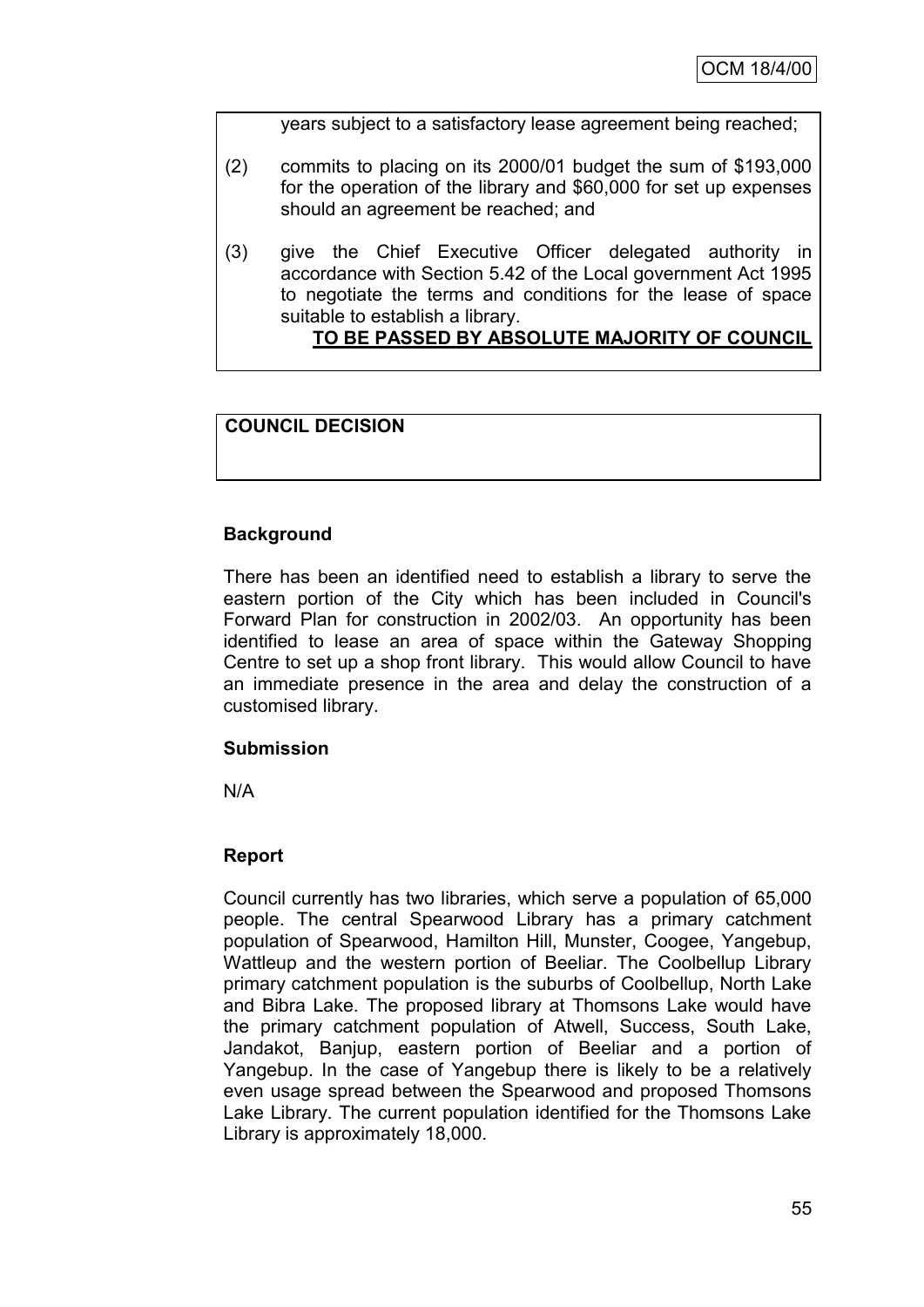years subject to a satisfactory lease agreement being reached;

(2) commits to placing on its 2000/01 budget the sum of $193,000 for the operation of the library and $60,000 for set up expenses should an agreement be reached; and

(3) give the Chief Executive Officer delegated authority in accordance with Section 5.42 of the Local government Act 1995 to negotiate the terms and conditions for the lease of space suitable to establish a library.

**TO BE PASSED BY ABSOLUTE MAJORITY OF COUNCIL**

**COUNCIL DECISION**

### Background

There has been an identified need to establish a library to serve the eastern portion of the City which has been included in Council's Forward Plan for construction in 2002/03. An opportunity has been identified to lease an area of space within the Gateway Shopping Centre to set up a shop front library. This would allow Council to have an immediate presence in the area and delay the construction of a customised library.

### Submission

N/A

### Report

Council currently has two libraries, which serve a population of 65,000 people. The central Spearwood Library has a primary catchment population of Spearwood, Hamilton Hill, Munster, Coogee, Yangebup, Wattleup and the western portion of Beeliar. The Coolbellup Library primary catchment population is the suburbs of Coolbellup, North Lake and Bibra Lake. The proposed library at Thomsons Lake would have the primary catchment population of Atwell, Success, South Lake, Jandakot, Banjup, eastern portion of Beeliar and a portion of Yangebup. In the case of Yangebup there is likely to be a relatively even usage spread between the Spearwood and proposed Thomsons Lake Library. The current population identified for the Thomsons Lake Library is approximately 18,000.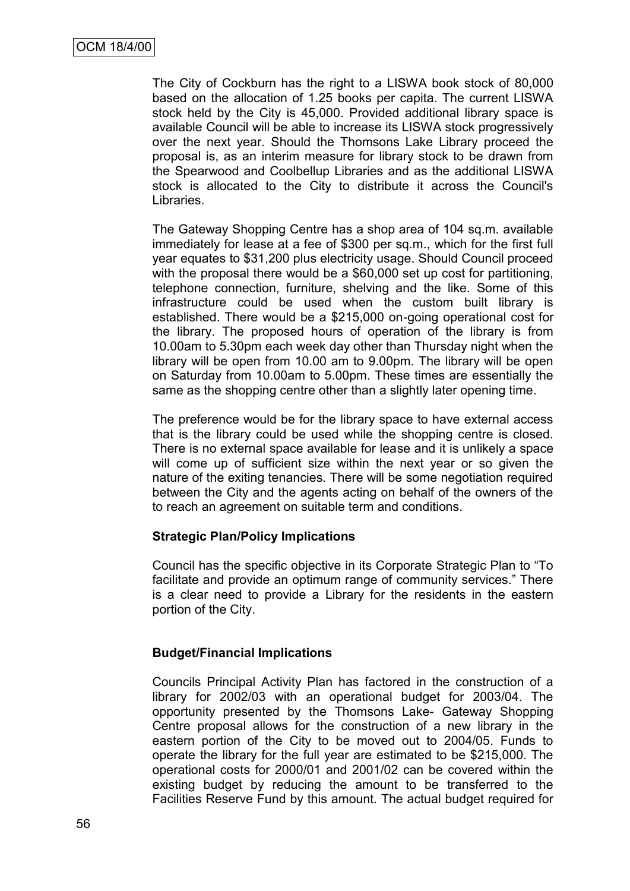The City of Cockburn has the right to a LISWA book stock of 80,000 based on the allocation of 1.25 books per capita. The current LISWA stock held by the City is 45,000. Provided additional library space is available Council will be able to increase its LISWA stock progressively over the next year. Should the Thomsons Lake Library proceed the proposal is, as an interim measure for library stock to be drawn from the Spearwood and Coolbellup Libraries and as the additional LISWA stock is allocated to the City to distribute it across the Council's Libraries.

The Gateway Shopping Centre has a shop area of 104 sq.m. available immediately for lease at a fee of $300 per sq.m., which for the first full year equates to $31,200 plus electricity usage. Should Council proceed with the proposal there would be a $60,000 set up cost for partitioning, telephone connection, furniture, shelving and the like. Some of this infrastructure could be used when the custom built library is established. There would be a $215,000 on-going operational cost for the library. The proposed hours of operation of the library is from 10.00am to 5.30pm each week day other than Thursday night when the library will be open from 10.00 am to 9.00pm. The library will be open on Saturday from 10.00am to 5.00pm. These times are essentially the same as the shopping centre other than a slightly later opening time.

The preference would be for the library space to have external access that is the library could be used while the shopping centre is closed. There is no external space available for lease and it is unlikely a space will come up of sufficient size within the next year or so given the nature of the exiting tenancies. There will be some negotiation required between the City and the agents acting on behalf of the owners of the to reach an agreement on suitable term and conditions.

**Strategic Plan/Policy Implications**

Council has the specific objective in its Corporate Strategic Plan to "To facilitate and provide an optimum range of community services." There is a clear need to provide a Library for the residents in the eastern portion of the City.

**Budget/Financial Implications**

Councils Principal Activity Plan has factored in the construction of a library for 2002/03 with an operational budget for 2003/04. The opportunity presented by the Thomsons Lake- Gateway Shopping Centre proposal allows for the construction of a new library in the eastern portion of the City to be moved out to 2004/05. Funds to operate the library for the full year are estimated to be $215,000. The operational costs for 2000/01 and 2001/02 can be covered within the existing budget by reducing the amount to be transferred to the Facilities Reserve Fund by this amount. The actual budget required for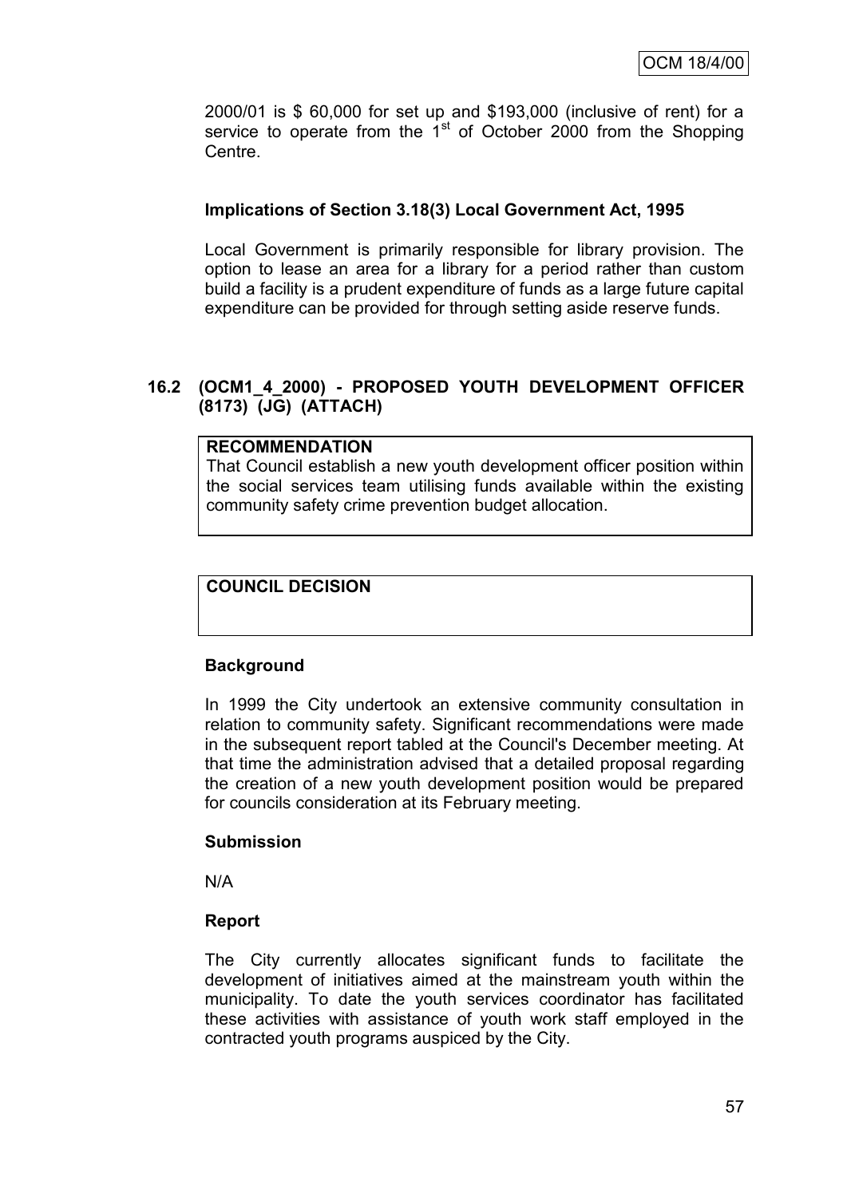2000/01 is $ 60,000 for set up and $193,000 (inclusive of rent) for a service to operate from the 1st of October 2000 from the Shopping Centre.

**Implications of Section 3.18(3) Local Government Act, 1995**

Local Government is primarily responsible for library provision. The option to lease an area for a library for a period rather than custom build a facility is a prudent expenditure of funds as a large future capital expenditure can be provided for through setting aside reserve funds.

## 16.2 (OCM1_4_2000) - PROPOSED YOUTH DEVELOPMENT OFFICER (8173) (JG) (ATTACH)

| **RECOMMENDATION** |
| --- |
| That Council establish a new youth development officer position within the social services team utilising funds available within the existing community safety crime prevention budget allocation. |

| **COUNCIL DECISION** |
| --- |
| |

**Background**

In 1999 the City undertook an extensive community consultation in relation to community safety. Significant recommendations were made in the subsequent report tabled at the Council's December meeting. At that time the administration advised that a detailed proposal regarding the creation of a new youth development position would be prepared for councils consideration at its February meeting.

**Submission**

N/A

**Report**

The City currently allocates significant funds to facilitate the development of initiatives aimed at the mainstream youth within the municipality. To date the youth services coordinator has facilitated these activities with assistance of youth work staff employed in the contracted youth programs auspiced by the City.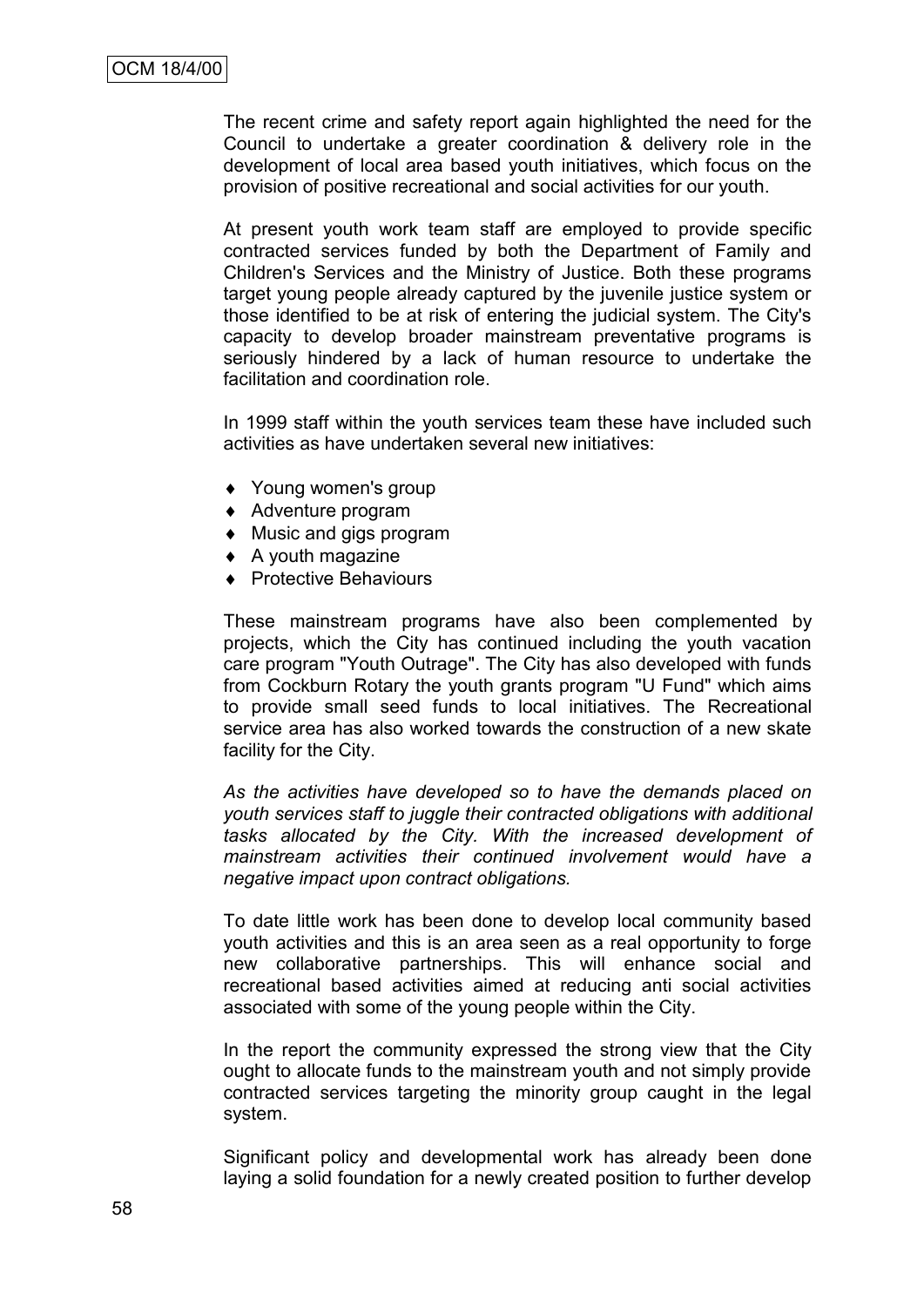The recent crime and safety report again highlighted the need for the Council to undertake a greater coordination & delivery role in the development of local area based youth initiatives, which focus on the provision of positive recreational and social activities for our youth.

At present youth work team staff are employed to provide specific contracted services funded by both the Department of Family and Children's Services and the Ministry of Justice. Both these programs target young people already captured by the juvenile justice system or those identified to be at risk of entering the judicial system. The City's capacity to develop broader mainstream preventative programs is seriously hindered by a lack of human resource to undertake the facilitation and coordination role.

In 1999 staff within the youth services team these have included such activities as have undertaken several new initiatives:

- Young women's group
- Adventure program
- Music and gigs program
- A youth magazine
- Protective Behaviours

These mainstream programs have also been complemented by projects, which the City has continued including the youth vacation care program "Youth Outrage". The City has also developed with funds from Cockburn Rotary the youth grants program "U Fund" which aims to provide small seed funds to local initiatives. The Recreational service area has also worked towards the construction of a new skate facility for the City.

*As the activities have developed so to have the demands placed on youth services staff to juggle their contracted obligations with additional tasks allocated by the City. With the increased development of mainstream activities their continued involvement would have a negative impact upon contract obligations.*

To date little work has been done to develop local community based youth activities and this is an area seen as a real opportunity to forge new collaborative partnerships. This will enhance social and recreational based activities aimed at reducing anti social activities associated with some of the young people within the City.

In the report the community expressed the strong view that the City ought to allocate funds to the mainstream youth and not simply provide contracted services targeting the minority group caught in the legal system.

Significant policy and developmental work has already been done laying a solid foundation for a newly created position to further develop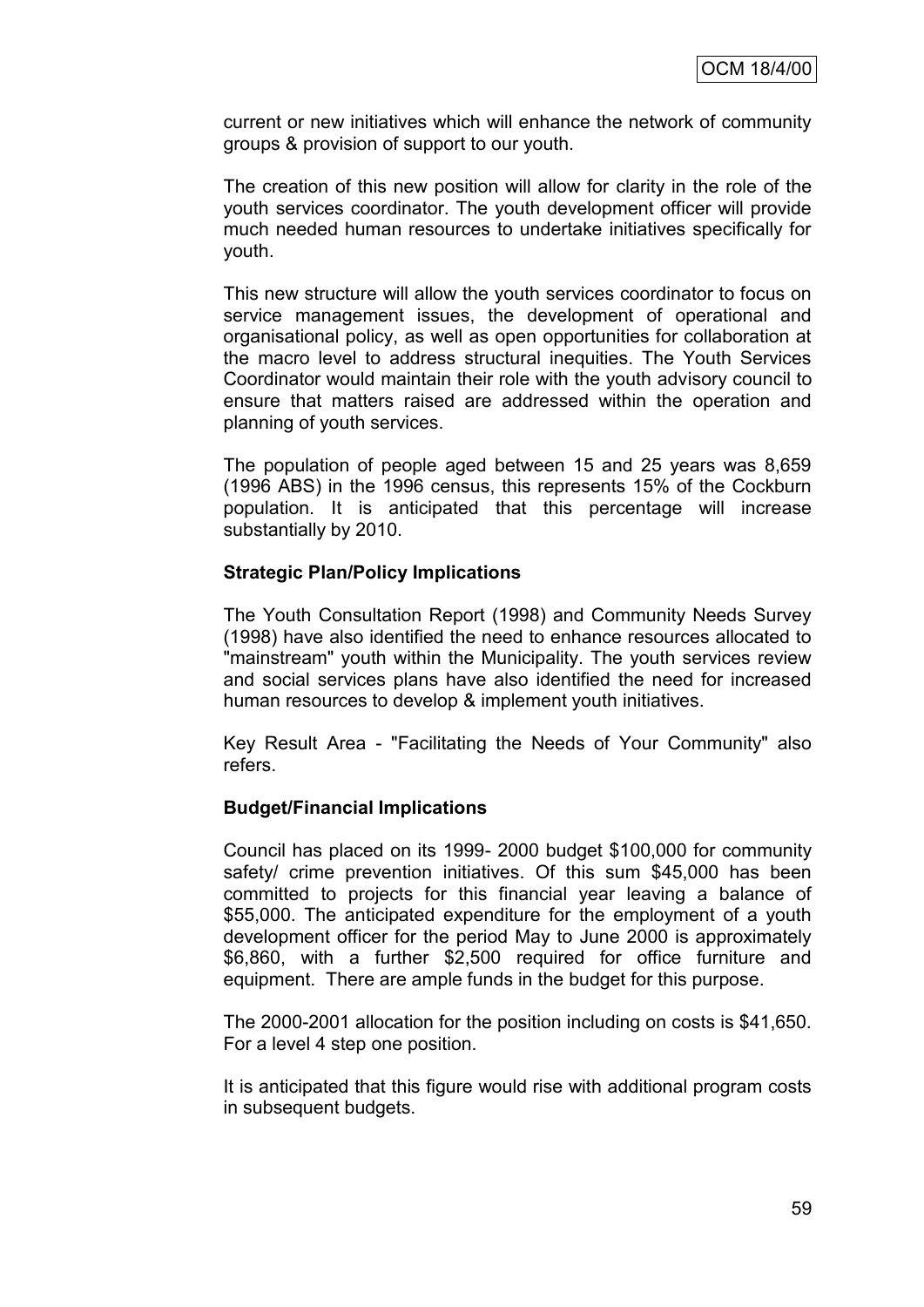current or new initiatives which will enhance the network of community groups & provision of support to our youth.

The creation of this new position will allow for clarity in the role of the youth services coordinator. The youth development officer will provide much needed human resources to undertake initiatives specifically for youth.

This new structure will allow the youth services coordinator to focus on service management issues, the development of operational and organisational policy, as well as open opportunities for collaboration at the macro level to address structural inequities. The Youth Services Coordinator would maintain their role with the youth advisory council to ensure that matters raised are addressed within the operation and planning of youth services.

The population of people aged between 15 and 25 years was 8,659 (1996 ABS) in the 1996 census, this represents 15% of the Cockburn population. It is anticipated that this percentage will increase substantially by 2010.

**Strategic Plan/Policy Implications**

The Youth Consultation Report (1998) and Community Needs Survey (1998) have also identified the need to enhance resources allocated to "mainstream" youth within the Municipality. The youth services review and social services plans have also identified the need for increased human resources to develop & implement youth initiatives.

Key Result Area - "Facilitating the Needs of Your Community" also refers.

**Budget/Financial Implications**

Council has placed on its 1999- 2000 budget $100,000 for community safety/ crime prevention initiatives. Of this sum $45,000 has been committed to projects for this financial year leaving a balance of $55,000. The anticipated expenditure for the employment of a youth development officer for the period May to June 2000 is approximately $6,860, with a further $2,500 required for office furniture and equipment. There are ample funds in the budget for this purpose.

The 2000-2001 allocation for the position including on costs is $41,650. For a level 4 step one position.

It is anticipated that this figure would rise with additional program costs in subsequent budgets.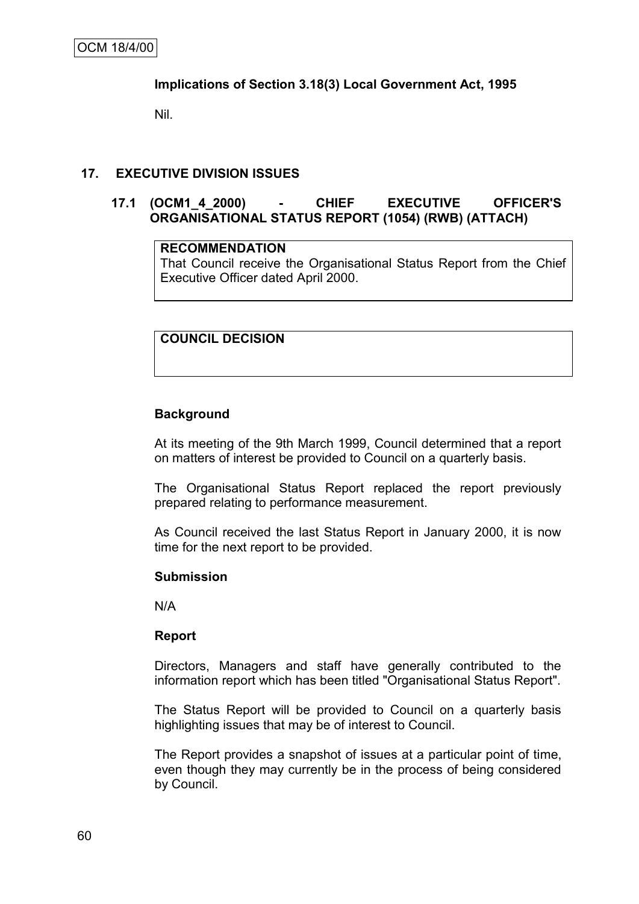**Implications of Section 3.18(3) Local Government Act, 1995**

Nil.

## 17. EXECUTIVE DIVISION ISSUES

### 17.1 (OCM1_4_2000) - CHIEF EXECUTIVE OFFICER'S ORGANISATIONAL STATUS REPORT (1054) (RWB) (ATTACH)

| **RECOMMENDATION** |
| --- |
| That Council receive the Organisational Status Report from the Chief Executive Officer dated April 2000. |

| **COUNCIL DECISION** |
| --- |
| |

**Background**

At its meeting of the 9th March 1999, Council determined that a report on matters of interest be provided to Council on a quarterly basis.

The Organisational Status Report replaced the report previously prepared relating to performance measurement.

As Council received the last Status Report in January 2000, it is now time for the next report to be provided.

**Submission**

N/A

**Report**

Directors, Managers and staff have generally contributed to the information report which has been titled "Organisational Status Report".

The Status Report will be provided to Council on a quarterly basis highlighting issues that may be of interest to Council.

The Report provides a snapshot of issues at a particular point of time, even though they may currently be in the process of being considered by Council.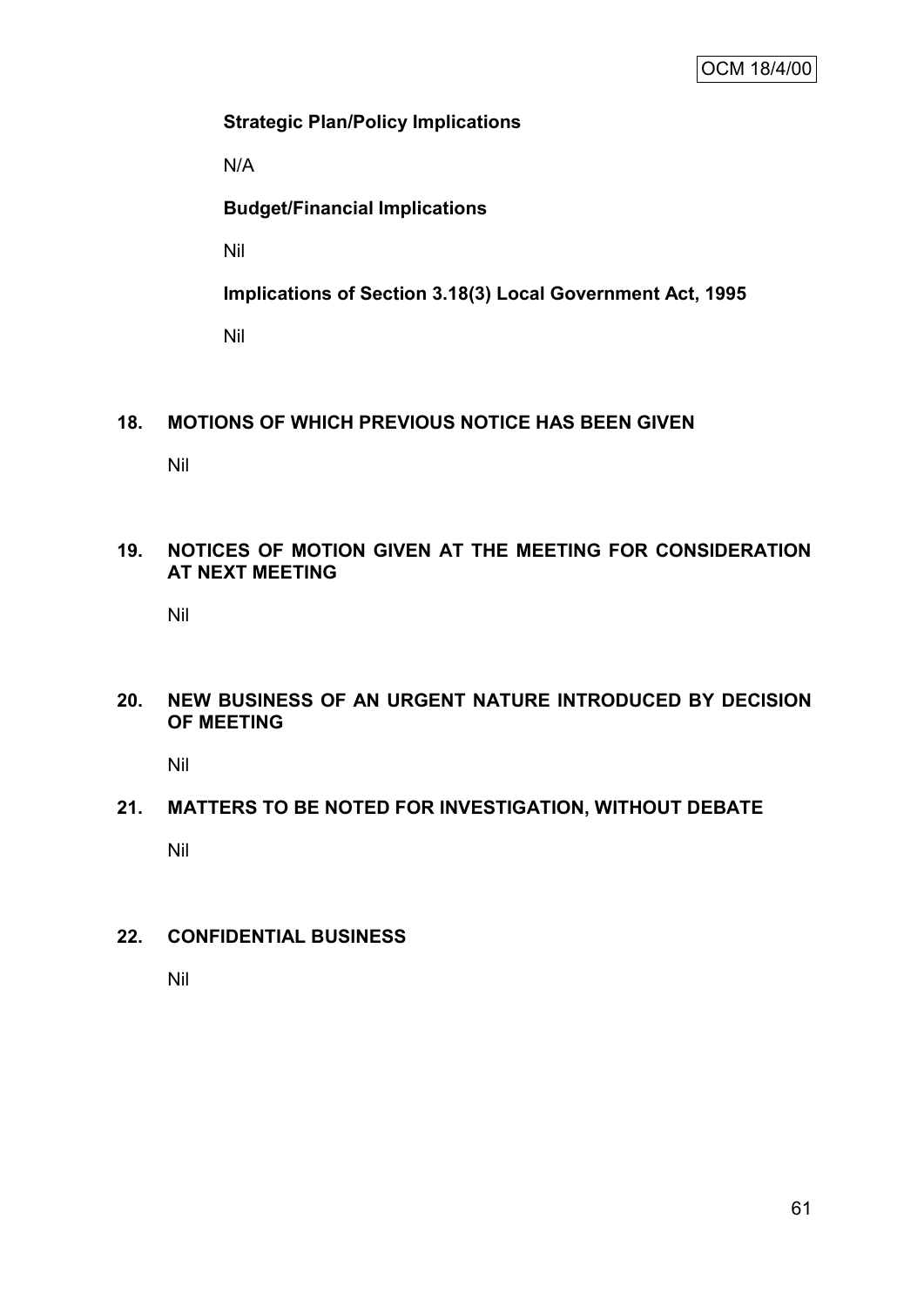**Strategic Plan/Policy Implications**

N/A

**Budget/Financial Implications**

Nil

**Implications of Section 3.18(3) Local Government Act, 1995**

Nil

## 18. MOTIONS OF WHICH PREVIOUS NOTICE HAS BEEN GIVEN

Nil

## 19. NOTICES OF MOTION GIVEN AT THE MEETING FOR CONSIDERATION AT NEXT MEETING

Nil

## 20. NEW BUSINESS OF AN URGENT NATURE INTRODUCED BY DECISION OF MEETING

Nil

## 21. MATTERS TO BE NOTED FOR INVESTIGATION, WITHOUT DEBATE

Nil

## 22. CONFIDENTIAL BUSINESS

Nil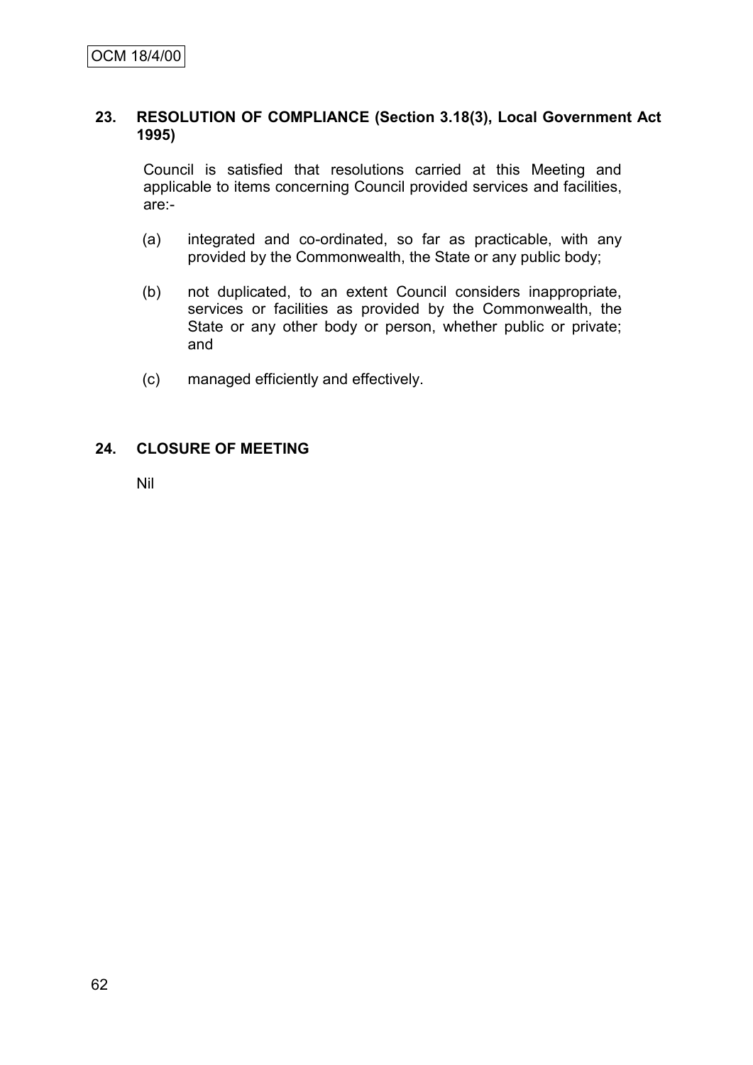## 23. RESOLUTION OF COMPLIANCE (Section 3.18(3), Local Government Act 1995)

Council is satisfied that resolutions carried at this Meeting and applicable to items concerning Council provided services and facilities, are:-

(a) integrated and co-ordinated, so far as practicable, with any provided by the Commonwealth, the State or any public body;

(b) not duplicated, to an extent Council considers inappropriate, services or facilities as provided by the Commonwealth, the State or any other body or person, whether public or private; and

(c) managed efficiently and effectively.

## 24. CLOSURE OF MEETING

Nil